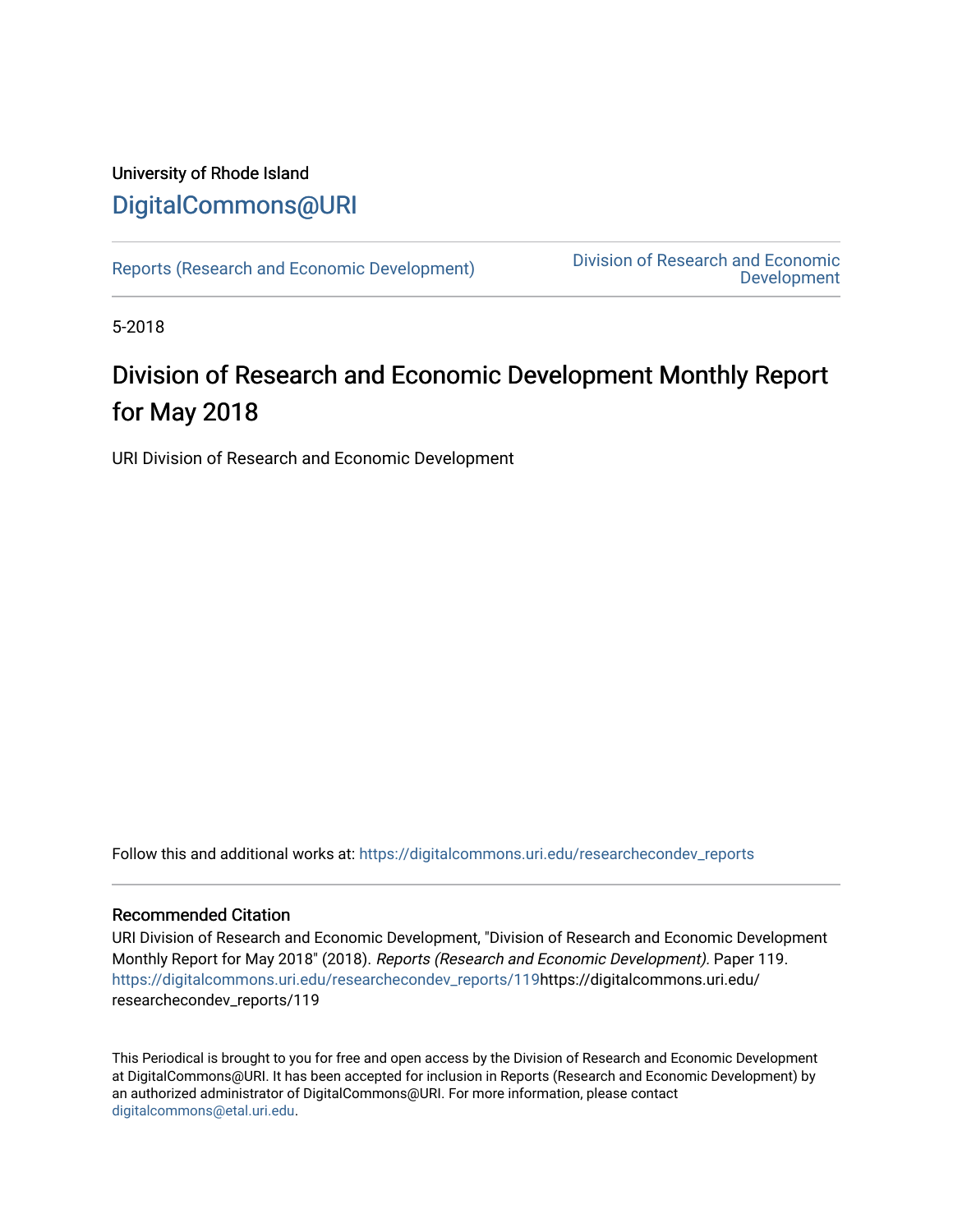University of Rhode Island

DigitalCommons@URI

Reports (Research and Economic Development) | Division of Research and Economic Development

5-2018

# Division of Research and Economic Development Monthly Report for May 2018

URI Division of Research and Economic Development

Follow this and additional works at: https://digitalcommons.uri.edu/researchecondev_reports

## Recommended Citation

URI Division of Research and Economic Development, "Division of Research and Economic Development Monthly Report for May 2018" (2018). *Reports (Research and Economic Development).* Paper 119. https://digitalcommons.uri.edu/researchecondev_reports/119https://digitalcommons.uri.edu/researchecondev_reports/119

This Periodical is brought to you for free and open access by the Division of Research and Economic Development at DigitalCommons@URI. It has been accepted for inclusion in Reports (Research and Economic Development) by an authorized administrator of DigitalCommons@URI. For more information, please contact digitalcommons@etal.uri.edu.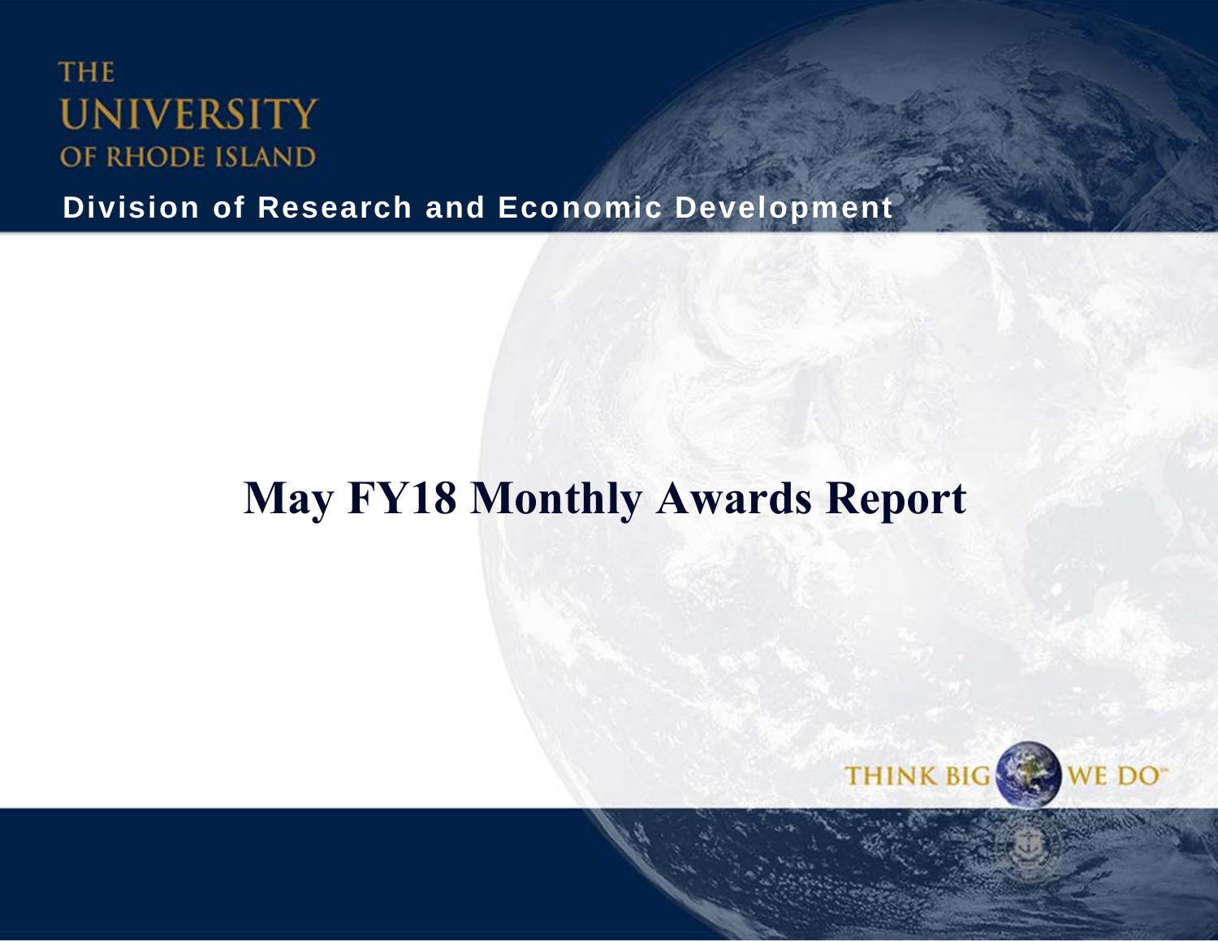THE UNIVERSITY OF RHODE ISLAND

**Division of Research and Economic Development**

# May FY18 Monthly Awards Report

THINK BIG WE DO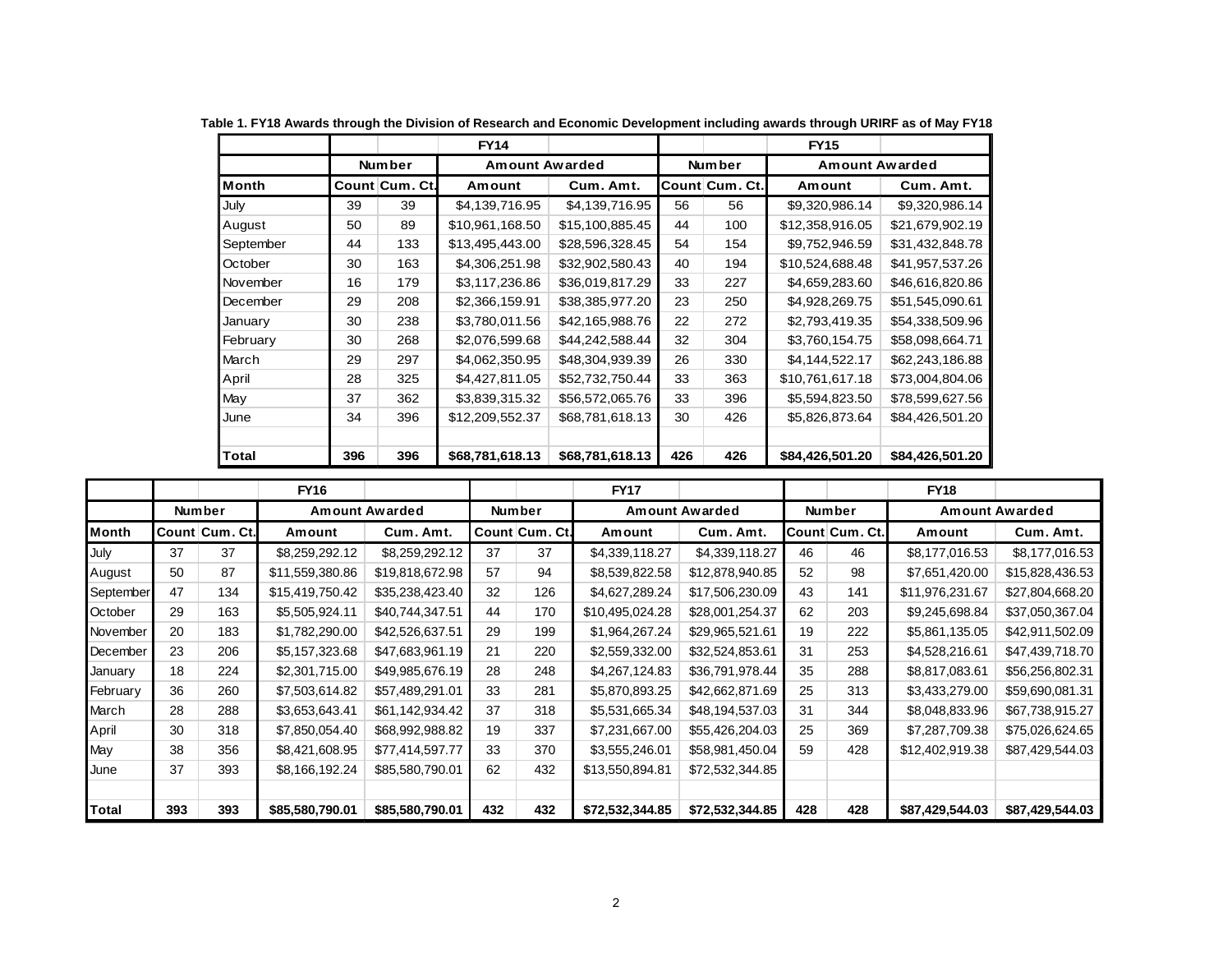**Table 1. FY18 Awards through the Division of Research and Economic Development including awards through URIRF as of May FY18**

| | FY14 | | | | FY15 | | | |
|---|---|---|---|---|---|---|---|---|
| | Number | | Amount Awarded | | Number | | Amount Awarded | |
| Month | Count | Cum. Ct. | Amount | Cum. Amt. | Count | Cum. Ct. | Amount | Cum. Amt. |
| July | 39 | 39 | $4,139,716.95 | $4,139,716.95 | 56 | 56 | $9,320,986.14 | $9,320,986.14 |
| August | 50 | 89 | $10,961,168.50 | $15,100,885.45 | 44 | 100 | $12,358,916.05 | $21,679,902.19 |
| September | 44 | 133 | $13,495,443.00 | $28,596,328.45 | 54 | 154 | $9,752,946.59 | $31,432,848.78 |
| October | 30 | 163 | $4,306,251.98 | $32,902,580.43 | 40 | 194 | $10,524,688.48 | $41,957,537.26 |
| November | 16 | 179 | $3,117,236.86 | $36,019,817.29 | 33 | 227 | $4,659,283.60 | $46,616,820.86 |
| December | 29 | 208 | $2,366,159.91 | $38,385,977.20 | 23 | 250 | $4,928,269.75 | $51,545,090.61 |
| January | 30 | 238 | $3,780,011.56 | $42,165,988.76 | 22 | 272 | $2,793,419.35 | $54,338,509.96 |
| February | 30 | 268 | $2,076,599.68 | $44,242,588.44 | 32 | 304 | $3,760,154.75 | $58,098,664.71 |
| March | 29 | 297 | $4,062,350.95 | $48,304,939.39 | 26 | 330 | $4,144,522.17 | $62,243,186.88 |
| April | 28 | 325 | $4,427,811.05 | $52,732,750.44 | 33 | 363 | $10,761,617.18 | $73,004,804.06 |
| May | 37 | 362 | $3,839,315.32 | $56,572,065.76 | 33 | 396 | $5,594,823.50 | $78,599,627.56 |
| June | 34 | 396 | $12,209,552.37 | $68,781,618.13 | 30 | 426 | $5,826,873.64 | $84,426,501.20 |
| | | | | | | | | |
| **Total** | **396** | **396** | **$68,781,618.13** | **$68,781,618.13** | **426** | **426** | **$84,426,501.20** | **$84,426,501.20** |

| | FY16 | | | | FY17 | | | | FY18 | | | |
|---|---|---|---|---|---|---|---|---|---|---|---|---|
| | Number | | Amount Awarded | | Number | | Amount Awarded | | Number | | Amount Awarded | |
| Month | Count | Cum. Ct. | Amount | Cum. Amt. | Count | Cum. Ct. | Amount | Cum. Amt. | Count | Cum. Ct. | Amount | Cum. Amt. |
| July | 37 | 37 | $8,259,292.12 | $8,259,292.12 | 37 | 37 | $4,339,118.27 | $4,339,118.27 | 46 | 46 | $8,177,016.53 | $8,177,016.53 |
| August | 50 | 87 | $11,559,380.86 | $19,818,672.98 | 57 | 94 | $8,539,822.58 | $12,878,940.85 | 52 | 98 | $7,651,420.00 | $15,828,436.53 |
| September | 47 | 134 | $15,419,750.42 | $35,238,423.40 | 32 | 126 | $4,627,289.24 | $17,506,230.09 | 43 | 141 | $11,976,231.67 | $27,804,668.20 |
| October | 29 | 163 | $5,505,924.11 | $40,744,347.51 | 44 | 170 | $10,495,024.28 | $28,001,254.37 | 62 | 203 | $9,245,698.84 | $37,050,367.04 |
| November | 20 | 183 | $1,782,290.00 | $42,526,637.51 | 29 | 199 | $1,964,267.24 | $29,965,521.61 | 19 | 222 | $5,861,135.05 | $42,911,502.09 |
| December | 23 | 206 | $5,157,323.68 | $47,683,961.19 | 21 | 220 | $2,559,332.00 | $32,524,853.61 | 31 | 253 | $4,528,216.61 | $47,439,718.70 |
| January | 18 | 224 | $2,301,715.00 | $49,985,676.19 | 28 | 248 | $4,267,124.83 | $36,791,978.44 | 35 | 288 | $8,817,083.61 | $56,256,802.31 |
| February | 36 | 260 | $7,503,614.82 | $57,489,291.01 | 33 | 281 | $5,870,893.25 | $42,662,871.69 | 25 | 313 | $3,433,279.00 | $59,690,081.31 |
| March | 28 | 288 | $3,653,643.41 | $61,142,934.42 | 37 | 318 | $5,531,665.34 | $48,194,537.03 | 31 | 344 | $8,048,833.96 | $67,738,915.27 |
| April | 30 | 318 | $7,850,054.40 | $68,992,988.82 | 19 | 337 | $7,231,667.00 | $55,426,204.03 | 25 | 369 | $7,287,709.38 | $75,026,624.65 |
| May | 38 | 356 | $8,421,608.95 | $77,414,597.77 | 33 | 370 | $3,555,246.01 | $58,981,450.04 | 59 | 428 | $12,402,919.38 | $87,429,544.03 |
| June | 37 | 393 | $8,166,192.24 | $85,580,790.01 | 62 | 432 | $13,550,894.81 | $72,532,344.85 | | | | |
| | | | | | | | | | | | | |
| **Total** | **393** | **393** | **$85,580,790.01** | **$85,580,790.01** | **432** | **432** | **$72,532,344.85** | **$72,532,344.85** | **428** | **428** | **$87,429,544.03** | **$87,429,544.03** |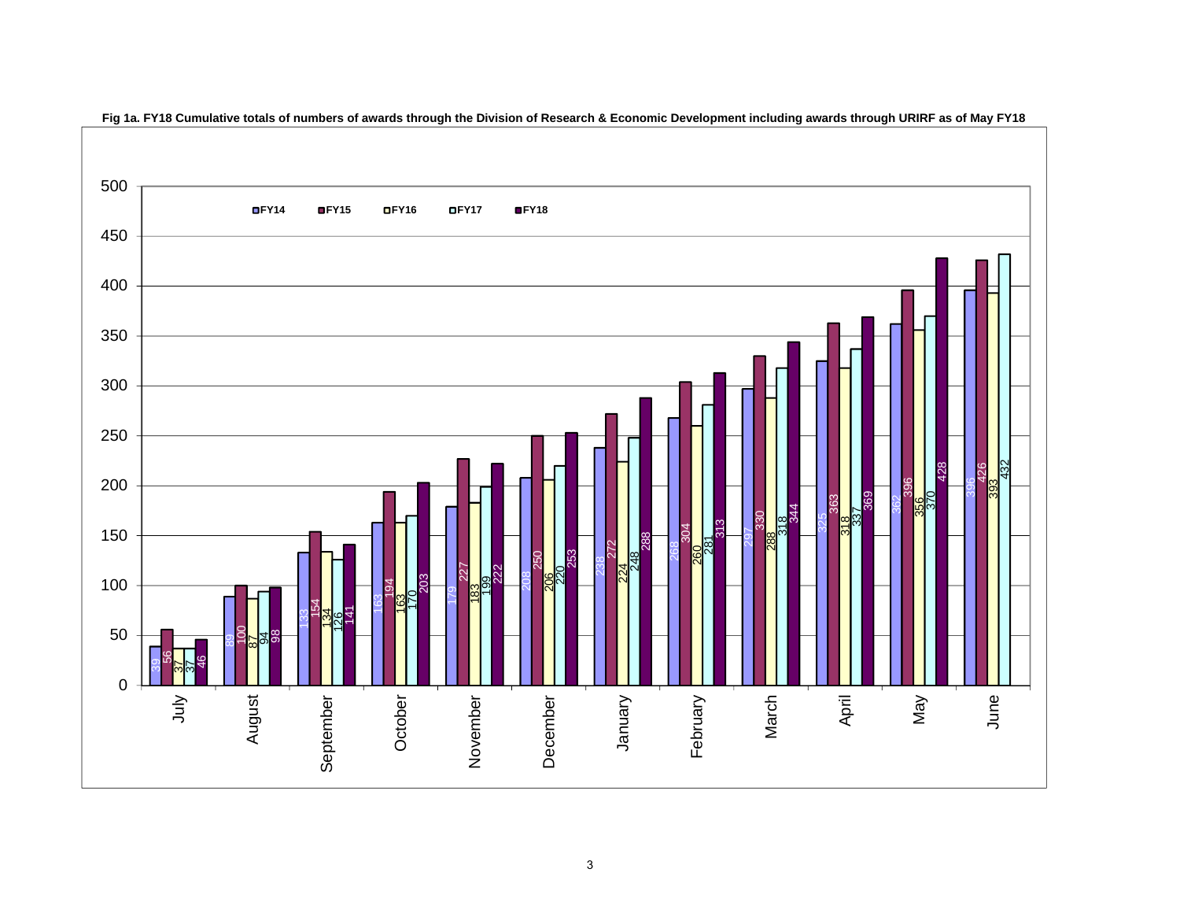**Fig 1a. FY18 Cumulative totals of numbers of awards through the Division of Research & Economic Development including awards through URIRF as of May FY18**

| Month | FY14 | FY15 | FY16 | FY17 | FY18 |
|---|---|---|---|---|---|
| July | 39 | 56 | 37 | 37 | 46 |
| August | 89 | 100 | 87 | 94 | 98 |
| September | 133 | 154 | 134 | 126 | 141 |
| October | 163 | 194 | 163 | 170 | 203 |
| November | 179 | 227 | 183 | 199 | 222 |
| December | 208 | 250 | 206 | 220 | 253 |
| January | 238 | 272 | 224 | 248 | 288 |
| February | 268 | 304 | 260 | 281 | 313 |
| March | 297 | 330 | 288 | 318 | 344 |
| April | 325 | 363 | 318 | 337 | 369 |
| May | 362 | 396 | 356 | 370 | 428 |
| June | 396 | 426 | 393 | 432 | |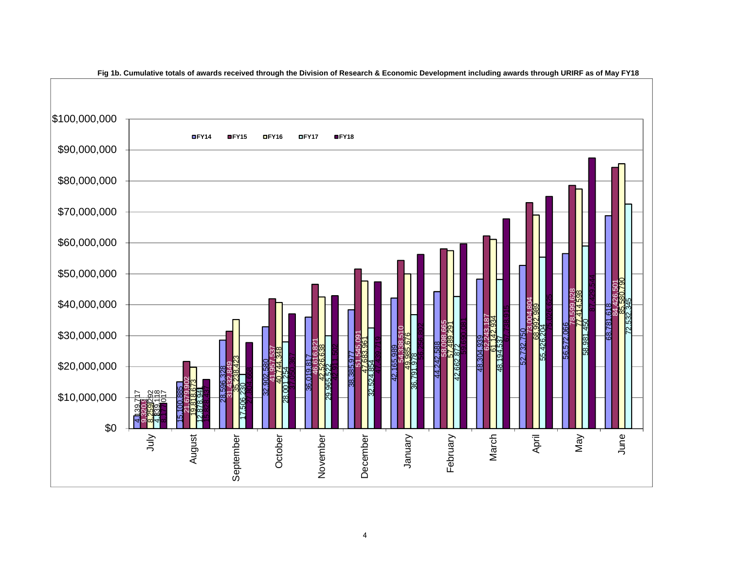**Fig 1b. Cumulative totals of awards received through the Division of Research & Economic Development including awards through URIRF as of May FY18**

| Month | FY14 | FY15 | FY16 | FY17 | FY18 |
|---|---|---|---|---|---|
| July | 4,139,717 | 9,320,9 | 8,259,292 | 4,839,118 | 8,117,017 |
| August | 15,100,885 | 21,679,902 | 19,818,673 | 12,878,941 | 15,828,437 |
| September | 28,596,328 | 31,432,849 | 35,238,423 | 17,506,230 | 27,804,668 |
| October | 32,902,580 | 41,957,537 | 40,744,348 | 28,001,254 | 37,059,367 |
| November | 36,019,817 | 46,616,821 | 42,526,638 | 29,965,522 | 42,911,302 |
| December | 38,385,977 | 51,545,091 | 47,683,961 | 32,524,854 | 47,439,719 |
| January | 42,165,989 | 54,338,510 | 49,985,676 | 36,791,978 | 56,256,802 |
| February | 44,242,588 | 58,098,665 | 57,489,291 | 42,662,872 | 59,690,081 |
| March | 48,304,939 | 62,243,187 | 61,142,934 | 48,194,537 | 67,738,915 |
| April | 52,732,750 | 73,004,804 | 68,992,989 | 55,426,204 | 75,026,625 |
| May | 56,572,066 | 78,599,628 | 77,414,598 | 58,981,450 | 87,428,534 |
| June | 68,781,618 | 84,426,501 | 85,580,790 | 72,532,345 | |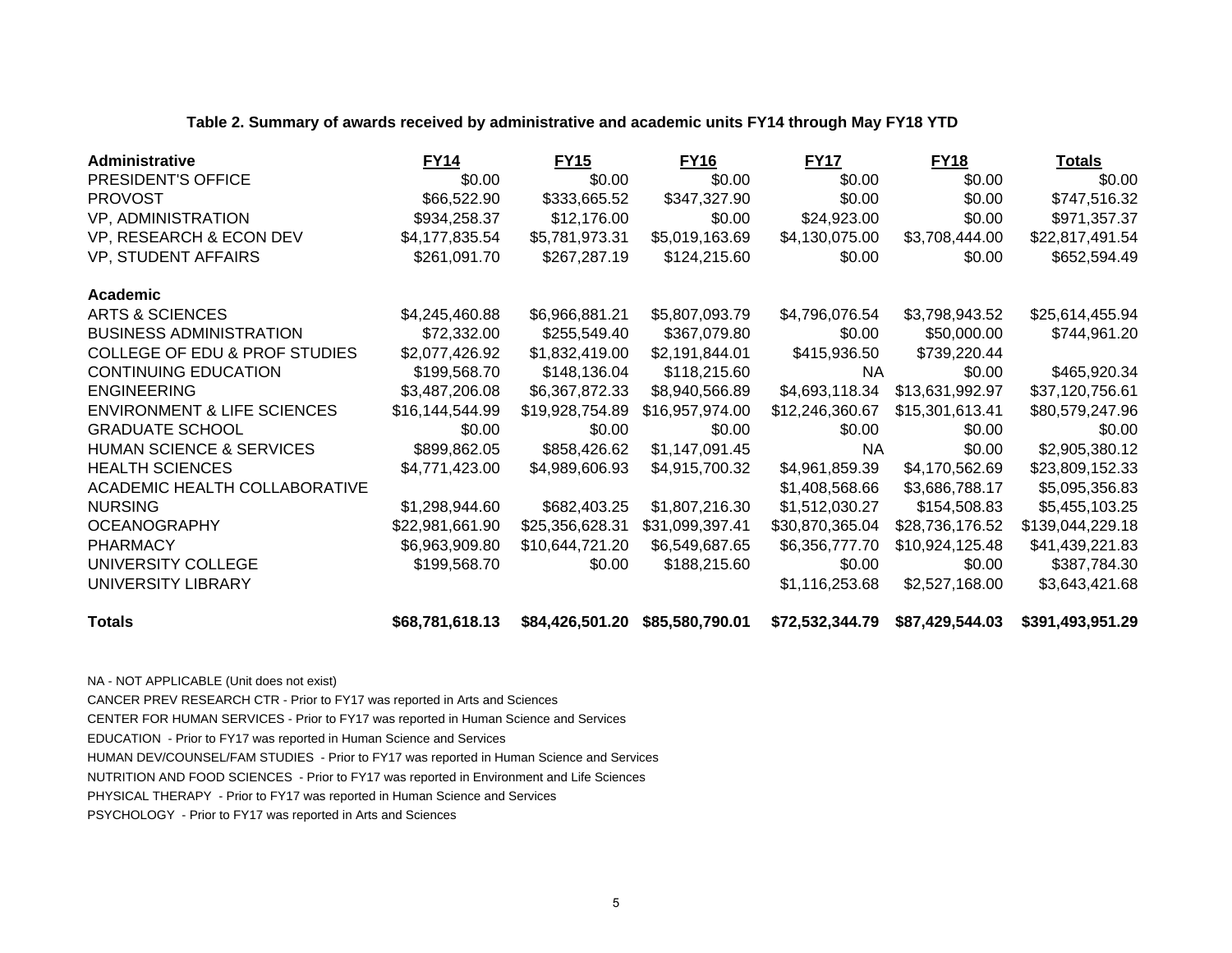**Table 2. Summary of awards received by administrative and academic units FY14 through May FY18 YTD**

| Administrative | FY14 | FY15 | FY16 | FY17 | FY18 | Totals |
|---|---|---|---|---|---|---|
| PRESIDENT'S OFFICE | $0.00 | $0.00 | $0.00 | $0.00 | $0.00 | $0.00 |
| PROVOST | $66,522.90 | $333,665.52 | $347,327.90 | $0.00 | $0.00 | $747,516.32 |
| VP, ADMINISTRATION | $934,258.37 | $12,176.00 | $0.00 | $24,923.00 | $0.00 | $971,357.37 |
| VP, RESEARCH & ECON DEV | $4,177,835.54 | $5,781,973.31 | $5,019,163.69 | $4,130,075.00 | $3,708,444.00 | $22,817,491.54 |
| VP, STUDENT AFFAIRS | $261,091.70 | $267,287.19 | $124,215.60 | $0.00 | $0.00 | $652,594.49 |
| **Academic** | | | | | | |
| ARTS & SCIENCES | $4,245,460.88 | $6,966,881.21 | $5,807,093.79 | $4,796,076.54 | $3,798,943.52 | $25,614,455.94 |
| BUSINESS ADMINISTRATION | $72,332.00 | $255,549.40 | $367,079.80 | $0.00 | $50,000.00 | $744,961.20 |
| COLLEGE OF EDU & PROF STUDIES | $2,077,426.92 | $1,832,419.00 | $2,191,844.01 | $415,936.50 | $739,220.44 | |
| CONTINUING EDUCATION | $199,568.70 | $148,136.04 | $118,215.60 | NA | $0.00 | $465,920.34 |
| ENGINEERING | $3,487,206.08 | $6,367,872.33 | $8,940,566.89 | $4,693,118.34 | $13,631,992.97 | $37,120,756.61 |
| ENVIRONMENT & LIFE SCIENCES | $16,144,544.99 | $19,928,754.89 | $16,957,974.00 | $12,246,360.67 | $15,301,613.41 | $80,579,247.96 |
| GRADUATE SCHOOL | $0.00 | $0.00 | $0.00 | $0.00 | $0.00 | $0.00 |
| HUMAN SCIENCE & SERVICES | $899,862.05 | $858,426.62 | $1,147,091.45 | NA | $0.00 | $2,905,380.12 |
| HEALTH SCIENCES | $4,771,423.00 | $4,989,606.93 | $4,915,700.32 | $4,961,859.39 | $4,170,562.69 | $23,809,152.33 |
| ACADEMIC HEALTH COLLABORATIVE | | | | $1,408,568.66 | $3,686,788.17 | $5,095,356.83 |
| NURSING | $1,298,944.60 | $682,403.25 | $1,807,216.30 | $1,512,030.27 | $154,508.83 | $5,455,103.25 |
| OCEANOGRAPHY | $22,981,661.90 | $25,356,628.31 | $31,099,397.41 | $30,870,365.04 | $28,736,176.52 | $139,044,229.18 |
| PHARMACY | $6,963,909.80 | $10,644,721.20 | $6,549,687.65 | $6,356,777.70 | $10,924,125.48 | $41,439,221.83 |
| UNIVERSITY COLLEGE | $199,568.70 | $0.00 | $188,215.60 | $0.00 | $0.00 | $387,784.30 |
| UNIVERSITY LIBRARY | | | | $1,116,253.68 | $2,527,168.00 | $3,643,421.68 |
| **Totals** | **$68,781,618.13** | **$84,426,501.20** | **$85,580,790.01** | **$72,532,344.79** | **$87,429,544.03** | **$391,493,951.29** |

NA - NOT APPLICABLE (Unit does not exist)

CANCER PREV RESEARCH CTR - Prior to FY17 was reported in Arts and Sciences

CENTER FOR HUMAN SERVICES - Prior to FY17 was reported in Human Science and Services

EDUCATION - Prior to FY17 was reported in Human Science and Services

HUMAN DEV/COUNSEL/FAM STUDIES - Prior to FY17 was reported in Human Science and Services

NUTRITION AND FOOD SCIENCES - Prior to FY17 was reported in Environment and Life Sciences

PHYSICAL THERAPY - Prior to FY17 was reported in Human Science and Services

PSYCHOLOGY - Prior to FY17 was reported in Arts and Sciences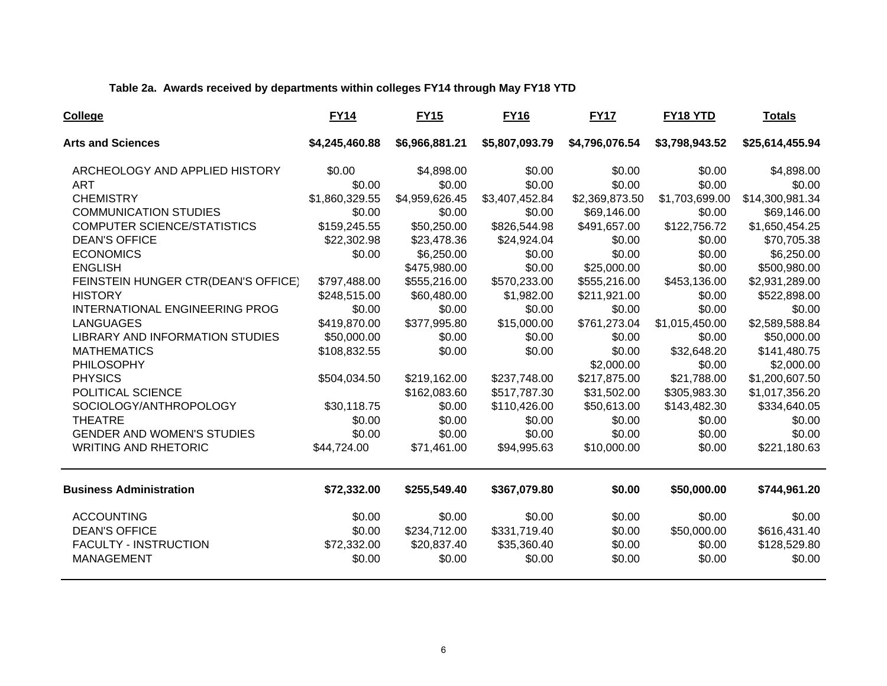**Table 2a. Awards received by departments within colleges FY14 through May FY18 YTD**

| College | FY14 | FY15 | FY16 | FY17 | FY18 YTD | Totals |
|---|---|---|---|---|---|---|
| **Arts and Sciences** | **$4,245,460.88** | **$6,966,881.21** | **$5,807,093.79** | **$4,796,076.54** | **$3,798,943.52** | **$25,614,455.94** |
| ARCHEOLOGY AND APPLIED HISTORY | $0.00 | $4,898.00 | $0.00 | $0.00 | $0.00 | $4,898.00 |
| ART | $0.00 | $0.00 | $0.00 | $0.00 | $0.00 | $0.00 |
| CHEMISTRY | $1,860,329.55 | $4,959,626.45 | $3,407,452.84 | $2,369,873.50 | $1,703,699.00 | $14,300,981.34 |
| COMMUNICATION STUDIES | $0.00 | $0.00 | $0.00 | $69,146.00 | $0.00 | $69,146.00 |
| COMPUTER SCIENCE/STATISTICS | $159,245.55 | $50,250.00 | $826,544.98 | $491,657.00 | $122,756.72 | $1,650,454.25 |
| DEAN'S OFFICE | $22,302.98 | $23,478.36 | $24,924.04 | $0.00 | $0.00 | $70,705.38 |
| ECONOMICS | $0.00 | $6,250.00 | $0.00 | $0.00 | $0.00 | $6,250.00 |
| ENGLISH | | $475,980.00 | $0.00 | $25,000.00 | $0.00 | $500,980.00 |
| FEINSTEIN HUNGER CTR(DEAN'S OFFICE) | $797,488.00 | $555,216.00 | $570,233.00 | $555,216.00 | $453,136.00 | $2,931,289.00 |
| HISTORY | $248,515.00 | $60,480.00 | $1,982.00 | $211,921.00 | $0.00 | $522,898.00 |
| INTERNATIONAL ENGINEERING PROG | $0.00 | $0.00 | $0.00 | $0.00 | $0.00 | $0.00 |
| LANGUAGES | $419,870.00 | $377,995.80 | $15,000.00 | $761,273.04 | $1,015,450.00 | $2,589,588.84 |
| LIBRARY AND INFORMATION STUDIES | $50,000.00 | $0.00 | $0.00 | $0.00 | $0.00 | $50,000.00 |
| MATHEMATICS | $108,832.55 | $0.00 | $0.00 | $0.00 | $32,648.20 | $141,480.75 |
| PHILOSOPHY | | | | $2,000.00 | $0.00 | $2,000.00 |
| PHYSICS | $504,034.50 | $219,162.00 | $237,748.00 | $217,875.00 | $21,788.00 | $1,200,607.50 |
| POLITICAL SCIENCE | | $162,083.60 | $517,787.30 | $31,502.00 | $305,983.30 | $1,017,356.20 |
| SOCIOLOGY/ANTHROPOLOGY | $30,118.75 | $0.00 | $110,426.00 | $50,613.00 | $143,482.30 | $334,640.05 |
| THEATRE | $0.00 | $0.00 | $0.00 | $0.00 | $0.00 | $0.00 |
| GENDER AND WOMEN'S STUDIES | $0.00 | $0.00 | $0.00 | $0.00 | $0.00 | $0.00 |
| WRITING AND RHETORIC | $44,724.00 | $71,461.00 | $94,995.63 | $10,000.00 | $0.00 | $221,180.63 |
| **Business Administration** | **$72,332.00** | **$255,549.40** | **$367,079.80** | **$0.00** | **$50,000.00** | **$744,961.20** |
| ACCOUNTING | $0.00 | $0.00 | $0.00 | $0.00 | $0.00 | $0.00 |
| DEAN'S OFFICE | $0.00 | $234,712.00 | $331,719.40 | $0.00 | $50,000.00 | $616,431.40 |
| FACULTY - INSTRUCTION | $72,332.00 | $20,837.40 | $35,360.40 | $0.00 | $0.00 | $128,529.80 |
| MANAGEMENT | $0.00 | $0.00 | $0.00 | $0.00 | $0.00 | $0.00 |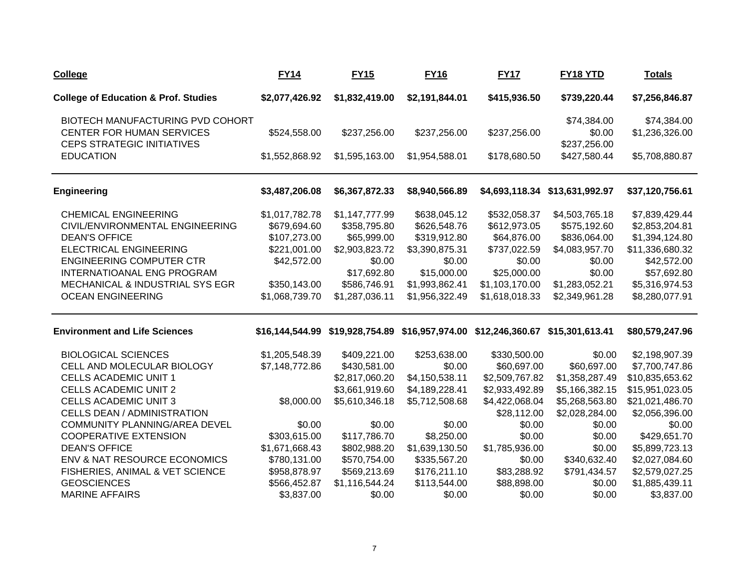| College | FY14 | FY15 | FY16 | FY17 | FY18 YTD | Totals |
|---|---|---|---|---|---|---|
| **College of Education & Prof. Studies** | **$2,077,426.92** | **$1,832,419.00** | **$2,191,844.01** | **$415,936.50** | **$739,220.44** | **$7,256,846.87** |
| BIOTECH MANUFACTURING PVD COHORT | | | | | $74,384.00 | $74,384.00 |
| CENTER FOR HUMAN SERVICES | $524,558.00 | $237,256.00 | $237,256.00 | $237,256.00 | $0.00 | $1,236,326.00 |
| CEPS STRATEGIC INITIATIVES | | | | | $237,256.00 | |
| EDUCATION | $1,552,868.92 | $1,595,163.00 | $1,954,588.01 | $178,680.50 | $427,580.44 | $5,708,880.87 |
| **Engineering** | **$3,487,206.08** | **$6,367,872.33** | **$8,940,566.89** | **$4,693,118.34** | **$13,631,992.97** | **$37,120,756.61** |
| CHEMICAL ENGINEERING | $1,017,782.78 | $1,147,777.99 | $638,045.12 | $532,058.37 | $4,503,765.18 | $7,839,429.44 |
| CIVIL/ENVIRONMENTAL ENGINEERING | $679,694.60 | $358,795.80 | $626,548.76 | $612,973.05 | $575,192.60 | $2,853,204.81 |
| DEAN'S OFFICE | $107,273.00 | $65,999.00 | $319,912.80 | $64,876.00 | $836,064.00 | $1,394,124.80 |
| ELECTRICAL ENGINEERING | $221,001.00 | $2,903,823.72 | $3,390,875.31 | $737,022.59 | $4,083,957.70 | $11,336,680.32 |
| ENGINEERING COMPUTER CTR | $42,572.00 | $0.00 | $0.00 | $0.00 | $0.00 | $42,572.00 |
| INTERNATIOANAL ENG PROGRAM | | $17,692.80 | $15,000.00 | $25,000.00 | $0.00 | $57,692.80 |
| MECHANICAL & INDUSTRIAL SYS EGR | $350,143.00 | $586,746.91 | $1,993,862.41 | $1,103,170.00 | $1,283,052.21 | $5,316,974.53 |
| OCEAN ENGINEERING | $1,068,739.70 | $1,287,036.11 | $1,956,322.49 | $1,618,018.33 | $2,349,961.28 | $8,280,077.91 |
| **Environment and Life Sciences** | **$16,144,544.99** | **$19,928,754.89** | **$16,957,974.00** | **$12,246,360.67** | **$15,301,613.41** | **$80,579,247.96** |
| BIOLOGICAL SCIENCES | $1,205,548.39 | $409,221.00 | $253,638.00 | $330,500.00 | $0.00 | $2,198,907.39 |
| CELL AND MOLECULAR BIOLOGY | $7,148,772.86 | $430,581.00 | $0.00 | $60,697.00 | $60,697.00 | $7,700,747.86 |
| CELLS ACADEMIC UNIT 1 | | $2,817,060.20 | $4,150,538.11 | $2,509,767.82 | $1,358,287.49 | $10,835,653.62 |
| CELLS ACADEMIC UNIT 2 | | $3,661,919.60 | $4,189,228.41 | $2,933,492.89 | $5,166,382.15 | $15,951,023.05 |
| CELLS ACADEMIC UNIT 3 | $8,000.00 | $5,610,346.18 | $5,712,508.68 | $4,422,068.04 | $5,268,563.80 | $21,021,486.70 |
| CELLS DEAN / ADMINISTRATION | | | | $28,112.00 | $2,028,284.00 | $2,056,396.00 |
| COMMUNITY PLANNING/AREA DEVEL | $0.00 | $0.00 | $0.00 | $0.00 | $0.00 | $0.00 |
| COOPERATIVE EXTENSION | $303,615.00 | $117,786.70 | $8,250.00 | $0.00 | $0.00 | $429,651.70 |
| DEAN'S OFFICE | $1,671,668.43 | $802,988.20 | $1,639,130.50 | $1,785,936.00 | $0.00 | $5,899,723.13 |
| ENV & NAT RESOURCE ECONOMICS | $780,131.00 | $570,754.00 | $335,567.20 | $0.00 | $340,632.40 | $2,027,084.60 |
| FISHERIES, ANIMAL & VET SCIENCE | $958,878.97 | $569,213.69 | $176,211.10 | $83,288.92 | $791,434.57 | $2,579,027.25 |
| GEOSCIENCES | $566,452.87 | $1,116,544.24 | $113,544.00 | $88,898.00 | $0.00 | $1,885,439.11 |
| MARINE AFFAIRS | $3,837.00 | $0.00 | $0.00 | $0.00 | $0.00 | $3,837.00 |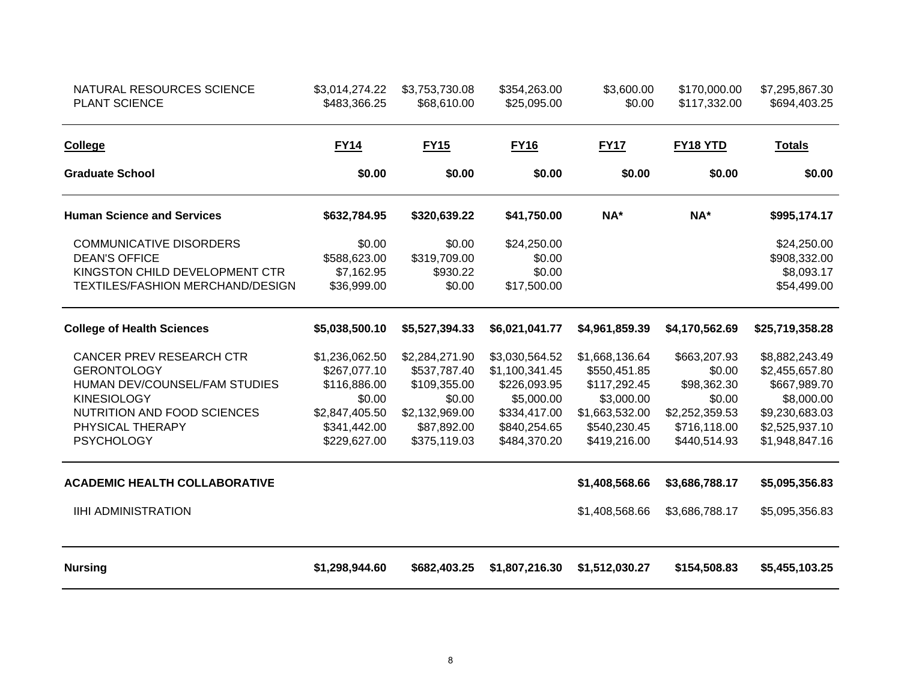| | | | | | | |
|---|---|---|---|---|---|---|
| NATURAL RESOURCES SCIENCE | $3,014,274.22 | $3,753,730.08 | $354,263.00 | $3,600.00 | $170,000.00 | $7,295,867.30 |
| PLANT SCIENCE | $483,366.25 | $68,610.00 | $25,095.00 | $0.00 | $117,332.00 | $694,403.25 |

| **College** | **FY14** | **FY15** | **FY16** | **FY17** | **FY18 YTD** | **Totals** |
|---|---|---|---|---|---|---|
| **Graduate School** | **$0.00** | **$0.00** | **$0.00** | **$0.00** | **$0.00** | **$0.00** |
| **Human Science and Services** | **$632,784.95** | **$320,639.22** | **$41,750.00** | **NA*** | **NA*** | **$995,174.17** |
| COMMUNICATIVE DISORDERS | $0.00 | $0.00 | $24,250.00 | | | $24,250.00 |
| DEAN'S OFFICE | $588,623.00 | $319,709.00 | $0.00 | | | $908,332.00 |
| KINGSTON CHILD DEVELOPMENT CTR | $7,162.95 | $930.22 | $0.00 | | | $8,093.17 |
| TEXTILES/FASHION MERCHAND/DESIGN | $36,999.00 | $0.00 | $17,500.00 | | | $54,499.00 |
| **College of Health Sciences** | **$5,038,500.10** | **$5,527,394.33** | **$6,021,041.77** | **$4,961,859.39** | **$4,170,562.69** | **$25,719,358.28** |
| CANCER PREV RESEARCH CTR | $1,236,062.50 | $2,284,271.90 | $3,030,564.52 | $1,668,136.64 | $663,207.93 | $8,882,243.49 |
| GERONTOLOGY | $267,077.10 | $537,787.40 | $1,100,341.45 | $550,451.85 | $0.00 | $2,455,657.80 |
| HUMAN DEV/COUNSEL/FAM STUDIES | $116,886.00 | $109,355.00 | $226,093.95 | $117,292.45 | $98,362.30 | $667,989.70 |
| KINESIOLOGY | $0.00 | $0.00 | $5,000.00 | $3,000.00 | $0.00 | $8,000.00 |
| NUTRITION AND FOOD SCIENCES | $2,847,405.50 | $2,132,969.00 | $334,417.00 | $1,663,532.00 | $2,252,359.53 | $9,230,683.03 |
| PHYSICAL THERAPY | $341,442.00 | $87,892.00 | $840,254.65 | $540,230.45 | $716,118.00 | $2,525,937.10 |
| PSYCHOLOGY | $229,627.00 | $375,119.03 | $484,370.20 | $419,216.00 | $440,514.93 | $1,948,847.16 |
| **ACADEMIC HEALTH COLLABORATIVE** | | | | **$1,408,568.66** | **$3,686,788.17** | **$5,095,356.83** |
| IIHI ADMINISTRATION | | | | $1,408,568.66 | $3,686,788.17 | $5,095,356.83 |
| **Nursing** | **$1,298,944.60** | **$682,403.25** | **$1,807,216.30** | **$1,512,030.27** | **$154,508.83** | **$5,455,103.25** |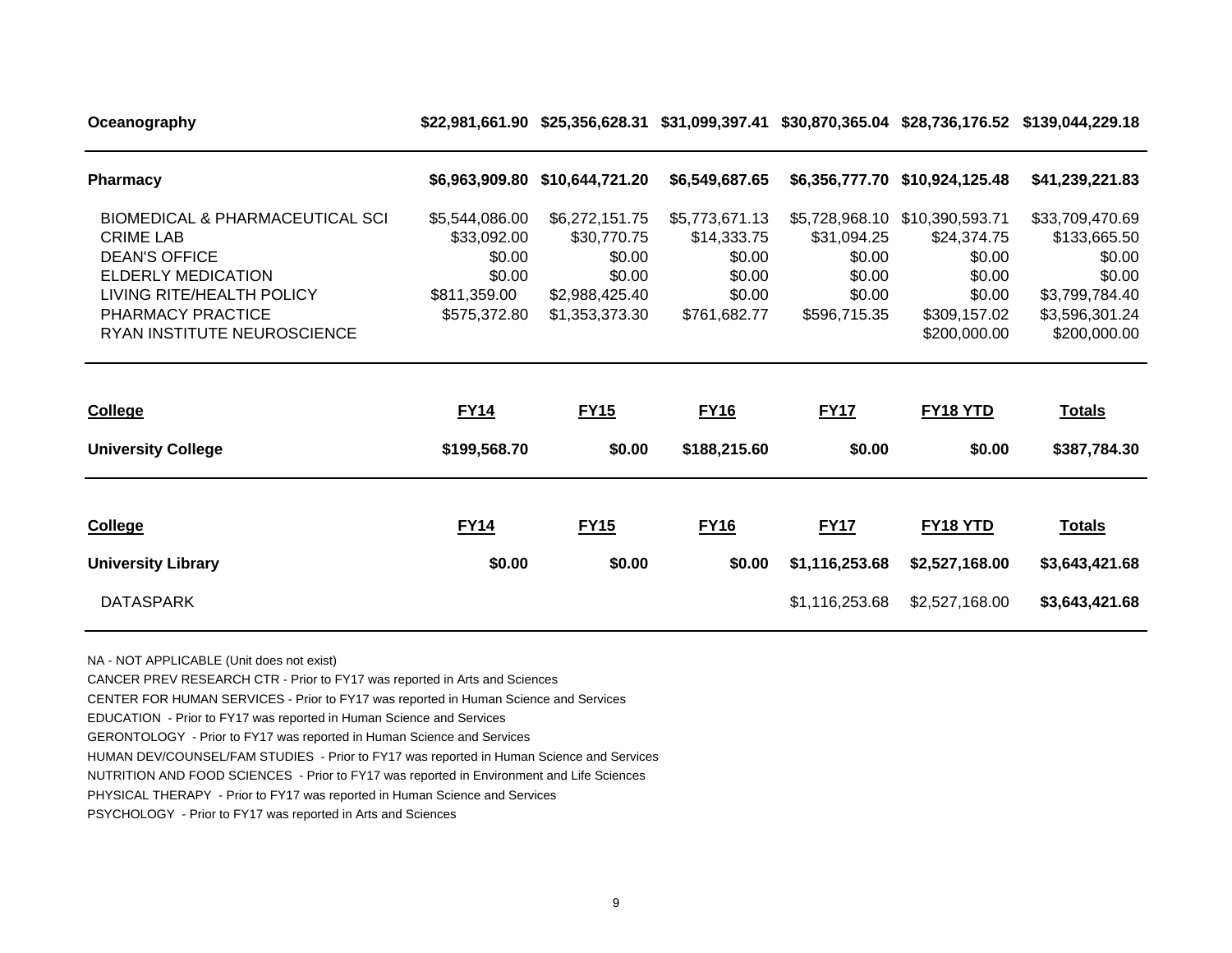| Oceanography | $22,981,661.90 | $25,356,628.31 | $31,099,397.41 | $30,870,365.04 | $28,736,176.52 | $139,044,229.18 |
|---|---|---|---|---|---|---|

| **Pharmacy** | **$6,963,909.80** | **$10,644,721.20** | **$6,549,687.65** | **$6,356,777.70** | **$10,924,125.48** | **$41,239,221.83** |
|---|---|---|---|---|---|---|
| BIOMEDICAL & PHARMACEUTICAL SCI | $5,544,086.00 | $6,272,151.75 | $5,773,671.13 | $5,728,968.10 | $10,390,593.71 | $33,709,470.69 |
| CRIME LAB | $33,092.00 | $30,770.75 | $14,333.75 | $31,094.25 | $24,374.75 | $133,665.50 |
| DEAN'S OFFICE | $0.00 | $0.00 | $0.00 | $0.00 | $0.00 | $0.00 |
| ELDERLY MEDICATION | $0.00 | $0.00 | $0.00 | $0.00 | $0.00 | $0.00 |
| LIVING RITE/HEALTH POLICY | $811,359.00 | $2,988,425.40 | $0.00 | $0.00 | $0.00 | $3,799,784.40 |
| PHARMACY PRACTICE | $575,372.80 | $1,353,373.30 | $761,682.77 | $596,715.35 | $309,157.02 | $3,596,301.24 |
| RYAN INSTITUTE NEUROSCIENCE | | | | | $200,000.00 | $200,000.00 |

| College | FY14 | FY15 | FY16 | FY17 | FY18 YTD | Totals |
|---|---|---|---|---|---|---|
| **University College** | **$199,568.70** | **$0.00** | **$188,215.60** | **$0.00** | **$0.00** | **$387,784.30** |

| College | FY14 | FY15 | FY16 | FY17 | FY18 YTD | Totals |
|---|---|---|---|---|---|---|
| **University Library** | **$0.00** | **$0.00** | **$0.00** | **$1,116,253.68** | **$2,527,168.00** | **$3,643,421.68** |
| DATASPARK | | | | $1,116,253.68 | $2,527,168.00 | **$3,643,421.68** |

NA - NOT APPLICABLE (Unit does not exist)

CANCER PREV RESEARCH CTR - Prior to FY17 was reported in Arts and Sciences

CENTER FOR HUMAN SERVICES - Prior to FY17 was reported in Human Science and Services

EDUCATION - Prior to FY17 was reported in Human Science and Services

GERONTOLOGY - Prior to FY17 was reported in Human Science and Services

HUMAN DEV/COUNSEL/FAM STUDIES - Prior to FY17 was reported in Human Science and Services

NUTRITION AND FOOD SCIENCES - Prior to FY17 was reported in Environment and Life Sciences

PHYSICAL THERAPY - Prior to FY17 was reported in Human Science and Services

PSYCHOLOGY - Prior to FY17 was reported in Arts and Sciences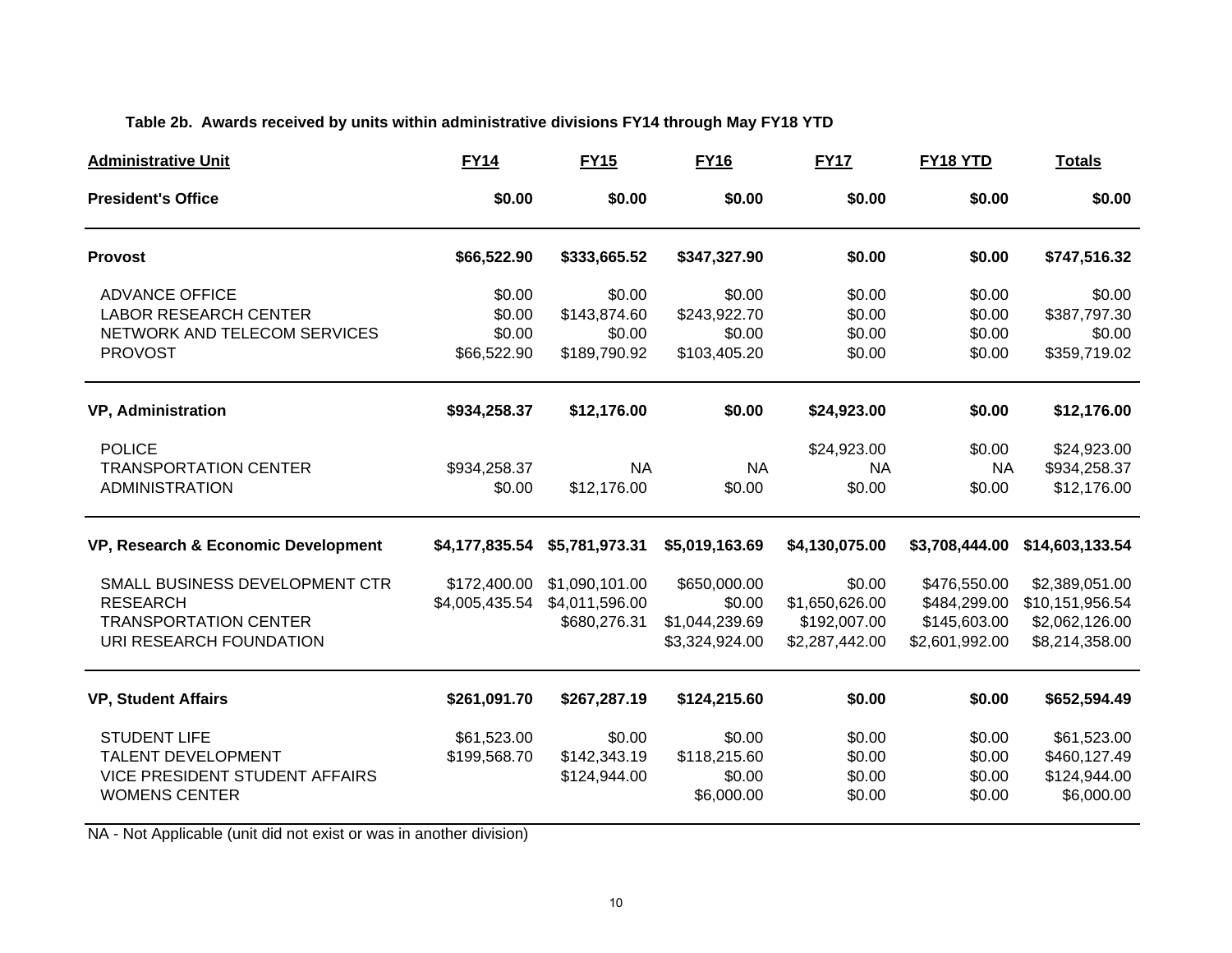**Table 2b. Awards received by units within administrative divisions FY14 through May FY18 YTD**

| Administrative Unit | FY14 | FY15 | FY16 | FY17 | FY18 YTD | Totals |
|---|---|---|---|---|---|---|
| **President's Office** | **$0.00** | **$0.00** | **$0.00** | **$0.00** | **$0.00** | **$0.00** |
| **Provost** | **$66,522.90** | **$333,665.52** | **$347,327.90** | **$0.00** | **$0.00** | **$747,516.32** |
| ADVANCE OFFICE | $0.00 | $0.00 | $0.00 | $0.00 | $0.00 | $0.00 |
| LABOR RESEARCH CENTER | $0.00 | $143,874.60 | $243,922.70 | $0.00 | $0.00 | $387,797.30 |
| NETWORK AND TELECOM SERVICES | $0.00 | $0.00 | $0.00 | $0.00 | $0.00 | $0.00 |
| PROVOST | $66,522.90 | $189,790.92 | $103,405.20 | $0.00 | $0.00 | $359,719.02 |
| **VP, Administration** | **$934,258.37** | **$12,176.00** | **$0.00** | **$24,923.00** | **$0.00** | **$12,176.00** |
| POLICE | | | | $24,923.00 | $0.00 | $24,923.00 |
| TRANSPORTATION CENTER | $934,258.37 | NA | NA | NA | NA | $934,258.37 |
| ADMINISTRATION | $0.00 | $12,176.00 | $0.00 | $0.00 | $0.00 | $12,176.00 |
| **VP, Research & Economic Development** | **$4,177,835.54** | **$5,781,973.31** | **$5,019,163.69** | **$4,130,075.00** | **$3,708,444.00** | **$14,603,133.54** |
| SMALL BUSINESS DEVELOPMENT CTR | $172,400.00 | $1,090,101.00 | $650,000.00 | $0.00 | $476,550.00 | $2,389,051.00 |
| RESEARCH | $4,005,435.54 | $4,011,596.00 | $0.00 | $1,650,626.00 | $484,299.00 | $10,151,956.54 |
| TRANSPORTATION CENTER | | $680,276.31 | $1,044,239.69 | $192,007.00 | $145,603.00 | $2,062,126.00 |
| URI RESEARCH FOUNDATION | | | $3,324,924.00 | $2,287,442.00 | $2,601,992.00 | $8,214,358.00 |
| **VP, Student Affairs** | **$261,091.70** | **$267,287.19** | **$124,215.60** | **$0.00** | **$0.00** | **$652,594.49** |
| STUDENT LIFE | $61,523.00 | $0.00 | $0.00 | $0.00 | $0.00 | $61,523.00 |
| TALENT DEVELOPMENT | $199,568.70 | $142,343.19 | $118,215.60 | $0.00 | $0.00 | $460,127.49 |
| VICE PRESIDENT STUDENT AFFAIRS | | $124,944.00 | $0.00 | $0.00 | $0.00 | $124,944.00 |
| WOMENS CENTER | | | $6,000.00 | $0.00 | $0.00 | $6,000.00 |

NA - Not Applicable (unit did not exist or was in another division)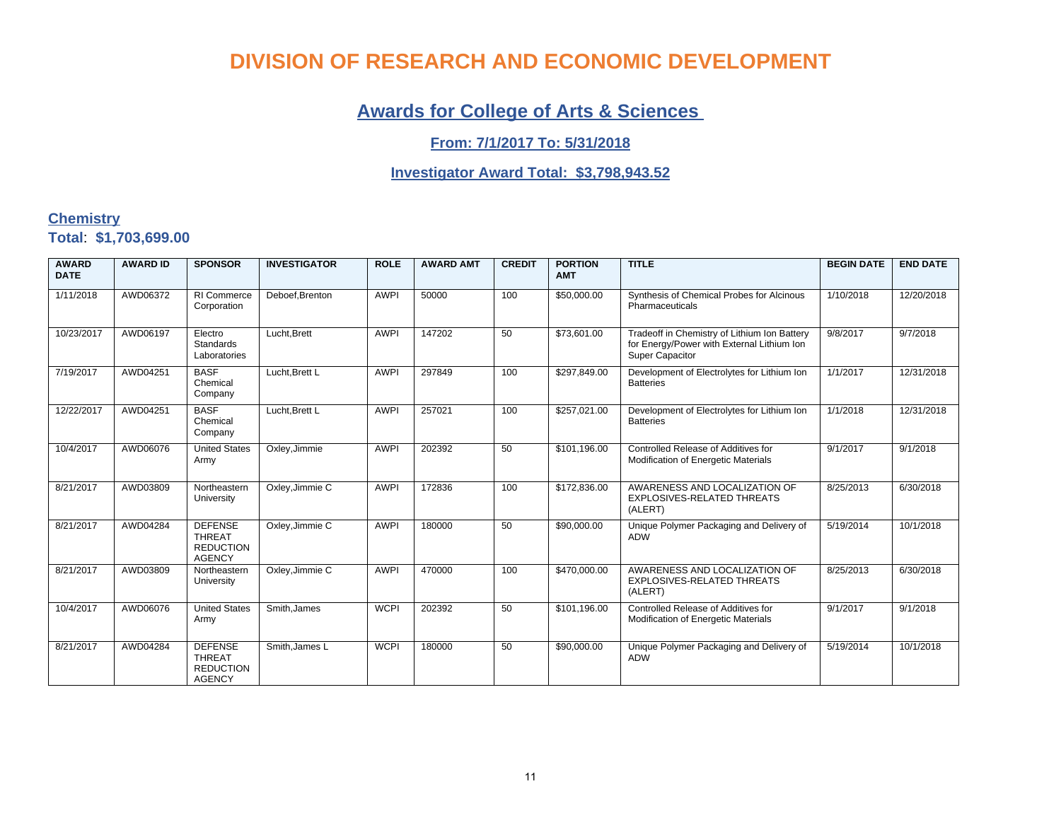# DIVISION OF RESEARCH AND ECONOMIC DEVELOPMENT

## Awards for College of Arts & Sciences

### From: 7/1/2017 To: 5/31/2018

### Investigator Award Total: $3,798,943.52

**Chemistry**

**Total**: **$1,703,699.00**

| AWARD DATE | AWARD ID | SPONSOR | INVESTIGATOR | ROLE | AWARD AMT | CREDIT | PORTION AMT | TITLE | BEGIN DATE | END DATE |
|---|---|---|---|---|---|---|---|---|---|---|
| 1/11/2018 | AWD06372 | RI Commerce Corporation | Deboef,Brenton | AWPI | 50000 | 100 | $50,000.00 | Synthesis of Chemical Probes for Alcinous Pharmaceuticals | 1/10/2018 | 12/20/2018 |
| 10/23/2017 | AWD06197 | Electro Standards Laboratories | Lucht,Brett | AWPI | 147202 | 50 | $73,601.00 | Tradeoff in Chemistry of Lithium Ion Battery for Energy/Power with External Lithium Ion Super Capacitor | 9/8/2017 | 9/7/2018 |
| 7/19/2017 | AWD04251 | BASF Chemical Company | Lucht,Brett L | AWPI | 297849 | 100 | $297,849.00 | Development of Electrolytes for Lithium Ion Batteries | 1/1/2017 | 12/31/2018 |
| 12/22/2017 | AWD04251 | BASF Chemical Company | Lucht,Brett L | AWPI | 257021 | 100 | $257,021.00 | Development of Electrolytes for Lithium Ion Batteries | 1/1/2018 | 12/31/2018 |
| 10/4/2017 | AWD06076 | United States Army | Oxley,Jimmie | AWPI | 202392 | 50 | $101,196.00 | Controlled Release of Additives for Modification of Energetic Materials | 9/1/2017 | 9/1/2018 |
| 8/21/2017 | AWD03809 | Northeastern University | Oxley,Jimmie C | AWPI | 172836 | 100 | $172,836.00 | AWARENESS AND LOCALIZATION OF EXPLOSIVES-RELATED THREATS (ALERT) | 8/25/2013 | 6/30/2018 |
| 8/21/2017 | AWD04284 | DEFENSE THREAT REDUCTION AGENCY | Oxley,Jimmie C | AWPI | 180000 | 50 | $90,000.00 | Unique Polymer Packaging and Delivery of ADW | 5/19/2014 | 10/1/2018 |
| 8/21/2017 | AWD03809 | Northeastern University | Oxley,Jimmie C | AWPI | 470000 | 100 | $470,000.00 | AWARENESS AND LOCALIZATION OF EXPLOSIVES-RELATED THREATS (ALERT) | 8/25/2013 | 6/30/2018 |
| 10/4/2017 | AWD06076 | United States Army | Smith,James | WCPI | 202392 | 50 | $101,196.00 | Controlled Release of Additives for Modification of Energetic Materials | 9/1/2017 | 9/1/2018 |
| 8/21/2017 | AWD04284 | DEFENSE THREAT REDUCTION AGENCY | Smith,James L | WCPI | 180000 | 50 | $90,000.00 | Unique Polymer Packaging and Delivery of ADW | 5/19/2014 | 10/1/2018 |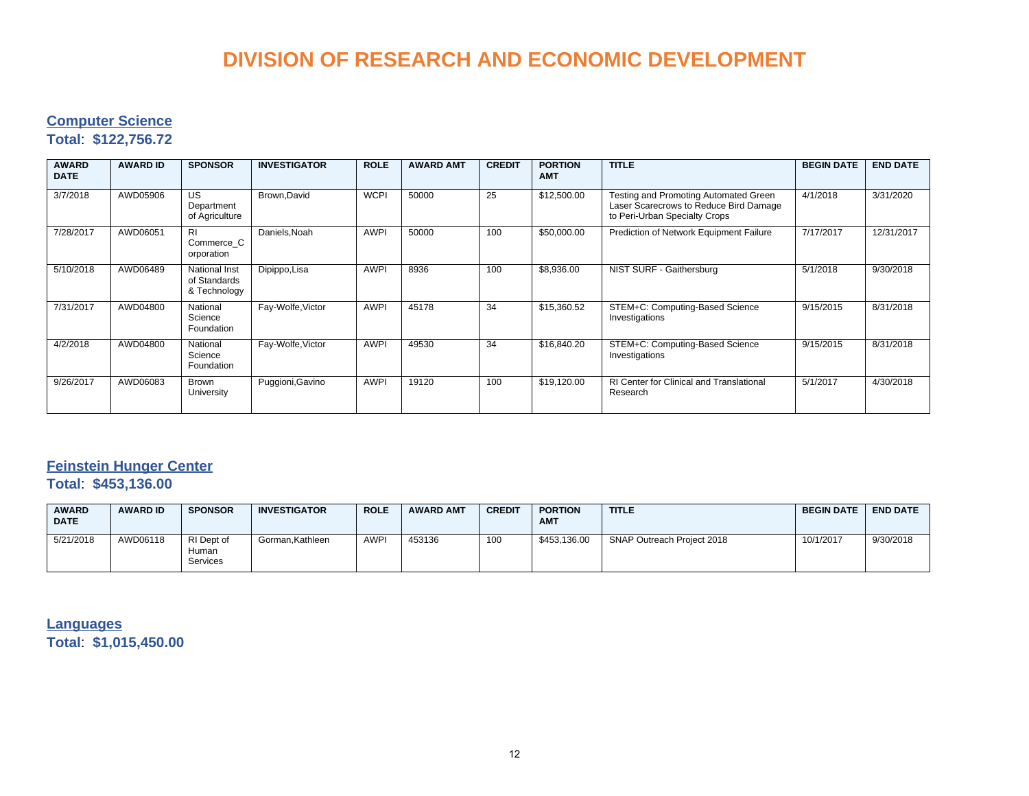# DIVISION OF RESEARCH AND ECONOMIC DEVELOPMENT

## Computer Science

**Total**: **$122,756.72**

| AWARD DATE | AWARD ID | SPONSOR | INVESTIGATOR | ROLE | AWARD AMT | CREDIT | PORTION AMT | TITLE | BEGIN DATE | END DATE |
|---|---|---|---|---|---|---|---|---|---|---|
| 3/7/2018 | AWD05906 | US Department of Agriculture | Brown,David | WCPI | 50000 | 25 | $12,500.00 | Testing and Promoting Automated Green Laser Scarecrows to Reduce Bird Damage to Peri-Urban Specialty Crops | 4/1/2018 | 3/31/2020 |
| 7/28/2017 | AWD06051 | RI Commerce_Corporation | Daniels,Noah | AWPI | 50000 | 100 | $50,000.00 | Prediction of Network Equipment Failure | 7/17/2017 | 12/31/2017 |
| 5/10/2018 | AWD06489 | National Inst of Standards & Technology | Dipippo,Lisa | AWPI | 8936 | 100 | $8,936.00 | NIST SURF - Gaithersburg | 5/1/2018 | 9/30/2018 |
| 7/31/2017 | AWD04800 | National Science Foundation | Fay-Wolfe,Victor | AWPI | 45178 | 34 | $15,360.52 | STEM+C: Computing-Based Science Investigations | 9/15/2015 | 8/31/2018 |
| 4/2/2018 | AWD04800 | National Science Foundation | Fay-Wolfe,Victor | AWPI | 49530 | 34 | $16,840.20 | STEM+C: Computing-Based Science Investigations | 9/15/2015 | 8/31/2018 |
| 9/26/2017 | AWD06083 | Brown University | Puggioni,Gavino | AWPI | 19120 | 100 | $19,120.00 | RI Center for Clinical and Translational Research | 5/1/2017 | 4/30/2018 |

## Feinstein Hunger Center

**Total**: **$453,136.00**

| AWARD DATE | AWARD ID | SPONSOR | INVESTIGATOR | ROLE | AWARD AMT | CREDIT | PORTION AMT | TITLE | BEGIN DATE | END DATE |
|---|---|---|---|---|---|---|---|---|---|---|
| 5/21/2018 | AWD06118 | RI Dept of Human Services | Gorman,Kathleen | AWPI | 453136 | 100 | $453,136.00 | SNAP Outreach Project 2018 | 10/1/2017 | 9/30/2018 |

## Languages

**Total**: **$1,015,450.00**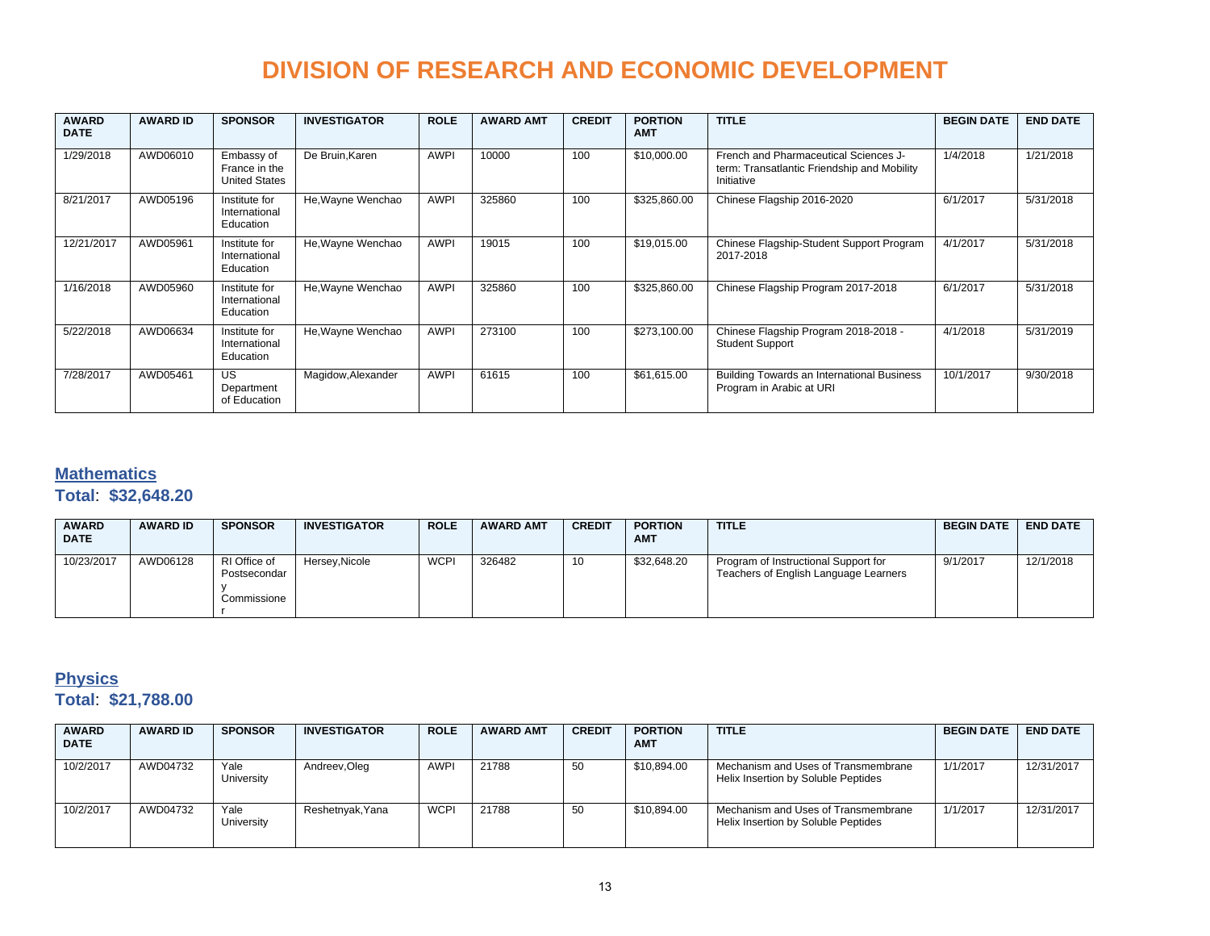# DIVISION OF RESEARCH AND ECONOMIC DEVELOPMENT

| AWARD DATE | AWARD ID | SPONSOR | INVESTIGATOR | ROLE | AWARD AMT | CREDIT | PORTION AMT | TITLE | BEGIN DATE | END DATE |
|---|---|---|---|---|---|---|---|---|---|---|
| 1/29/2018 | AWD06010 | Embassy of France in the United States | De Bruin,Karen | AWPI | 10000 | 100 | $10,000.00 | French and Pharmaceutical Sciences J-term: Transatlantic Friendship and Mobility Initiative | 1/4/2018 | 1/21/2018 |
| 8/21/2017 | AWD05196 | Institute for International Education | He,Wayne Wenchao | AWPI | 325860 | 100 | $325,860.00 | Chinese Flagship 2016-2020 | 6/1/2017 | 5/31/2018 |
| 12/21/2017 | AWD05961 | Institute for International Education | He,Wayne Wenchao | AWPI | 19015 | 100 | $19,015.00 | Chinese Flagship-Student Support Program 2017-2018 | 4/1/2017 | 5/31/2018 |
| 1/16/2018 | AWD05960 | Institute for International Education | He,Wayne Wenchao | AWPI | 325860 | 100 | $325,860.00 | Chinese Flagship Program 2017-2018 | 6/1/2017 | 5/31/2018 |
| 5/22/2018 | AWD06634 | Institute for International Education | He,Wayne Wenchao | AWPI | 273100 | 100 | $273,100.00 | Chinese Flagship Program 2018-2018 - Student Support | 4/1/2018 | 5/31/2019 |
| 7/28/2017 | AWD05461 | US Department of Education | Magidow,Alexander | AWPI | 61615 | 100 | $61,615.00 | Building Towards an International Business Program in Arabic at URI | 10/1/2017 | 9/30/2018 |

## Mathematics

**Total**: **$32,648.20**

| AWARD DATE | AWARD ID | SPONSOR | INVESTIGATOR | ROLE | AWARD AMT | CREDIT | PORTION AMT | TITLE | BEGIN DATE | END DATE |
|---|---|---|---|---|---|---|---|---|---|---|
| 10/23/2017 | AWD06128 | RI Office of Postsecondary Commissioner | Hersey,Nicole | WCPI | 326482 | 10 | $32,648.20 | Program of Instructional Support for Teachers of English Language Learners | 9/1/2017 | 12/1/2018 |

## Physics

**Total**: **$21,788.00**

| AWARD DATE | AWARD ID | SPONSOR | INVESTIGATOR | ROLE | AWARD AMT | CREDIT | PORTION AMT | TITLE | BEGIN DATE | END DATE |
|---|---|---|---|---|---|---|---|---|---|---|
| 10/2/2017 | AWD04732 | Yale University | Andreev,Oleg | AWPI | 21788 | 50 | $10,894.00 | Mechanism and Uses of Transmembrane Helix Insertion by Soluble Peptides | 1/1/2017 | 12/31/2017 |
| 10/2/2017 | AWD04732 | Yale University | Reshetnyak,Yana | WCPI | 21788 | 50 | $10,894.00 | Mechanism and Uses of Transmembrane Helix Insertion by Soluble Peptides | 1/1/2017 | 12/31/2017 |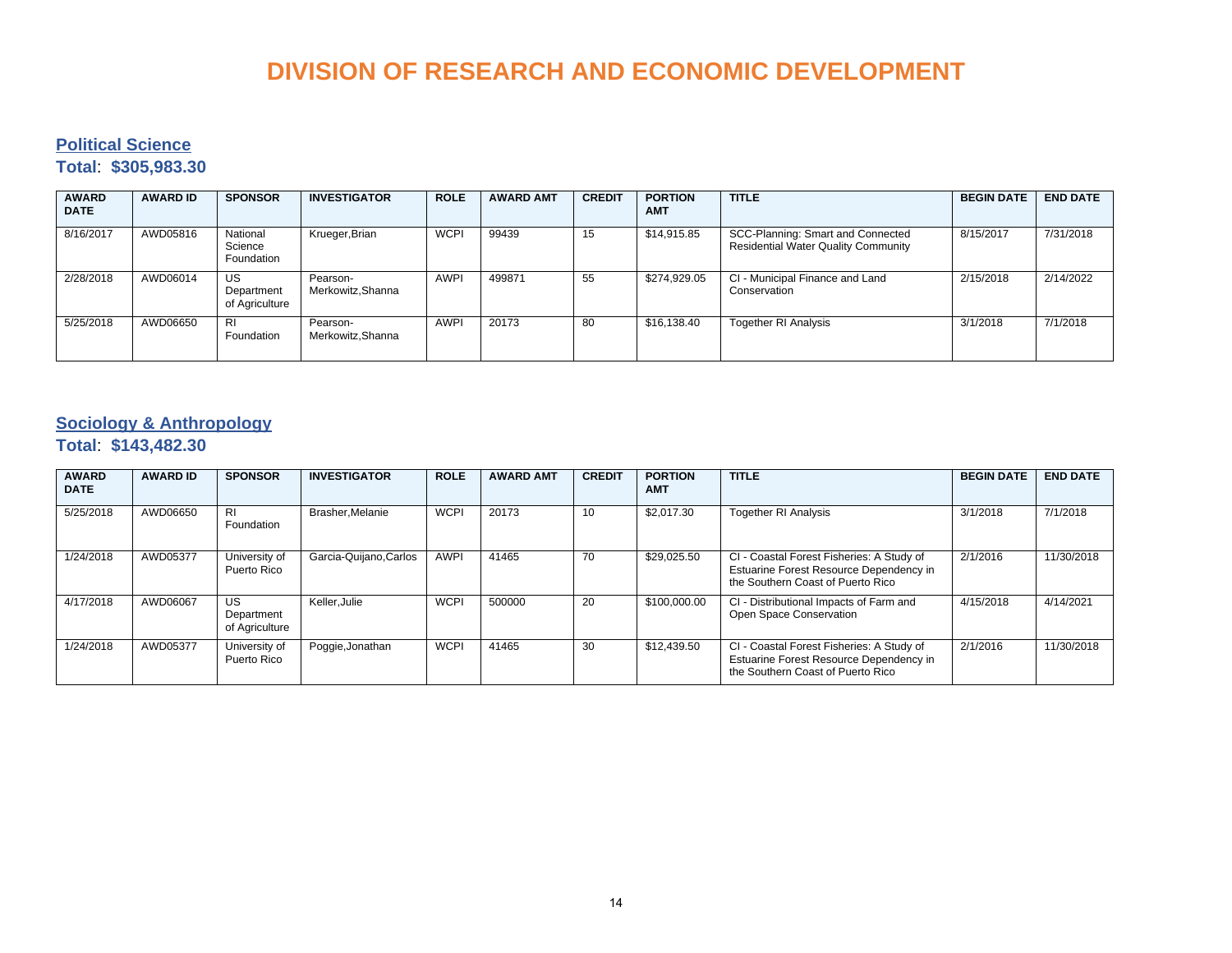# DIVISION OF RESEARCH AND ECONOMIC DEVELOPMENT

## Political Science

**Total**: **$305,983.30**

| AWARD DATE | AWARD ID | SPONSOR | INVESTIGATOR | ROLE | AWARD AMT | CREDIT | PORTION AMT | TITLE | BEGIN DATE | END DATE |
|---|---|---|---|---|---|---|---|---|---|---|
| 8/16/2017 | AWD05816 | National Science Foundation | Krueger,Brian | WCPI | 99439 | 15 | $14,915.85 | SCC-Planning: Smart and Connected Residential Water Quality Community | 8/15/2017 | 7/31/2018 |
| 2/28/2018 | AWD06014 | US Department of Agriculture | Pearson-Merkowitz,Shanna | AWPI | 499871 | 55 | $274,929.05 | CI - Municipal Finance and Land Conservation | 2/15/2018 | 2/14/2022 |
| 5/25/2018 | AWD06650 | RI Foundation | Pearson-Merkowitz,Shanna | AWPI | 20173 | 80 | $16,138.40 | Together RI Analysis | 3/1/2018 | 7/1/2018 |

## Sociology & Anthropology

**Total**: **$143,482.30**

| AWARD DATE | AWARD ID | SPONSOR | INVESTIGATOR | ROLE | AWARD AMT | CREDIT | PORTION AMT | TITLE | BEGIN DATE | END DATE |
|---|---|---|---|---|---|---|---|---|---|---|
| 5/25/2018 | AWD06650 | RI Foundation | Brasher,Melanie | WCPI | 20173 | 10 | $2,017.30 | Together RI Analysis | 3/1/2018 | 7/1/2018 |
| 1/24/2018 | AWD05377 | University of Puerto Rico | Garcia-Quijano,Carlos | AWPI | 41465 | 70 | $29,025.50 | CI - Coastal Forest Fisheries: A Study of Estuarine Forest Resource Dependency in the Southern Coast of Puerto Rico | 2/1/2016 | 11/30/2018 |
| 4/17/2018 | AWD06067 | US Department of Agriculture | Keller,Julie | WCPI | 500000 | 20 | $100,000.00 | CI - Distributional Impacts of Farm and Open Space Conservation | 4/15/2018 | 4/14/2021 |
| 1/24/2018 | AWD05377 | University of Puerto Rico | Poggie,Jonathan | WCPI | 41465 | 30 | $12,439.50 | CI - Coastal Forest Fisheries: A Study of Estuarine Forest Resource Dependency in the Southern Coast of Puerto Rico | 2/1/2016 | 11/30/2018 |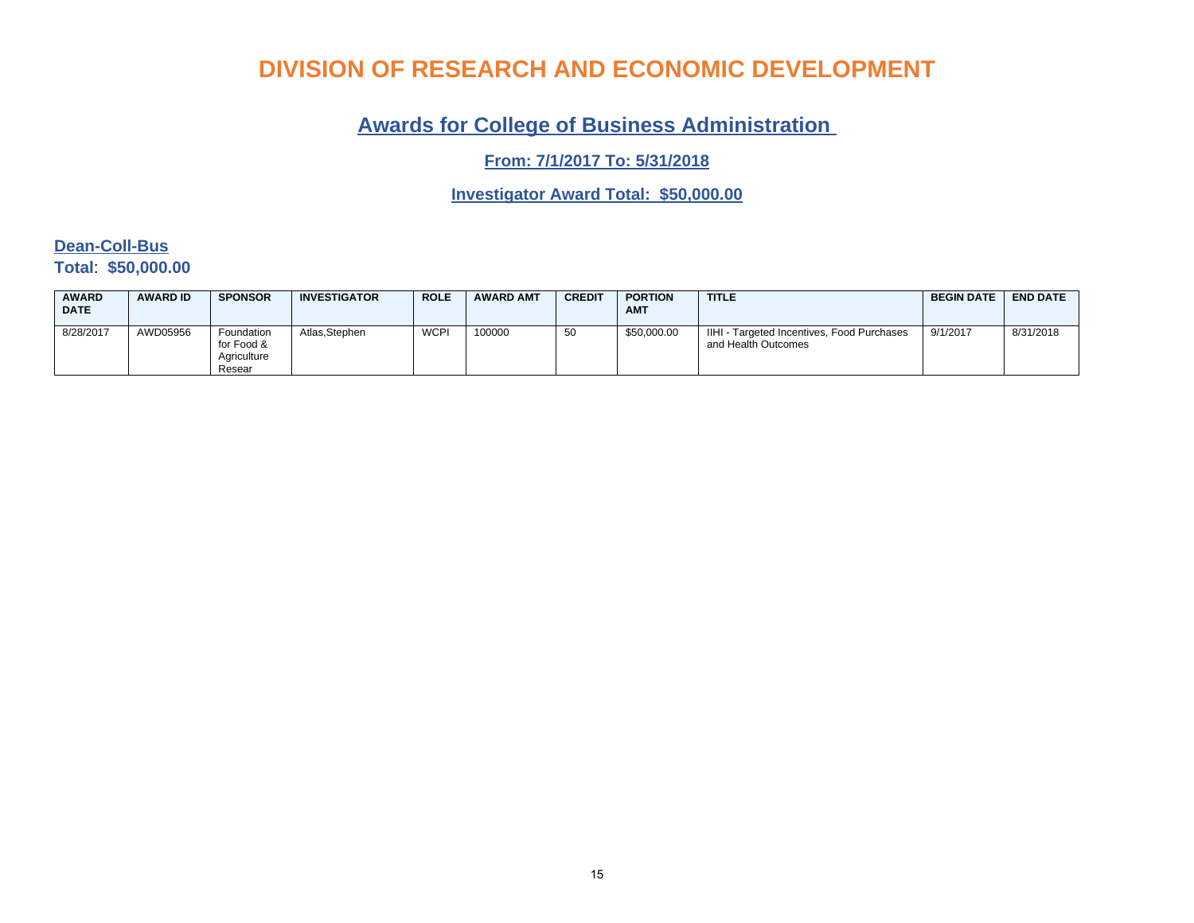# DIVISION OF RESEARCH AND ECONOMIC DEVELOPMENT

## Awards for College of Business Administration

### From: 7/1/2017 To: 5/31/2018

### Investigator Award Total: $50,000.00

**Dean-Coll-Bus**

**Total**: **$50,000.00**

| AWARD DATE | AWARD ID | SPONSOR | INVESTIGATOR | ROLE | AWARD AMT | CREDIT | PORTION AMT | TITLE | BEGIN DATE | END DATE |
|---|---|---|---|---|---|---|---|---|---|---|
| 8/28/2017 | AWD05956 | Foundation for Food & Agriculture Resear | Atlas,Stephen | WCPI | 100000 | 50 | $50,000.00 | IIHI - Targeted Incentives, Food Purchases and Health Outcomes | 9/1/2017 | 8/31/2018 |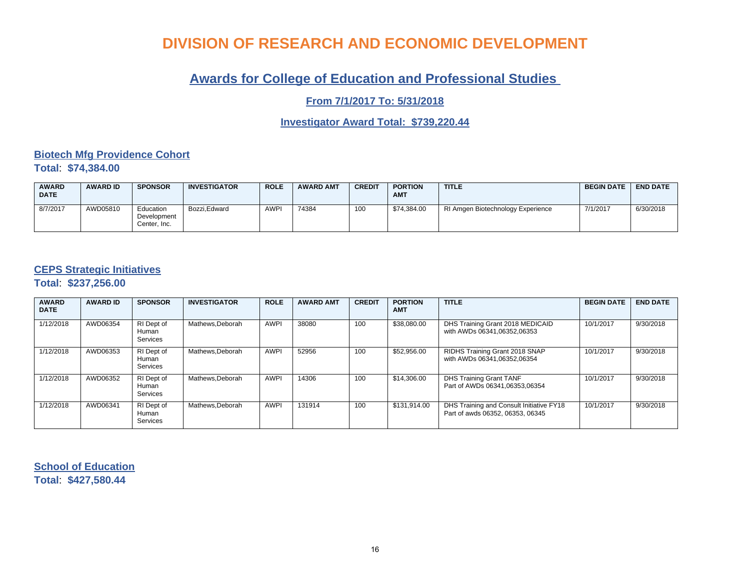# DIVISION OF RESEARCH AND ECONOMIC DEVELOPMENT

## Awards for College of Education and Professional Studies

### From 7/1/2017 To: 5/31/2018

### Investigator Award Total: $739,220.44

### Biotech Mfg Providence Cohort

**Total**: **$74,384.00**

| AWARD DATE | AWARD ID | SPONSOR | INVESTIGATOR | ROLE | AWARD AMT | CREDIT | PORTION AMT | TITLE | BEGIN DATE | END DATE |
|---|---|---|---|---|---|---|---|---|---|---|
| 8/7/2017 | AWD05810 | Education Development Center, Inc. | Bozzi,Edward | AWPI | 74384 | 100 | $74,384.00 | RI Amgen Biotechnology Experience | 7/1/2017 | 6/30/2018 |

### CEPS Strategic Initiatives

**Total**: **$237,256.00**

| AWARD DATE | AWARD ID | SPONSOR | INVESTIGATOR | ROLE | AWARD AMT | CREDIT | PORTION AMT | TITLE | BEGIN DATE | END DATE |
|---|---|---|---|---|---|---|---|---|---|---|
| 1/12/2018 | AWD06354 | RI Dept of Human Services | Mathews,Deborah | AWPI | 38080 | 100 | $38,080.00 | DHS Training Grant 2018 MEDICAID with AWDs 06341,06352,06353 | 10/1/2017 | 9/30/2018 |
| 1/12/2018 | AWD06353 | RI Dept of Human Services | Mathews,Deborah | AWPI | 52956 | 100 | $52,956.00 | RIDHS Training Grant 2018 SNAP with AWDs 06341,06352,06354 | 10/1/2017 | 9/30/2018 |
| 1/12/2018 | AWD06352 | RI Dept of Human Services | Mathews,Deborah | AWPI | 14306 | 100 | $14,306.00 | DHS Training Grant TANF Part of AWDs 06341,06353,06354 | 10/1/2017 | 9/30/2018 |
| 1/12/2018 | AWD06341 | RI Dept of Human Services | Mathews,Deborah | AWPI | 131914 | 100 | $131,914.00 | DHS Training and Consult Initiative FY18 Part of awds 06352, 06353, 06345 | 10/1/2017 | 9/30/2018 |

### School of Education

**Total**: **$427,580.44**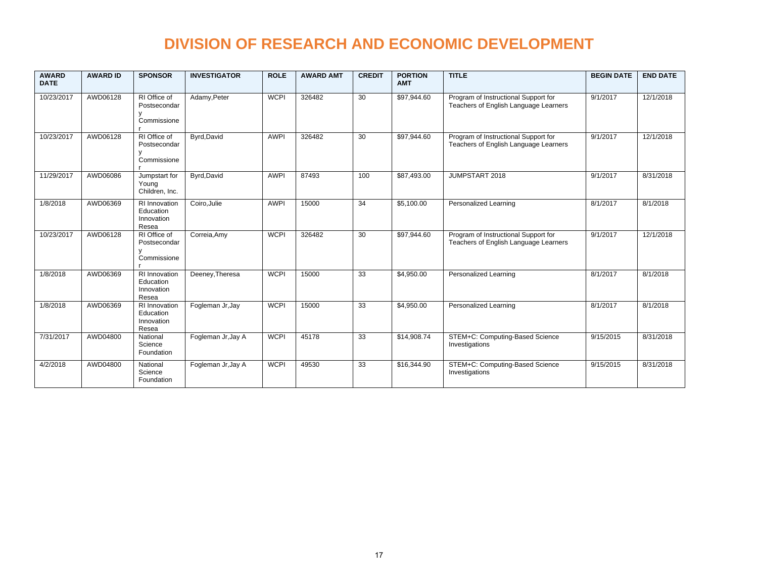# DIVISION OF RESEARCH AND ECONOMIC DEVELOPMENT

| AWARD DATE | AWARD ID | SPONSOR | INVESTIGATOR | ROLE | AWARD AMT | CREDIT | PORTION AMT | TITLE | BEGIN DATE | END DATE |
|---|---|---|---|---|---|---|---|---|---|---|
| 10/23/2017 | AWD06128 | RI Office of Postsecondary Commissioner | Adamy,Peter | WCPI | 326482 | 30 | $97,944.60 | Program of Instructional Support for Teachers of English Language Learners | 9/1/2017 | 12/1/2018 |
| 10/23/2017 | AWD06128 | RI Office of Postsecondary Commissioner | Byrd,David | AWPI | 326482 | 30 | $97,944.60 | Program of Instructional Support for Teachers of English Language Learners | 9/1/2017 | 12/1/2018 |
| 11/29/2017 | AWD06086 | Jumpstart for Young Children, Inc. | Byrd,David | AWPI | 87493 | 100 | $87,493.00 | JUMPSTART 2018 | 9/1/2017 | 8/31/2018 |
| 1/8/2018 | AWD06369 | RI Innovation Education Innovation Resea | Coiro,Julie | AWPI | 15000 | 34 | $5,100.00 | Personalized Learning | 8/1/2017 | 8/1/2018 |
| 10/23/2017 | AWD06128 | RI Office of Postsecondary Commissioner | Correia,Amy | WCPI | 326482 | 30 | $97,944.60 | Program of Instructional Support for Teachers of English Language Learners | 9/1/2017 | 12/1/2018 |
| 1/8/2018 | AWD06369 | RI Innovation Education Innovation Resea | Deeney,Theresa | WCPI | 15000 | 33 | $4,950.00 | Personalized Learning | 8/1/2017 | 8/1/2018 |
| 1/8/2018 | AWD06369 | RI Innovation Education Innovation Resea | Fogleman Jr,Jay | WCPI | 15000 | 33 | $4,950.00 | Personalized Learning | 8/1/2017 | 8/1/2018 |
| 7/31/2017 | AWD04800 | National Science Foundation | Fogleman Jr,Jay A | WCPI | 45178 | 33 | $14,908.74 | STEM+C: Computing-Based Science Investigations | 9/15/2015 | 8/31/2018 |
| 4/2/2018 | AWD04800 | National Science Foundation | Fogleman Jr,Jay A | WCPI | 49530 | 33 | $16,344.90 | STEM+C: Computing-Based Science Investigations | 9/15/2015 | 8/31/2018 |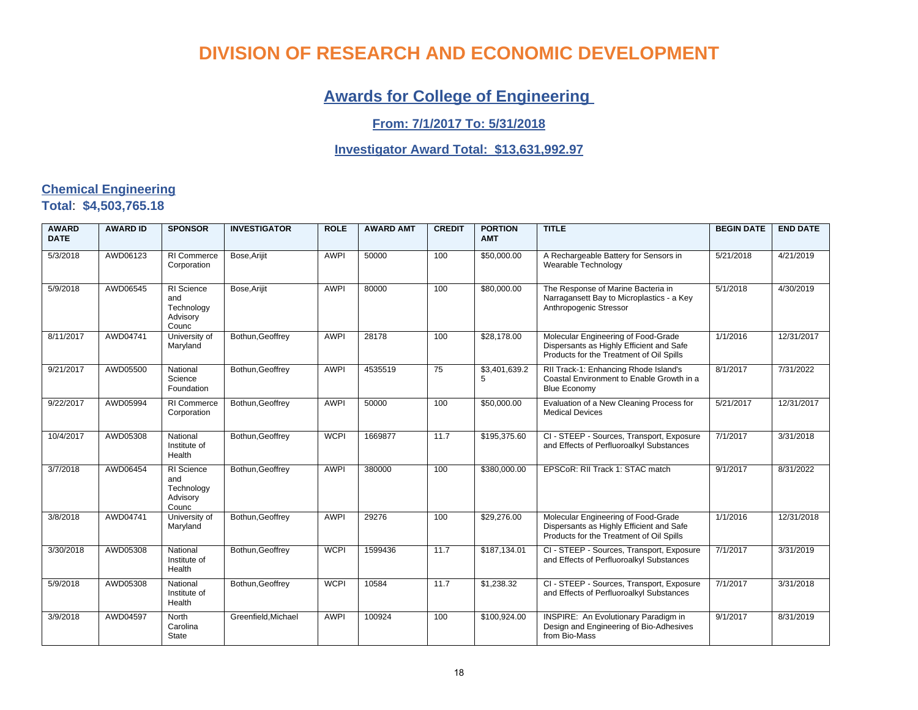# DIVISION OF RESEARCH AND ECONOMIC DEVELOPMENT

## Awards for College of Engineering

### From: 7/1/2017 To: 5/31/2018

### Investigator Award Total: $13,631,992.97

## Chemical Engineering

**Total**: **$4,503,765.18**

| AWARD DATE | AWARD ID | SPONSOR | INVESTIGATOR | ROLE | AWARD AMT | CREDIT | PORTION AMT | TITLE | BEGIN DATE | END DATE |
|---|---|---|---|---|---|---|---|---|---|---|
| 5/3/2018 | AWD06123 | RI Commerce Corporation | Bose,Arijit | AWPI | 50000 | 100 | $50,000.00 | A Rechargeable Battery for Sensors in Wearable Technology | 5/21/2018 | 4/21/2019 |
| 5/9/2018 | AWD06545 | RI Science and Technology Advisory Counc | Bose,Arijit | AWPI | 80000 | 100 | $80,000.00 | The Response of Marine Bacteria in Narragansett Bay to Microplastics - a Key Anthropogenic Stressor | 5/1/2018 | 4/30/2019 |
| 8/11/2017 | AWD04741 | University of Maryland | Bothun,Geoffrey | AWPI | 28178 | 100 | $28,178.00 | Molecular Engineering of Food-Grade Dispersants as Highly Efficient and Safe Products for the Treatment of Oil Spills | 1/1/2016 | 12/31/2017 |
| 9/21/2017 | AWD05500 | National Science Foundation | Bothun,Geoffrey | AWPI | 4535519 | 75 | $3,401,639.25 | RII Track-1: Enhancing Rhode Island's Coastal Environment to Enable Growth in a Blue Economy | 8/1/2017 | 7/31/2022 |
| 9/22/2017 | AWD05994 | RI Commerce Corporation | Bothun,Geoffrey | AWPI | 50000 | 100 | $50,000.00 | Evaluation of a New Cleaning Process for Medical Devices | 5/21/2017 | 12/31/2017 |
| 10/4/2017 | AWD05308 | National Institute of Health | Bothun,Geoffrey | WCPI | 1669877 | 11.7 | $195,375.60 | CI - STEEP - Sources, Transport, Exposure and Effects of Perfluoroalkyl Substances | 7/1/2017 | 3/31/2018 |
| 3/7/2018 | AWD06454 | RI Science and Technology Advisory Counc | Bothun,Geoffrey | AWPI | 380000 | 100 | $380,000.00 | EPSCoR: RII Track 1: STAC match | 9/1/2017 | 8/31/2022 |
| 3/8/2018 | AWD04741 | University of Maryland | Bothun,Geoffrey | AWPI | 29276 | 100 | $29,276.00 | Molecular Engineering of Food-Grade Dispersants as Highly Efficient and Safe Products for the Treatment of Oil Spills | 1/1/2016 | 12/31/2018 |
| 3/30/2018 | AWD05308 | National Institute of Health | Bothun,Geoffrey | WCPI | 1599436 | 11.7 | $187,134.01 | CI - STEEP - Sources, Transport, Exposure and Effects of Perfluoroalkyl Substances | 7/1/2017 | 3/31/2019 |
| 5/9/2018 | AWD05308 | National Institute of Health | Bothun,Geoffrey | WCPI | 10584 | 11.7 | $1,238.32 | CI - STEEP - Sources, Transport, Exposure and Effects of Perfluoroalkyl Substances | 7/1/2017 | 3/31/2018 |
| 3/9/2018 | AWD04597 | North Carolina State | Greenfield,Michael | AWPI | 100924 | 100 | $100,924.00 | INSPIRE: An Evolutionary Paradigm in Design and Engineering of Bio-Adhesives from Bio-Mass | 9/1/2017 | 8/31/2019 |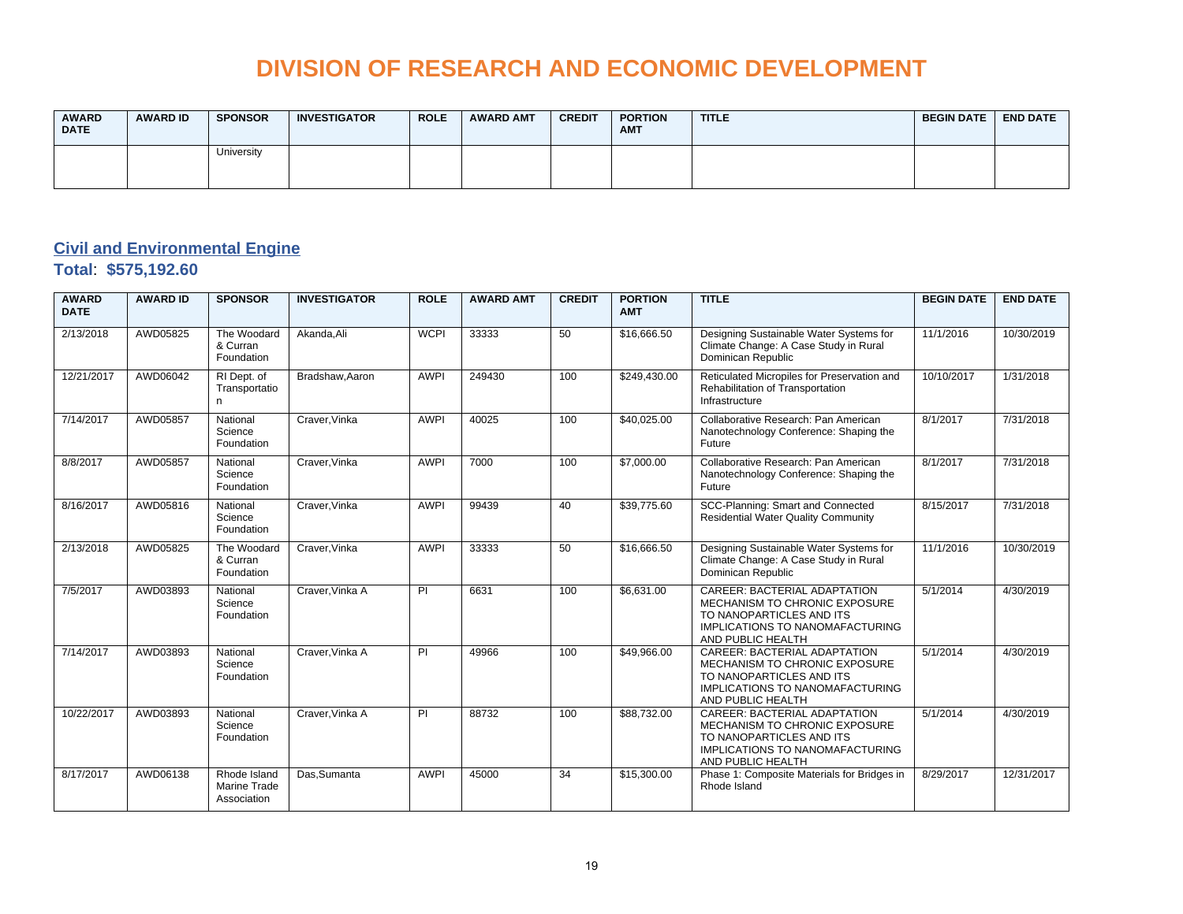# DIVISION OF RESEARCH AND ECONOMIC DEVELOPMENT

| AWARD DATE | AWARD ID | SPONSOR | INVESTIGATOR | ROLE | AWARD AMT | CREDIT | PORTION AMT | TITLE | BEGIN DATE | END DATE |
|---|---|---|---|---|---|---|---|---|---|---|
| | | University | | | | | | | | |

## Civil and Environmental Engine

**Total**: **$575,192.60**

| AWARD DATE | AWARD ID | SPONSOR | INVESTIGATOR | ROLE | AWARD AMT | CREDIT | PORTION AMT | TITLE | BEGIN DATE | END DATE |
|---|---|---|---|---|---|---|---|---|---|---|
| 2/13/2018 | AWD05825 | The Woodard & Curran Foundation | Akanda,Ali | WCPI | 33333 | 50 | $16,666.50 | Designing Sustainable Water Systems for Climate Change: A Case Study in Rural Dominican Republic | 11/1/2016 | 10/30/2019 |
| 12/21/2017 | AWD06042 | RI Dept. of Transportation | Bradshaw,Aaron | AWPI | 249430 | 100 | $249,430.00 | Reticulated Micropiles for Preservation and Rehabilitation of Transportation Infrastructure | 10/10/2017 | 1/31/2018 |
| 7/14/2017 | AWD05857 | National Science Foundation | Craver,Vinka | AWPI | 40025 | 100 | $40,025.00 | Collaborative Research: Pan American Nanotechnology Conference: Shaping the Future | 8/1/2017 | 7/31/2018 |
| 8/8/2017 | AWD05857 | National Science Foundation | Craver,Vinka | AWPI | 7000 | 100 | $7,000.00 | Collaborative Research: Pan American Nanotechnology Conference: Shaping the Future | 8/1/2017 | 7/31/2018 |
| 8/16/2017 | AWD05816 | National Science Foundation | Craver,Vinka | AWPI | 99439 | 40 | $39,775.60 | SCC-Planning: Smart and Connected Residential Water Quality Community | 8/15/2017 | 7/31/2018 |
| 2/13/2018 | AWD05825 | The Woodard & Curran Foundation | Craver,Vinka | AWPI | 33333 | 50 | $16,666.50 | Designing Sustainable Water Systems for Climate Change: A Case Study in Rural Dominican Republic | 11/1/2016 | 10/30/2019 |
| 7/5/2017 | AWD03893 | National Science Foundation | Craver,Vinka A | PI | 6631 | 100 | $6,631.00 | CAREER: BACTERIAL ADAPTATION MECHANISM TO CHRONIC EXPOSURE TO NANOPARTICLES AND ITS IMPLICATIONS TO NANOMAFACTURING AND PUBLIC HEALTH | 5/1/2014 | 4/30/2019 |
| 7/14/2017 | AWD03893 | National Science Foundation | Craver,Vinka A | PI | 49966 | 100 | $49,966.00 | CAREER: BACTERIAL ADAPTATION MECHANISM TO CHRONIC EXPOSURE TO NANOPARTICLES AND ITS IMPLICATIONS TO NANOMAFACTURING AND PUBLIC HEALTH | 5/1/2014 | 4/30/2019 |
| 10/22/2017 | AWD03893 | National Science Foundation | Craver,Vinka A | PI | 88732 | 100 | $88,732.00 | CAREER: BACTERIAL ADAPTATION MECHANISM TO CHRONIC EXPOSURE TO NANOPARTICLES AND ITS IMPLICATIONS TO NANOMAFACTURING AND PUBLIC HEALTH | 5/1/2014 | 4/30/2019 |
| 8/17/2017 | AWD06138 | Rhode Island Marine Trade Association | Das,Sumanta | AWPI | 45000 | 34 | $15,300.00 | Phase 1: Composite Materials for Bridges in Rhode Island | 8/29/2017 | 12/31/2017 |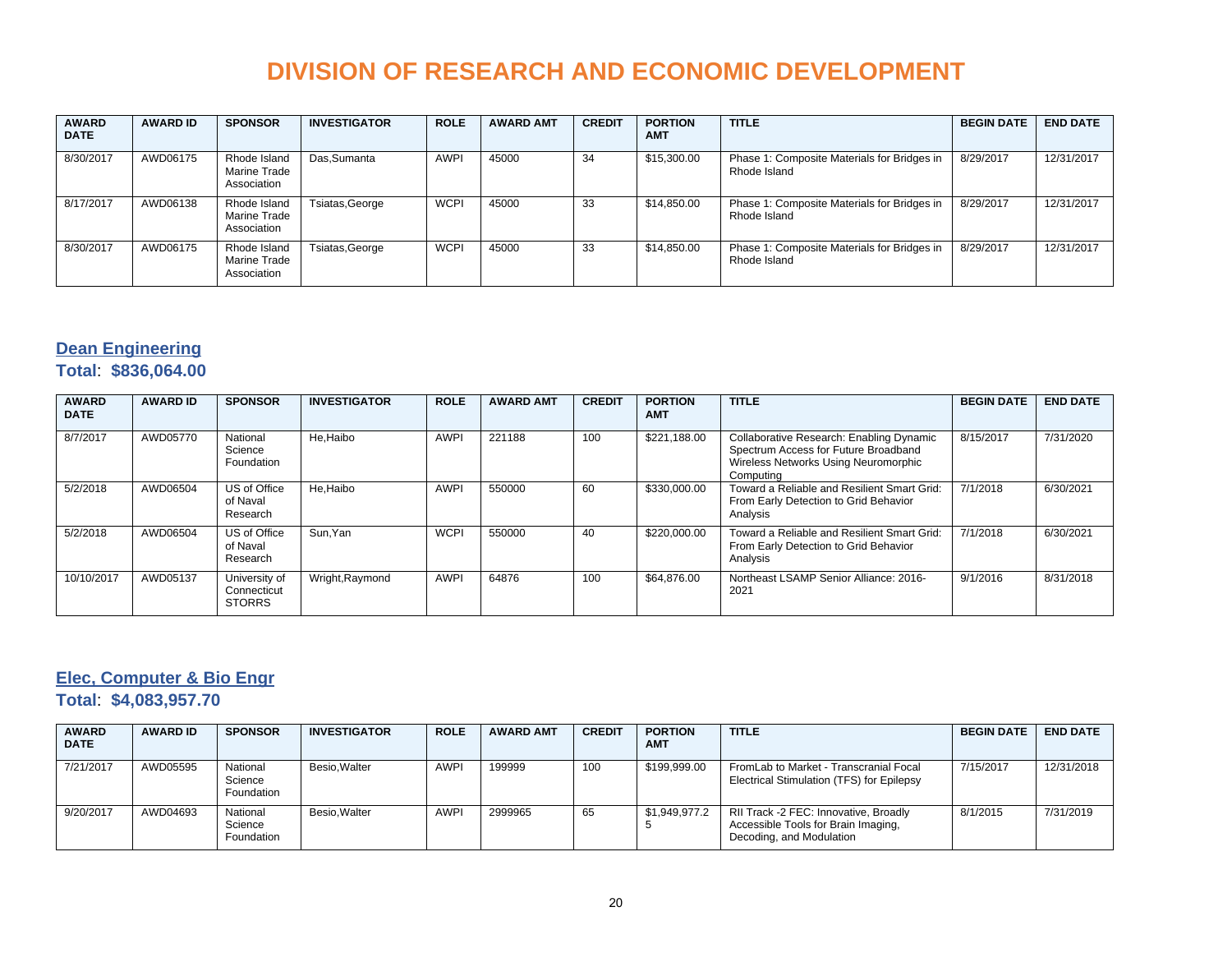# DIVISION OF RESEARCH AND ECONOMIC DEVELOPMENT

| AWARD DATE | AWARD ID | SPONSOR | INVESTIGATOR | ROLE | AWARD AMT | CREDIT | PORTION AMT | TITLE | BEGIN DATE | END DATE |
|---|---|---|---|---|---|---|---|---|---|---|
| 8/30/2017 | AWD06175 | Rhode Island Marine Trade Association | Das,Sumanta | AWPI | 45000 | 34 | $15,300.00 | Phase 1: Composite Materials for Bridges in Rhode Island | 8/29/2017 | 12/31/2017 |
| 8/17/2017 | AWD06138 | Rhode Island Marine Trade Association | Tsiatas,George | WCPI | 45000 | 33 | $14,850.00 | Phase 1: Composite Materials for Bridges in Rhode Island | 8/29/2017 | 12/31/2017 |
| 8/30/2017 | AWD06175 | Rhode Island Marine Trade Association | Tsiatas,George | WCPI | 45000 | 33 | $14,850.00 | Phase 1: Composite Materials for Bridges in Rhode Island | 8/29/2017 | 12/31/2017 |

## Dean Engineering

**Total**: **$836,064.00**

| AWARD DATE | AWARD ID | SPONSOR | INVESTIGATOR | ROLE | AWARD AMT | CREDIT | PORTION AMT | TITLE | BEGIN DATE | END DATE |
|---|---|---|---|---|---|---|---|---|---|---|
| 8/7/2017 | AWD05770 | National Science Foundation | He,Haibo | AWPI | 221188 | 100 | $221,188.00 | Collaborative Research: Enabling Dynamic Spectrum Access for Future Broadband Wireless Networks Using Neuromorphic Computing | 8/15/2017 | 7/31/2020 |
| 5/2/2018 | AWD06504 | US of Office of Naval Research | He,Haibo | AWPI | 550000 | 60 | $330,000.00 | Toward a Reliable and Resilient Smart Grid: From Early Detection to Grid Behavior Analysis | 7/1/2018 | 6/30/2021 |
| 5/2/2018 | AWD06504 | US of Office of Naval Research | Sun,Yan | WCPI | 550000 | 40 | $220,000.00 | Toward a Reliable and Resilient Smart Grid: From Early Detection to Grid Behavior Analysis | 7/1/2018 | 6/30/2021 |
| 10/10/2017 | AWD05137 | University of Connecticut STORRS | Wright,Raymond | AWPI | 64876 | 100 | $64,876.00 | Northeast LSAMP Senior Alliance: 2016-2021 | 9/1/2016 | 8/31/2018 |

## Elec, Computer & Bio Engr

**Total**: **$4,083,957.70**

| AWARD DATE | AWARD ID | SPONSOR | INVESTIGATOR | ROLE | AWARD AMT | CREDIT | PORTION AMT | TITLE | BEGIN DATE | END DATE |
|---|---|---|---|---|---|---|---|---|---|---|
| 7/21/2017 | AWD05595 | National Science Foundation | Besio,Walter | AWPI | 199999 | 100 | $199,999.00 | FromLab to Market - Transcranial Focal Electrical Stimulation (TFS) for Epilepsy | 7/15/2017 | 12/31/2018 |
| 9/20/2017 | AWD04693 | National Science Foundation | Besio,Walter | AWPI | 2999965 | 65 | $1,949,977.25 | RII Track -2 FEC: Innovative, Broadly Accessible Tools for Brain Imaging, Decoding, and Modulation | 8/1/2015 | 7/31/2019 |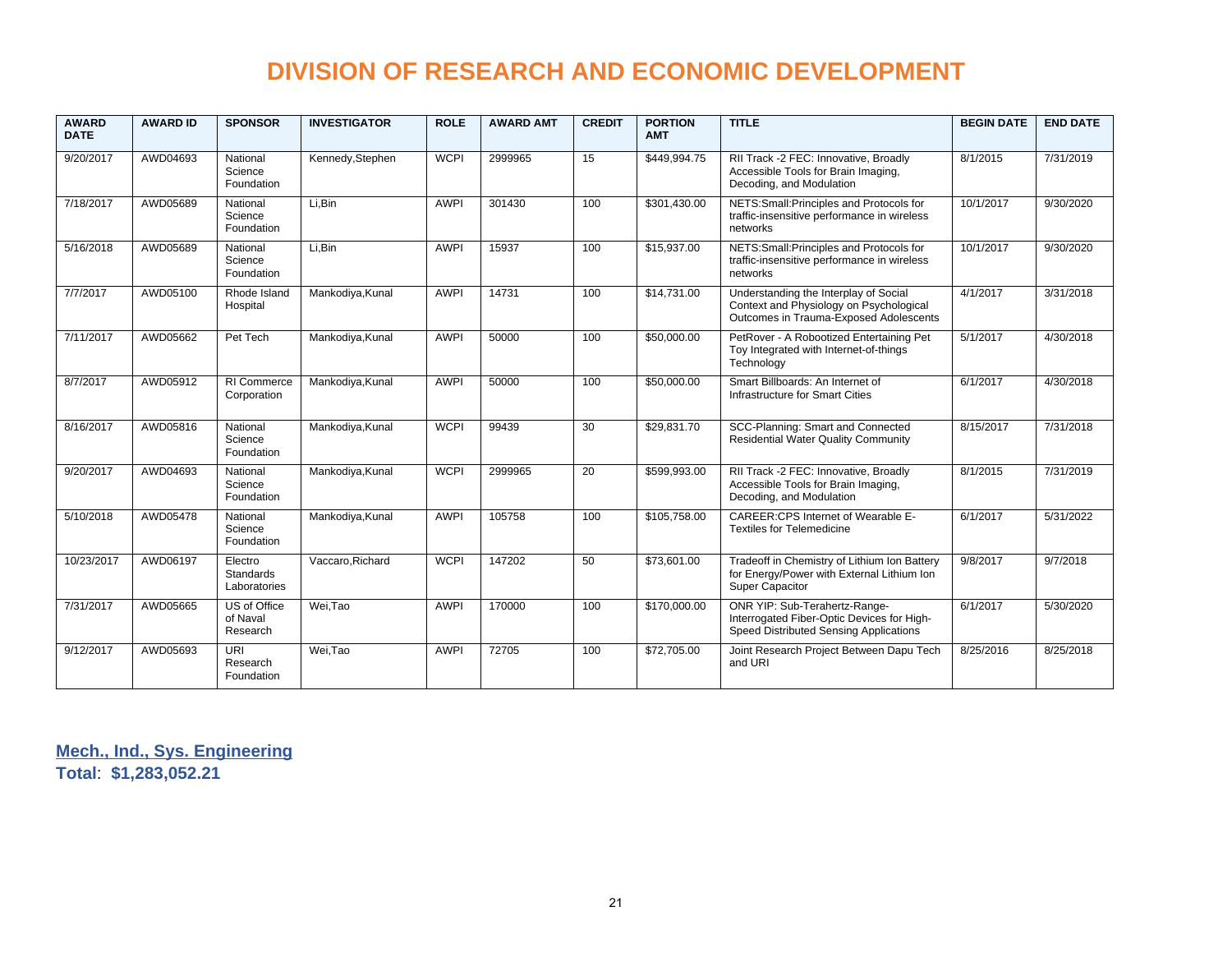# DIVISION OF RESEARCH AND ECONOMIC DEVELOPMENT

| AWARD DATE | AWARD ID | SPONSOR | INVESTIGATOR | ROLE | AWARD AMT | CREDIT | PORTION AMT | TITLE | BEGIN DATE | END DATE |
|---|---|---|---|---|---|---|---|---|---|---|
| 9/20/2017 | AWD04693 | National Science Foundation | Kennedy,Stephen | WCPI | 2999965 | 15 | $449,994.75 | RII Track -2 FEC: Innovative, Broadly Accessible Tools for Brain Imaging, Decoding, and Modulation | 8/1/2015 | 7/31/2019 |
| 7/18/2017 | AWD05689 | National Science Foundation | Li,Bin | AWPI | 301430 | 100 | $301,430.00 | NETS:Small:Principles and Protocols for traffic-insensitive performance in wireless networks | 10/1/2017 | 9/30/2020 |
| 5/16/2018 | AWD05689 | National Science Foundation | Li,Bin | AWPI | 15937 | 100 | $15,937.00 | NETS:Small:Principles and Protocols for traffic-insensitive performance in wireless networks | 10/1/2017 | 9/30/2020 |
| 7/7/2017 | AWD05100 | Rhode Island Hospital | Mankodiya,Kunal | AWPI | 14731 | 100 | $14,731.00 | Understanding the Interplay of Social Context and Physiology on Psychological Outcomes in Trauma-Exposed Adolescents | 4/1/2017 | 3/31/2018 |
| 7/11/2017 | AWD05662 | Pet Tech | Mankodiya,Kunal | AWPI | 50000 | 100 | $50,000.00 | PetRover - A Robootized Entertaining Pet Toy Integrated with Internet-of-things Technology | 5/1/2017 | 4/30/2018 |
| 8/7/2017 | AWD05912 | RI Commerce Corporation | Mankodiya,Kunal | AWPI | 50000 | 100 | $50,000.00 | Smart Billboards: An Internet of Infrastructure for Smart Cities | 6/1/2017 | 4/30/2018 |
| 8/16/2017 | AWD05816 | National Science Foundation | Mankodiya,Kunal | WCPI | 99439 | 30 | $29,831.70 | SCC-Planning: Smart and Connected Residential Water Quality Community | 8/15/2017 | 7/31/2018 |
| 9/20/2017 | AWD04693 | National Science Foundation | Mankodiya,Kunal | WCPI | 2999965 | 20 | $599,993.00 | RII Track -2 FEC: Innovative, Broadly Accessible Tools for Brain Imaging, Decoding, and Modulation | 8/1/2015 | 7/31/2019 |
| 5/10/2018 | AWD05478 | National Science Foundation | Mankodiya,Kunal | AWPI | 105758 | 100 | $105,758.00 | CAREER:CPS Internet of Wearable E-Textiles for Telemedicine | 6/1/2017 | 5/31/2022 |
| 10/23/2017 | AWD06197 | Electro Standards Laboratories | Vaccaro,Richard | WCPI | 147202 | 50 | $73,601.00 | Tradeoff in Chemistry of Lithium Ion Battery for Energy/Power with External Lithium Ion Super Capacitor | 9/8/2017 | 9/7/2018 |
| 7/31/2017 | AWD05665 | US of Office of Naval Research | Wei,Tao | AWPI | 170000 | 100 | $170,000.00 | ONR YIP: Sub-Terahertz-Range-Interrogated Fiber-Optic Devices for High-Speed Distributed Sensing Applications | 6/1/2017 | 5/30/2020 |
| 9/12/2017 | AWD05693 | URI Research Foundation | Wei,Tao | AWPI | 72705 | 100 | $72,705.00 | Joint Research Project Between Dapu Tech and URI | 8/25/2016 | 8/25/2018 |

**Mech., Ind., Sys. Engineering**
**Total**: **$1,283,052.21**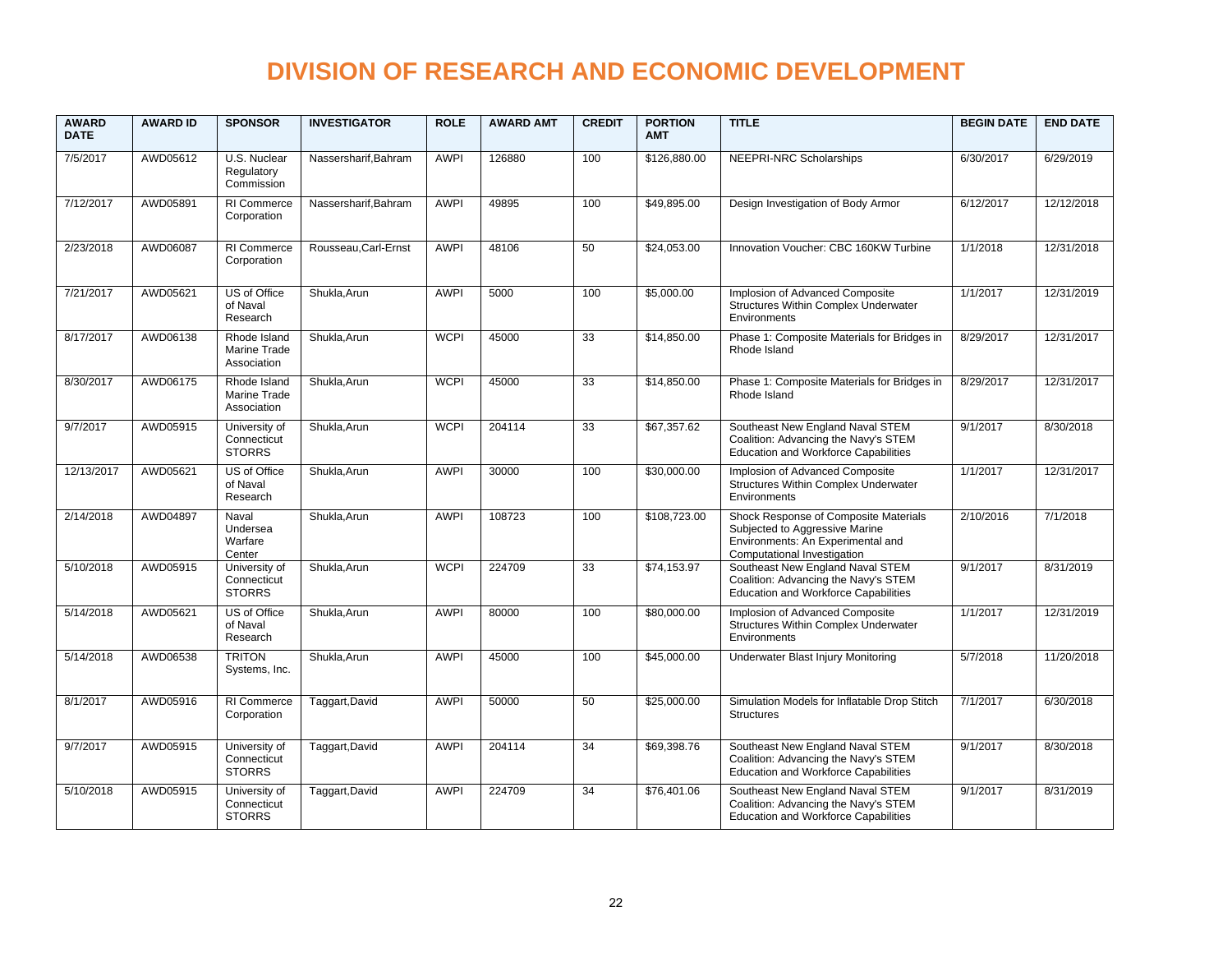# DIVISION OF RESEARCH AND ECONOMIC DEVELOPMENT

| AWARD DATE | AWARD ID | SPONSOR | INVESTIGATOR | ROLE | AWARD AMT | CREDIT | PORTION AMT | TITLE | BEGIN DATE | END DATE |
|---|---|---|---|---|---|---|---|---|---|---|
| 7/5/2017 | AWD05612 | U.S. Nuclear Regulatory Commission | Nassersharif,Bahram | AWPI | 126880 | 100 | $126,880.00 | NEEPRI-NRC Scholarships | 6/30/2017 | 6/29/2019 |
| 7/12/2017 | AWD05891 | RI Commerce Corporation | Nassersharif,Bahram | AWPI | 49895 | 100 | $49,895.00 | Design Investigation of Body Armor | 6/12/2017 | 12/12/2018 |
| 2/23/2018 | AWD06087 | RI Commerce Corporation | Rousseau,Carl-Ernst | AWPI | 48106 | 50 | $24,053.00 | Innovation Voucher: CBC 160KW Turbine | 1/1/2018 | 12/31/2018 |
| 7/21/2017 | AWD05621 | US of Office of Naval Research | Shukla,Arun | AWPI | 5000 | 100 | $5,000.00 | Implosion of Advanced Composite Structures Within Complex Underwater Environments | 1/1/2017 | 12/31/2019 |
| 8/17/2017 | AWD06138 | Rhode Island Marine Trade Association | Shukla,Arun | WCPI | 45000 | 33 | $14,850.00 | Phase 1: Composite Materials for Bridges in Rhode Island | 8/29/2017 | 12/31/2017 |
| 8/30/2017 | AWD06175 | Rhode Island Marine Trade Association | Shukla,Arun | WCPI | 45000 | 33 | $14,850.00 | Phase 1: Composite Materials for Bridges in Rhode Island | 8/29/2017 | 12/31/2017 |
| 9/7/2017 | AWD05915 | University of Connecticut STORRS | Shukla,Arun | WCPI | 204114 | 33 | $67,357.62 | Southeast New England Naval STEM Coalition: Advancing the Navy's STEM Education and Workforce Capabilities | 9/1/2017 | 8/30/2018 |
| 12/13/2017 | AWD05621 | US of Office of Naval Research | Shukla,Arun | AWPI | 30000 | 100 | $30,000.00 | Implosion of Advanced Composite Structures Within Complex Underwater Environments | 1/1/2017 | 12/31/2017 |
| 2/14/2018 | AWD04897 | Naval Undersea Warfare Center | Shukla,Arun | AWPI | 108723 | 100 | $108,723.00 | Shock Response of Composite Materials Subjected to Aggressive Marine Environments: An Experimental and Computational Investigation | 2/10/2016 | 7/1/2018 |
| 5/10/2018 | AWD05915 | University of Connecticut STORRS | Shukla,Arun | WCPI | 224709 | 33 | $74,153.97 | Southeast New England Naval STEM Coalition: Advancing the Navy's STEM Education and Workforce Capabilities | 9/1/2017 | 8/31/2019 |
| 5/14/2018 | AWD05621 | US of Office of Naval Research | Shukla,Arun | AWPI | 80000 | 100 | $80,000.00 | Implosion of Advanced Composite Structures Within Complex Underwater Environments | 1/1/2017 | 12/31/2019 |
| 5/14/2018 | AWD06538 | TRITON Systems, Inc. | Shukla,Arun | AWPI | 45000 | 100 | $45,000.00 | Underwater Blast Injury Monitoring | 5/7/2018 | 11/20/2018 |
| 8/1/2017 | AWD05916 | RI Commerce Corporation | Taggart,David | AWPI | 50000 | 50 | $25,000.00 | Simulation Models for Inflatable Drop Stitch Structures | 7/1/2017 | 6/30/2018 |
| 9/7/2017 | AWD05915 | University of Connecticut STORRS | Taggart,David | AWPI | 204114 | 34 | $69,398.76 | Southeast New England Naval STEM Coalition: Advancing the Navy's STEM Education and Workforce Capabilities | 9/1/2017 | 8/30/2018 |
| 5/10/2018 | AWD05915 | University of Connecticut STORRS | Taggart,David | AWPI | 224709 | 34 | $76,401.06 | Southeast New England Naval STEM Coalition: Advancing the Navy's STEM Education and Workforce Capabilities | 9/1/2017 | 8/31/2019 |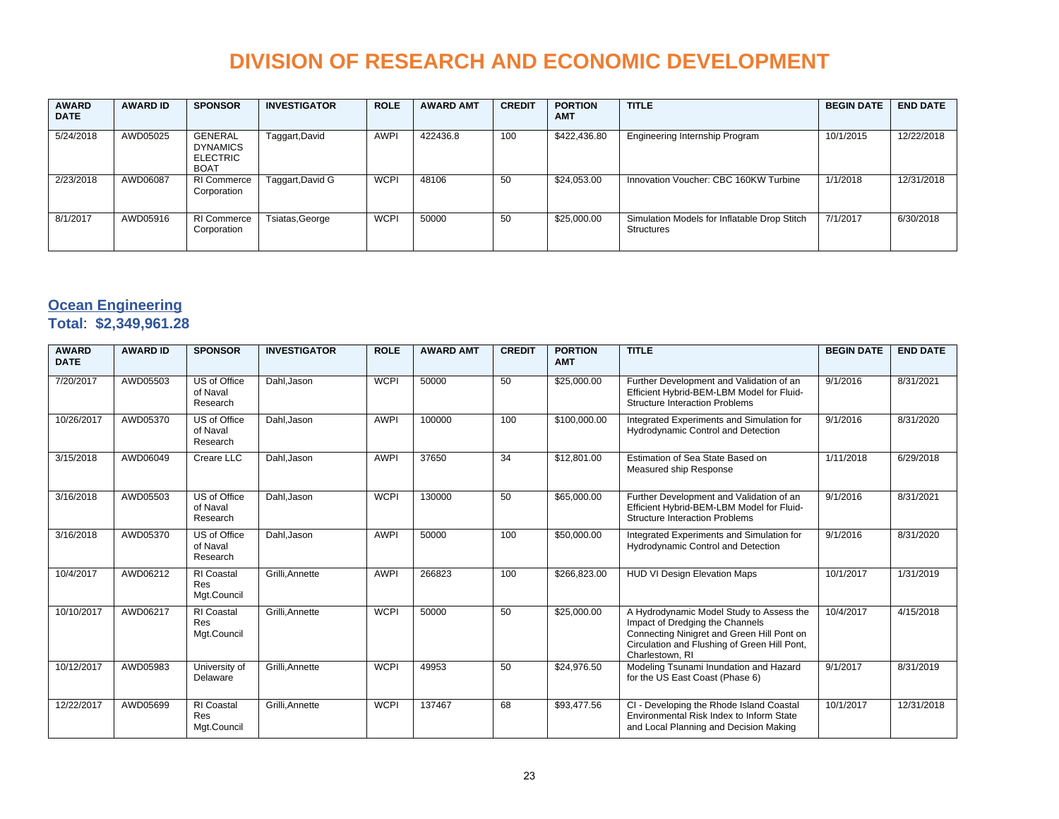# DIVISION OF RESEARCH AND ECONOMIC DEVELOPMENT

| AWARD DATE | AWARD ID | SPONSOR | INVESTIGATOR | ROLE | AWARD AMT | CREDIT | PORTION AMT | TITLE | BEGIN DATE | END DATE |
|---|---|---|---|---|---|---|---|---|---|---|
| 5/24/2018 | AWD05025 | GENERAL DYNAMICS ELECTRIC BOAT | Taggart,David | AWPI | 422436.8 | 100 | $422,436.80 | Engineering Internship Program | 10/1/2015 | 12/22/2018 |
| 2/23/2018 | AWD06087 | RI Commerce Corporation | Taggart,David G | WCPI | 48106 | 50 | $24,053.00 | Innovation Voucher: CBC 160KW Turbine | 1/1/2018 | 12/31/2018 |
| 8/1/2017 | AWD05916 | RI Commerce Corporation | Tsiatas,George | WCPI | 50000 | 50 | $25,000.00 | Simulation Models for Inflatable Drop Stitch Structures | 7/1/2017 | 6/30/2018 |

## Ocean Engineering

**Total**: **$2,349,961.28**

| AWARD DATE | AWARD ID | SPONSOR | INVESTIGATOR | ROLE | AWARD AMT | CREDIT | PORTION AMT | TITLE | BEGIN DATE | END DATE |
|---|---|---|---|---|---|---|---|---|---|---|
| 7/20/2017 | AWD05503 | US of Office of Naval Research | Dahl,Jason | WCPI | 50000 | 50 | $25,000.00 | Further Development and Validation of an Efficient Hybrid-BEM-LBM Model for Fluid-Structure Interaction Problems | 9/1/2016 | 8/31/2021 |
| 10/26/2017 | AWD05370 | US of Office of Naval Research | Dahl,Jason | AWPI | 100000 | 100 | $100,000.00 | Integrated Experiments and Simulation for Hydrodynamic Control and Detection | 9/1/2016 | 8/31/2020 |
| 3/15/2018 | AWD06049 | Creare LLC | Dahl,Jason | AWPI | 37650 | 34 | $12,801.00 | Estimation of Sea State Based on Measured ship Response | 1/11/2018 | 6/29/2018 |
| 3/16/2018 | AWD05503 | US of Office of Naval Research | Dahl,Jason | WCPI | 130000 | 50 | $65,000.00 | Further Development and Validation of an Efficient Hybrid-BEM-LBM Model for Fluid-Structure Interaction Problems | 9/1/2016 | 8/31/2021 |
| 3/16/2018 | AWD05370 | US of Office of Naval Research | Dahl,Jason | AWPI | 50000 | 100 | $50,000.00 | Integrated Experiments and Simulation for Hydrodynamic Control and Detection | 9/1/2016 | 8/31/2020 |
| 10/4/2017 | AWD06212 | RI Coastal Res Mgt.Council | Grilli,Annette | AWPI | 266823 | 100 | $266,823.00 | HUD VI Design Elevation Maps | 10/1/2017 | 1/31/2019 |
| 10/10/2017 | AWD06217 | RI Coastal Res Mgt.Council | Grilli,Annette | WCPI | 50000 | 50 | $25,000.00 | A Hydrodynamic Model Study to Assess the Impact of Dredging the Channels Connecting Ninigret and Green Hill Pont on Circulation and Flushing of Green Hill Pont, Charlestown, RI | 10/4/2017 | 4/15/2018 |
| 10/12/2017 | AWD05983 | University of Delaware | Grilli,Annette | WCPI | 49953 | 50 | $24,976.50 | Modeling Tsunami Inundation and Hazard for the US East Coast (Phase 6) | 9/1/2017 | 8/31/2019 |
| 12/22/2017 | AWD05699 | RI Coastal Res Mgt.Council | Grilli,Annette | WCPI | 137467 | 68 | $93,477.56 | CI - Developing the Rhode Island Coastal Environmental Risk Index to Inform State and Local Planning and Decision Making | 10/1/2017 | 12/31/2018 |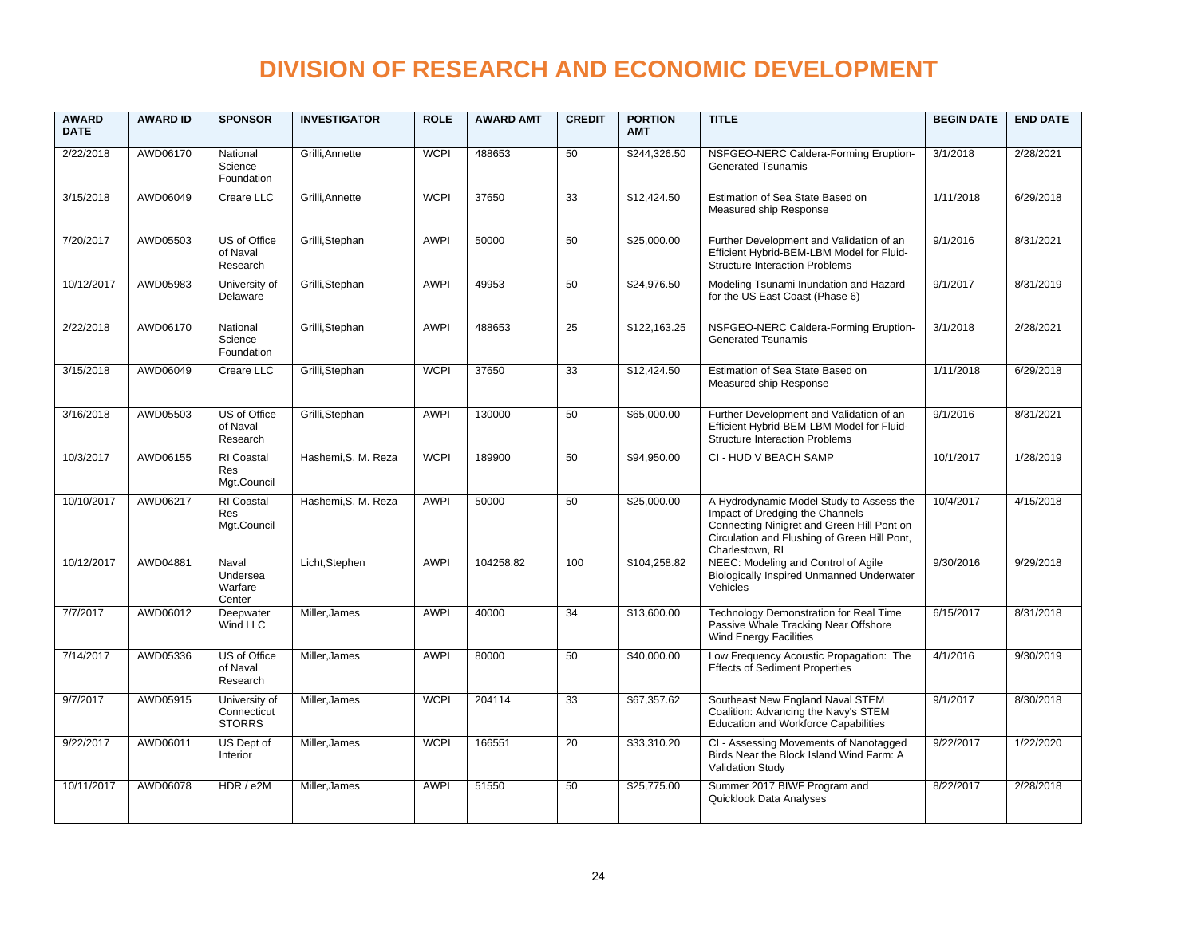# DIVISION OF RESEARCH AND ECONOMIC DEVELOPMENT

| AWARD DATE | AWARD ID | SPONSOR | INVESTIGATOR | ROLE | AWARD AMT | CREDIT | PORTION AMT | TITLE | BEGIN DATE | END DATE |
|---|---|---|---|---|---|---|---|---|---|---|
| 2/22/2018 | AWD06170 | National Science Foundation | Grilli,Annette | WCPI | 488653 | 50 | $244,326.50 | NSFGEO-NERC Caldera-Forming Eruption-Generated Tsunamis | 3/1/2018 | 2/28/2021 |
| 3/15/2018 | AWD06049 | Creare LLC | Grilli,Annette | WCPI | 37650 | 33 | $12,424.50 | Estimation of Sea State Based on Measured ship Response | 1/11/2018 | 6/29/2018 |
| 7/20/2017 | AWD05503 | US of Office of Naval Research | Grilli,Stephan | AWPI | 50000 | 50 | $25,000.00 | Further Development and Validation of an Efficient Hybrid-BEM-LBM Model for Fluid-Structure Interaction Problems | 9/1/2016 | 8/31/2021 |
| 10/12/2017 | AWD05983 | University of Delaware | Grilli,Stephan | AWPI | 49953 | 50 | $24,976.50 | Modeling Tsunami Inundation and Hazard for the US East Coast (Phase 6) | 9/1/2017 | 8/31/2019 |
| 2/22/2018 | AWD06170 | National Science Foundation | Grilli,Stephan | AWPI | 488653 | 25 | $122,163.25 | NSFGEO-NERC Caldera-Forming Eruption-Generated Tsunamis | 3/1/2018 | 2/28/2021 |
| 3/15/2018 | AWD06049 | Creare LLC | Grilli,Stephan | WCPI | 37650 | 33 | $12,424.50 | Estimation of Sea State Based on Measured ship Response | 1/11/2018 | 6/29/2018 |
| 3/16/2018 | AWD05503 | US of Office of Naval Research | Grilli,Stephan | AWPI | 130000 | 50 | $65,000.00 | Further Development and Validation of an Efficient Hybrid-BEM-LBM Model for Fluid-Structure Interaction Problems | 9/1/2016 | 8/31/2021 |
| 10/3/2017 | AWD06155 | RI Coastal Res Mgt.Council | Hashemi,S. M. Reza | WCPI | 189900 | 50 | $94,950.00 | CI - HUD V BEACH SAMP | 10/1/2017 | 1/28/2019 |
| 10/10/2017 | AWD06217 | RI Coastal Res Mgt.Council | Hashemi,S. M. Reza | AWPI | 50000 | 50 | $25,000.00 | A Hydrodynamic Model Study to Assess the Impact of Dredging the Channels Connecting Ninigret and Green Hill Pont on Circulation and Flushing of Green Hill Pont, Charlestown, RI | 10/4/2017 | 4/15/2018 |
| 10/12/2017 | AWD04881 | Naval Undersea Warfare Center | Licht,Stephen | AWPI | 104258.82 | 100 | $104,258.82 | NEEC: Modeling and Control of Agile Biologically Inspired Unmanned Underwater Vehicles | 9/30/2016 | 9/29/2018 |
| 7/7/2017 | AWD06012 | Deepwater Wind LLC | Miller,James | AWPI | 40000 | 34 | $13,600.00 | Technology Demonstration for Real Time Passive Whale Tracking Near Offshore Wind Energy Facilities | 6/15/2017 | 8/31/2018 |
| 7/14/2017 | AWD05336 | US of Office of Naval Research | Miller,James | AWPI | 80000 | 50 | $40,000.00 | Low Frequency Acoustic Propagation: The Effects of Sediment Properties | 4/1/2016 | 9/30/2019 |
| 9/7/2017 | AWD05915 | University of Connecticut STORRS | Miller,James | WCPI | 204114 | 33 | $67,357.62 | Southeast New England Naval STEM Coalition: Advancing the Navy's STEM Education and Workforce Capabilities | 9/1/2017 | 8/30/2018 |
| 9/22/2017 | AWD06011 | US Dept of Interior | Miller,James | WCPI | 166551 | 20 | $33,310.20 | CI - Assessing Movements of Nanotagged Birds Near the Block Island Wind Farm: A Validation Study | 9/22/2017 | 1/22/2020 |
| 10/11/2017 | AWD06078 | HDR / e2M | Miller,James | AWPI | 51550 | 50 | $25,775.00 | Summer 2017 BIWF Program and Quicklook Data Analyses | 8/22/2017 | 2/28/2018 |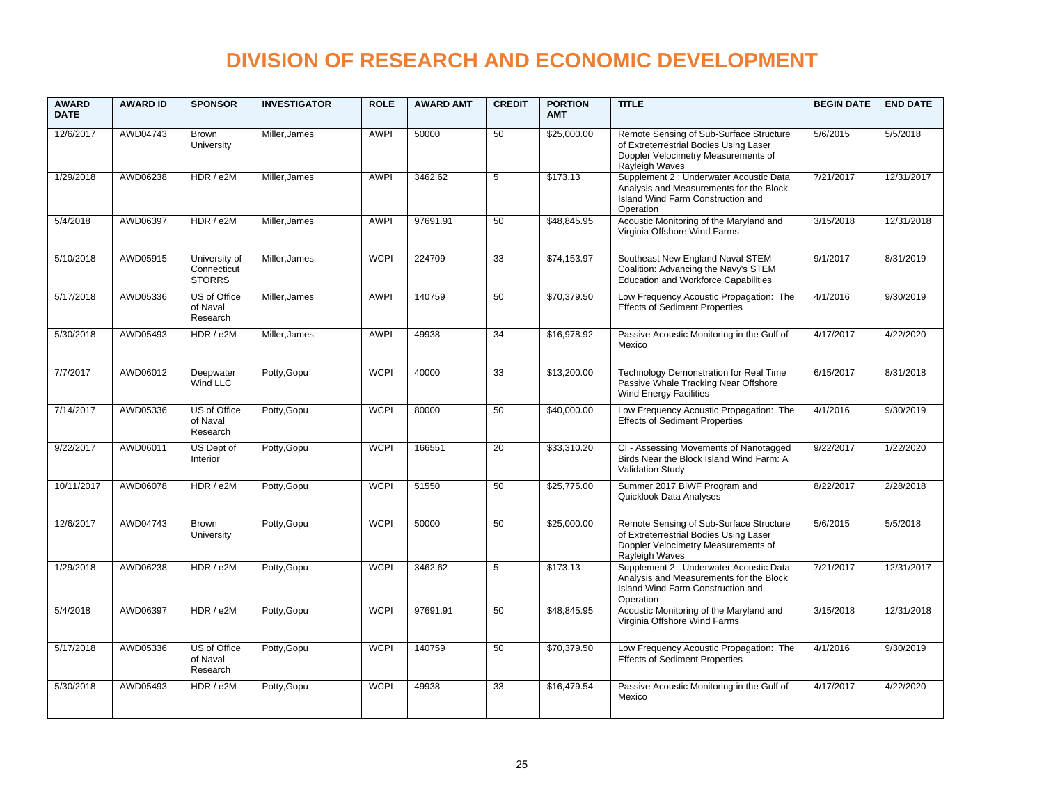# DIVISION OF RESEARCH AND ECONOMIC DEVELOPMENT

| AWARD DATE | AWARD ID | SPONSOR | INVESTIGATOR | ROLE | AWARD AMT | CREDIT | PORTION AMT | TITLE | BEGIN DATE | END DATE |
|---|---|---|---|---|---|---|---|---|---|---|
| 12/6/2017 | AWD04743 | Brown University | Miller,James | AWPI | 50000 | 50 | $25,000.00 | Remote Sensing of Sub-Surface Structure of Extreterrestrial Bodies Using Laser Doppler Velocimetry Measurements of Rayleigh Waves | 5/6/2015 | 5/5/2018 |
| 1/29/2018 | AWD06238 | HDR / e2M | Miller,James | AWPI | 3462.62 | 5 | $173.13 | Supplement 2 : Underwater Acoustic Data Analysis and Measurements for the Block Island Wind Farm Construction and Operation | 7/21/2017 | 12/31/2017 |
| 5/4/2018 | AWD06397 | HDR / e2M | Miller,James | AWPI | 97691.91 | 50 | $48,845.95 | Acoustic Monitoring of the Maryland and Virginia Offshore Wind Farms | 3/15/2018 | 12/31/2018 |
| 5/10/2018 | AWD05915 | University of Connecticut STORRS | Miller,James | WCPI | 224709 | 33 | $74,153.97 | Southeast New England Naval STEM Coalition: Advancing the Navy's STEM Education and Workforce Capabilities | 9/1/2017 | 8/31/2019 |
| 5/17/2018 | AWD05336 | US of Office of Naval Research | Miller,James | AWPI | 140759 | 50 | $70,379.50 | Low Frequency Acoustic Propagation: The Effects of Sediment Properties | 4/1/2016 | 9/30/2019 |
| 5/30/2018 | AWD05493 | HDR / e2M | Miller,James | AWPI | 49938 | 34 | $16,978.92 | Passive Acoustic Monitoring in the Gulf of Mexico | 4/17/2017 | 4/22/2020 |
| 7/7/2017 | AWD06012 | Deepwater Wind LLC | Potty,Gopu | WCPI | 40000 | 33 | $13,200.00 | Technology Demonstration for Real Time Passive Whale Tracking Near Offshore Wind Energy Facilities | 6/15/2017 | 8/31/2018 |
| 7/14/2017 | AWD05336 | US of Office of Naval Research | Potty,Gopu | WCPI | 80000 | 50 | $40,000.00 | Low Frequency Acoustic Propagation: The Effects of Sediment Properties | 4/1/2016 | 9/30/2019 |
| 9/22/2017 | AWD06011 | US Dept of Interior | Potty,Gopu | WCPI | 166551 | 20 | $33,310.20 | CI - Assessing Movements of Nanotagged Birds Near the Block Island Wind Farm: A Validation Study | 9/22/2017 | 1/22/2020 |
| 10/11/2017 | AWD06078 | HDR / e2M | Potty,Gopu | WCPI | 51550 | 50 | $25,775.00 | Summer 2017 BIWF Program and Quicklook Data Analyses | 8/22/2017 | 2/28/2018 |
| 12/6/2017 | AWD04743 | Brown University | Potty,Gopu | WCPI | 50000 | 50 | $25,000.00 | Remote Sensing of Sub-Surface Structure of Extreterrestrial Bodies Using Laser Doppler Velocimetry Measurements of Rayleigh Waves | 5/6/2015 | 5/5/2018 |
| 1/29/2018 | AWD06238 | HDR / e2M | Potty,Gopu | WCPI | 3462.62 | 5 | $173.13 | Supplement 2 : Underwater Acoustic Data Analysis and Measurements for the Block Island Wind Farm Construction and Operation | 7/21/2017 | 12/31/2017 |
| 5/4/2018 | AWD06397 | HDR / e2M | Potty,Gopu | WCPI | 97691.91 | 50 | $48,845.95 | Acoustic Monitoring of the Maryland and Virginia Offshore Wind Farms | 3/15/2018 | 12/31/2018 |
| 5/17/2018 | AWD05336 | US of Office of Naval Research | Potty,Gopu | WCPI | 140759 | 50 | $70,379.50 | Low Frequency Acoustic Propagation: The Effects of Sediment Properties | 4/1/2016 | 9/30/2019 |
| 5/30/2018 | AWD05493 | HDR / e2M | Potty,Gopu | WCPI | 49938 | 33 | $16,479.54 | Passive Acoustic Monitoring in the Gulf of Mexico | 4/17/2017 | 4/22/2020 |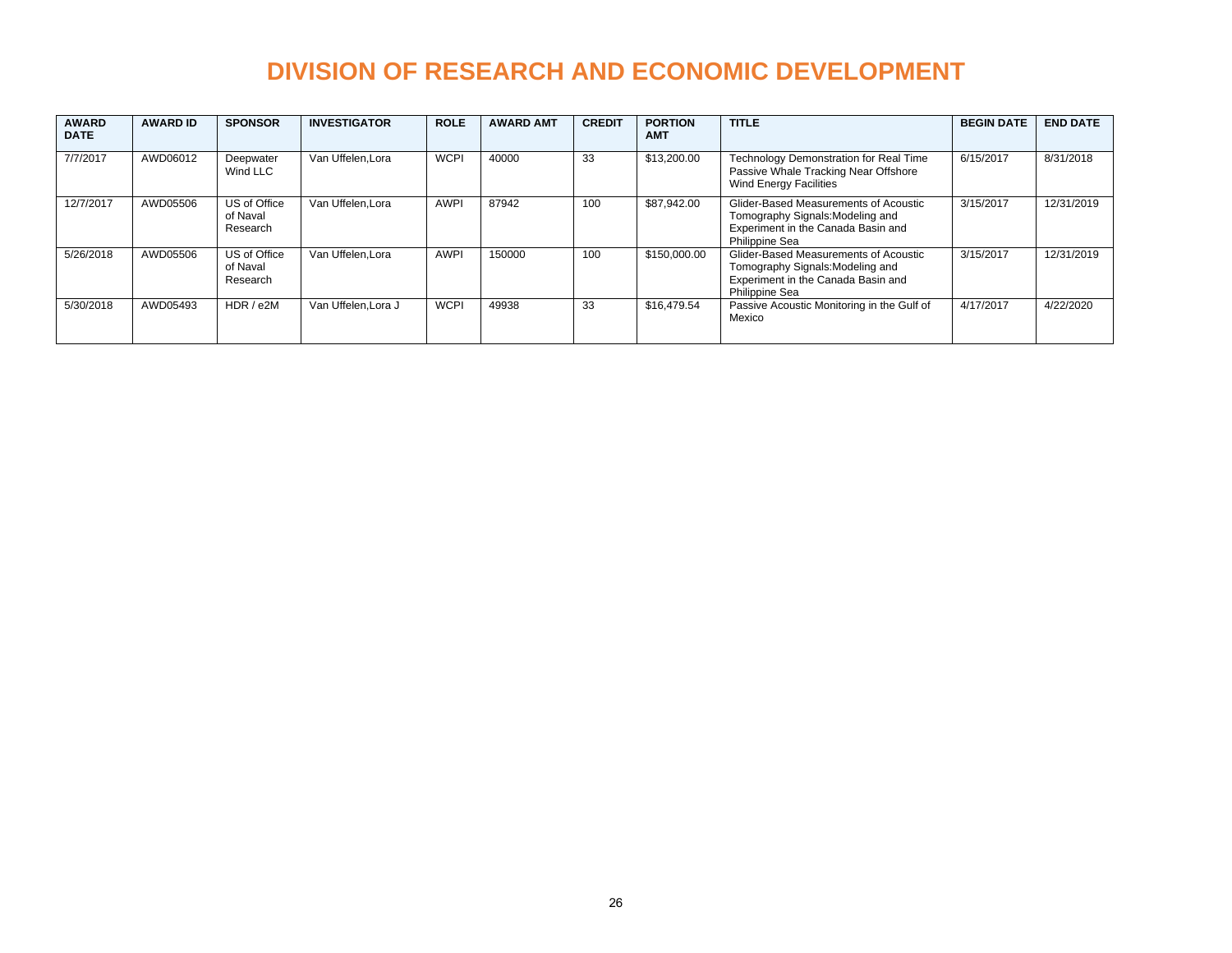# DIVISION OF RESEARCH AND ECONOMIC DEVELOPMENT

| AWARD DATE | AWARD ID | SPONSOR | INVESTIGATOR | ROLE | AWARD AMT | CREDIT | PORTION AMT | TITLE | BEGIN DATE | END DATE |
|---|---|---|---|---|---|---|---|---|---|---|
| 7/7/2017 | AWD06012 | Deepwater Wind LLC | Van Uffelen,Lora | WCPI | 40000 | 33 | $13,200.00 | Technology Demonstration for Real Time Passive Whale Tracking Near Offshore Wind Energy Facilities | 6/15/2017 | 8/31/2018 |
| 12/7/2017 | AWD05506 | US of Office of Naval Research | Van Uffelen,Lora | AWPI | 87942 | 100 | $87,942.00 | Glider-Based Measurements of Acoustic Tomography Signals:Modeling and Experiment in the Canada Basin and Philippine Sea | 3/15/2017 | 12/31/2019 |
| 5/26/2018 | AWD05506 | US of Office of Naval Research | Van Uffelen,Lora | AWPI | 150000 | 100 | $150,000.00 | Glider-Based Measurements of Acoustic Tomography Signals:Modeling and Experiment in the Canada Basin and Philippine Sea | 3/15/2017 | 12/31/2019 |
| 5/30/2018 | AWD05493 | HDR / e2M | Van Uffelen,Lora J | WCPI | 49938 | 33 | $16,479.54 | Passive Acoustic Monitoring in the Gulf of Mexico | 4/17/2017 | 4/22/2020 |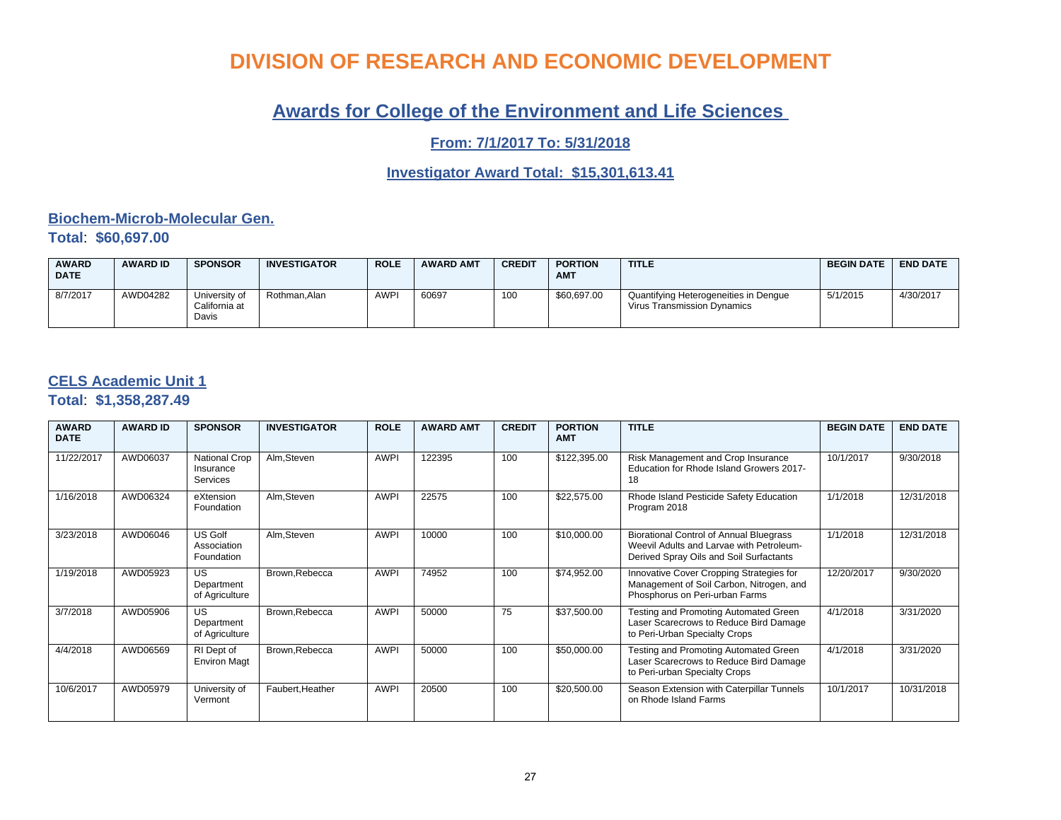# DIVISION OF RESEARCH AND ECONOMIC DEVELOPMENT

## Awards for College of the Environment and Life Sciences

### From: 7/1/2017 To: 5/31/2018

### Investigator Award Total: $15,301,613.41

## Biochem-Microb-Molecular Gen.

**Total**: **$60,697.00**

| AWARD DATE | AWARD ID | SPONSOR | INVESTIGATOR | ROLE | AWARD AMT | CREDIT | PORTION AMT | TITLE | BEGIN DATE | END DATE |
|---|---|---|---|---|---|---|---|---|---|---|
| 8/7/2017 | AWD04282 | University of California at Davis | Rothman,Alan | AWPI | 60697 | 100 | $60,697.00 | Quantifying Heterogeneities in Dengue Virus Transmission Dynamics | 5/1/2015 | 4/30/2017 |

## CELS Academic Unit 1

**Total**: **$1,358,287.49**

| AWARD DATE | AWARD ID | SPONSOR | INVESTIGATOR | ROLE | AWARD AMT | CREDIT | PORTION AMT | TITLE | BEGIN DATE | END DATE |
|---|---|---|---|---|---|---|---|---|---|---|
| 11/22/2017 | AWD06037 | National Crop Insurance Services | Alm,Steven | AWPI | 122395 | 100 | $122,395.00 | Risk Management and Crop Insurance Education for Rhode Island Growers 2017-18 | 10/1/2017 | 9/30/2018 |
| 1/16/2018 | AWD06324 | eXtension Foundation | Alm,Steven | AWPI | 22575 | 100 | $22,575.00 | Rhode Island Pesticide Safety Education Program 2018 | 1/1/2018 | 12/31/2018 |
| 3/23/2018 | AWD06046 | US Golf Association Foundation | Alm,Steven | AWPI | 10000 | 100 | $10,000.00 | Biorational Control of Annual Bluegrass Weevil Adults and Larvae with Petroleum-Derived Spray Oils and Soil Surfactants | 1/1/2018 | 12/31/2018 |
| 1/19/2018 | AWD05923 | US Department of Agriculture | Brown,Rebecca | AWPI | 74952 | 100 | $74,952.00 | Innovative Cover Cropping Strategies for Management of Soil Carbon, Nitrogen, and Phosphorus on Peri-urban Farms | 12/20/2017 | 9/30/2020 |
| 3/7/2018 | AWD05906 | US Department of Agriculture | Brown,Rebecca | AWPI | 50000 | 75 | $37,500.00 | Testing and Promoting Automated Green Laser Scarecrows to Reduce Bird Damage to Peri-Urban Specialty Crops | 4/1/2018 | 3/31/2020 |
| 4/4/2018 | AWD06569 | RI Dept of Environ Magt | Brown,Rebecca | AWPI | 50000 | 100 | $50,000.00 | Testing and Promoting Automated Green Laser Scarecrows to Reduce Bird Damage to Peri-urban Specialty Crops | 4/1/2018 | 3/31/2020 |
| 10/6/2017 | AWD05979 | University of Vermont | Faubert,Heather | AWPI | 20500 | 100 | $20,500.00 | Season Extension with Caterpillar Tunnels on Rhode Island Farms | 10/1/2017 | 10/31/2018 |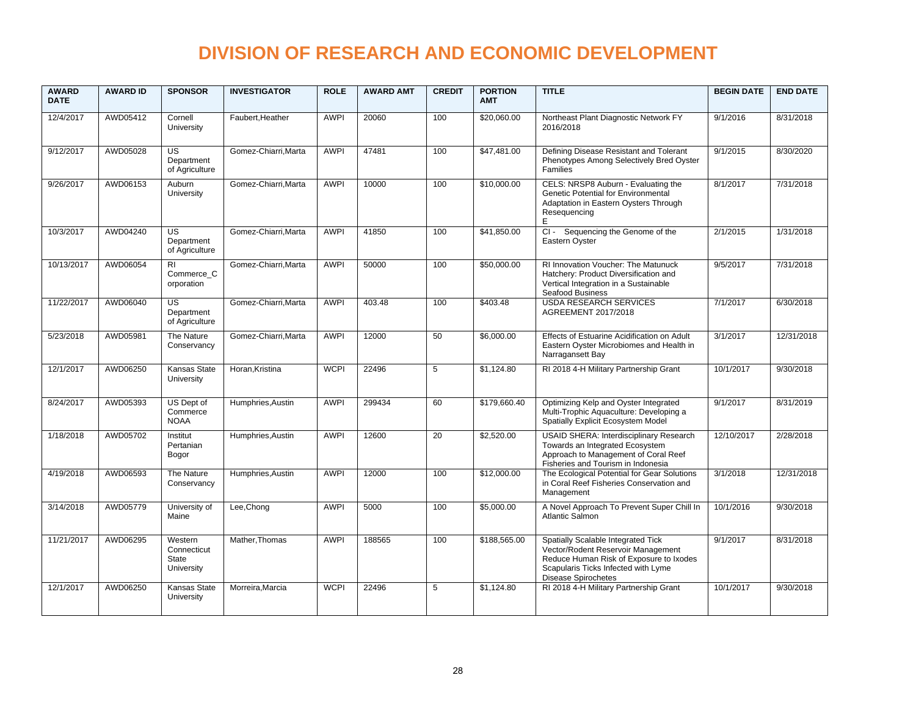# DIVISION OF RESEARCH AND ECONOMIC DEVELOPMENT

| AWARD DATE | AWARD ID | SPONSOR | INVESTIGATOR | ROLE | AWARD AMT | CREDIT | PORTION AMT | TITLE | BEGIN DATE | END DATE |
|---|---|---|---|---|---|---|---|---|---|---|
| 12/4/2017 | AWD05412 | Cornell University | Faubert,Heather | AWPI | 20060 | 100 | $20,060.00 | Northeast Plant Diagnostic Network FY 2016/2018 | 9/1/2016 | 8/31/2018 |
| 9/12/2017 | AWD05028 | US Department of Agriculture | Gomez-Chiarri,Marta | AWPI | 47481 | 100 | $47,481.00 | Defining Disease Resistant and Tolerant Phenotypes Among Selectively Bred Oyster Families | 9/1/2015 | 8/30/2020 |
| 9/26/2017 | AWD06153 | Auburn University | Gomez-Chiarri,Marta | AWPI | 10000 | 100 | $10,000.00 | CELS: NRSP8 Auburn - Evaluating the Genetic Potential for Environmental Adaptation in Eastern Oysters Through Resequencing E | 8/1/2017 | 7/31/2018 |
| 10/3/2017 | AWD04240 | US Department of Agriculture | Gomez-Chiarri,Marta | AWPI | 41850 | 100 | $41,850.00 | CI - Sequencing the Genome of the Eastern Oyster | 2/1/2015 | 1/31/2018 |
| 10/13/2017 | AWD06054 | RI Commerce_Corporation | Gomez-Chiarri,Marta | AWPI | 50000 | 100 | $50,000.00 | RI Innovation Voucher: The Matunuck Hatchery: Product Diversification and Vertical Integration in a Sustainable Seafood Business | 9/5/2017 | 7/31/2018 |
| 11/22/2017 | AWD06040 | US Department of Agriculture | Gomez-Chiarri,Marta | AWPI | 403.48 | 100 | $403.48 | USDA RESEARCH SERVICES AGREEMENT 2017/2018 | 7/1/2017 | 6/30/2018 |
| 5/23/2018 | AWD05981 | The Nature Conservancy | Gomez-Chiarri,Marta | AWPI | 12000 | 50 | $6,000.00 | Effects of Estuarine Acidification on Adult Eastern Oyster Microbiomes and Health in Narragansett Bay | 3/1/2017 | 12/31/2018 |
| 12/1/2017 | AWD06250 | Kansas State University | Horan,Kristina | WCPI | 22496 | 5 | $1,124.80 | RI 2018 4-H Military Partnership Grant | 10/1/2017 | 9/30/2018 |
| 8/24/2017 | AWD05393 | US Dept of Commerce NOAA | Humphries,Austin | AWPI | 299434 | 60 | $179,660.40 | Optimizing Kelp and Oyster Integrated Multi-Trophic Aquaculture: Developing a Spatially Explicit Ecosystem Model | 9/1/2017 | 8/31/2019 |
| 1/18/2018 | AWD05702 | Institut Pertanian Bogor | Humphries,Austin | AWPI | 12600 | 20 | $2,520.00 | USAID SHERA: Interdisciplinary Research Towards an Integrated Ecosystem Approach to Management of Coral Reef Fisheries and Tourism in Indonesia | 12/10/2017 | 2/28/2018 |
| 4/19/2018 | AWD06593 | The Nature Conservancy | Humphries,Austin | AWPI | 12000 | 100 | $12,000.00 | The Ecological Potential for Gear Solutions in Coral Reef Fisheries Conservation and Management | 3/1/2018 | 12/31/2018 |
| 3/14/2018 | AWD05779 | University of Maine | Lee,Chong | AWPI | 5000 | 100 | $5,000.00 | A Novel Approach To Prevent Super Chill In Atlantic Salmon | 10/1/2016 | 9/30/2018 |
| 11/21/2017 | AWD06295 | Western Connecticut State University | Mather,Thomas | AWPI | 188565 | 100 | $188,565.00 | Spatially Scalable Integrated Tick Vector/Rodent Reservoir Management Reduce Human Risk of Exposure to Ixodes Scapularis Ticks Infected with Lyme Disease Spirochetes | 9/1/2017 | 8/31/2018 |
| 12/1/2017 | AWD06250 | Kansas State University | Morreira,Marcia | WCPI | 22496 | 5 | $1,124.80 | RI 2018 4-H Military Partnership Grant | 10/1/2017 | 9/30/2018 |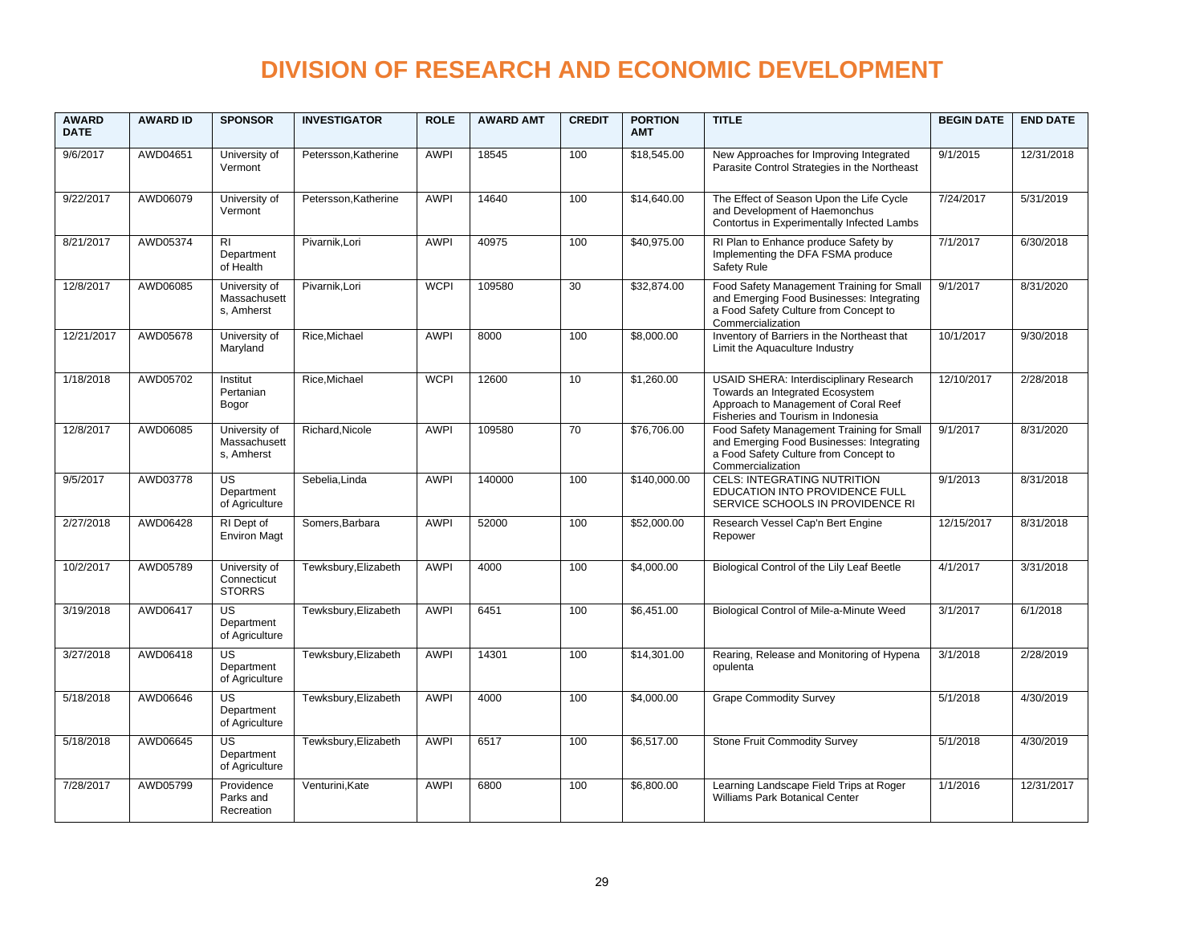# DIVISION OF RESEARCH AND ECONOMIC DEVELOPMENT

| AWARD DATE | AWARD ID | SPONSOR | INVESTIGATOR | ROLE | AWARD AMT | CREDIT | PORTION AMT | TITLE | BEGIN DATE | END DATE |
|---|---|---|---|---|---|---|---|---|---|---|
| 9/6/2017 | AWD04651 | University of Vermont | Petersson,Katherine | AWPI | 18545 | 100 | $18,545.00 | New Approaches for Improving Integrated Parasite Control Strategies in the Northeast | 9/1/2015 | 12/31/2018 |
| 9/22/2017 | AWD06079 | University of Vermont | Petersson,Katherine | AWPI | 14640 | 100 | $14,640.00 | The Effect of Season Upon the Life Cycle and Development of Haemonchus Contortus in Experimentally Infected Lambs | 7/24/2017 | 5/31/2019 |
| 8/21/2017 | AWD05374 | RI Department of Health | Pivarnik,Lori | AWPI | 40975 | 100 | $40,975.00 | RI Plan to Enhance produce Safety by Implementing the DFA FSMA produce Safety Rule | 7/1/2017 | 6/30/2018 |
| 12/8/2017 | AWD06085 | University of Massachusetts, Amherst | Pivarnik,Lori | WCPI | 109580 | 30 | $32,874.00 | Food Safety Management Training for Small and Emerging Food Businesses: Integrating a Food Safety Culture from Concept to Commercialization | 9/1/2017 | 8/31/2020 |
| 12/21/2017 | AWD05678 | University of Maryland | Rice,Michael | AWPI | 8000 | 100 | $8,000.00 | Inventory of Barriers in the Northeast that Limit the Aquaculture Industry | 10/1/2017 | 9/30/2018 |
| 1/18/2018 | AWD05702 | Institut Pertanian Bogor | Rice,Michael | WCPI | 12600 | 10 | $1,260.00 | USAID SHERA: Interdisciplinary Research Towards an Integrated Ecosystem Approach to Management of Coral Reef Fisheries and Tourism in Indonesia | 12/10/2017 | 2/28/2018 |
| 12/8/2017 | AWD06085 | University of Massachusetts, Amherst | Richard,Nicole | AWPI | 109580 | 70 | $76,706.00 | Food Safety Management Training for Small and Emerging Food Businesses: Integrating a Food Safety Culture from Concept to Commercialization | 9/1/2017 | 8/31/2020 |
| 9/5/2017 | AWD03778 | US Department of Agriculture | Sebelia,Linda | AWPI | 140000 | 100 | $140,000.00 | CELS: INTEGRATING NUTRITION EDUCATION INTO PROVIDENCE FULL SERVICE SCHOOLS IN PROVIDENCE RI | 9/1/2013 | 8/31/2018 |
| 2/27/2018 | AWD06428 | RI Dept of Environ Magt | Somers,Barbara | AWPI | 52000 | 100 | $52,000.00 | Research Vessel Cap'n Bert Engine Repower | 12/15/2017 | 8/31/2018 |
| 10/2/2017 | AWD05789 | University of Connecticut STORRS | Tewksbury,Elizabeth | AWPI | 4000 | 100 | $4,000.00 | Biological Control of the Lily Leaf Beetle | 4/1/2017 | 3/31/2018 |
| 3/19/2018 | AWD06417 | US Department of Agriculture | Tewksbury,Elizabeth | AWPI | 6451 | 100 | $6,451.00 | Biological Control of Mile-a-Minute Weed | 3/1/2017 | 6/1/2018 |
| 3/27/2018 | AWD06418 | US Department of Agriculture | Tewksbury,Elizabeth | AWPI | 14301 | 100 | $14,301.00 | Rearing, Release and Monitoring of Hypena opulenta | 3/1/2018 | 2/28/2019 |
| 5/18/2018 | AWD06646 | US Department of Agriculture | Tewksbury,Elizabeth | AWPI | 4000 | 100 | $4,000.00 | Grape Commodity Survey | 5/1/2018 | 4/30/2019 |
| 5/18/2018 | AWD06645 | US Department of Agriculture | Tewksbury,Elizabeth | AWPI | 6517 | 100 | $6,517.00 | Stone Fruit Commodity Survey | 5/1/2018 | 4/30/2019 |
| 7/28/2017 | AWD05799 | Providence Parks and Recreation | Venturini,Kate | AWPI | 6800 | 100 | $6,800.00 | Learning Landscape Field Trips at Roger Williams Park Botanical Center | 1/1/2016 | 12/31/2017 |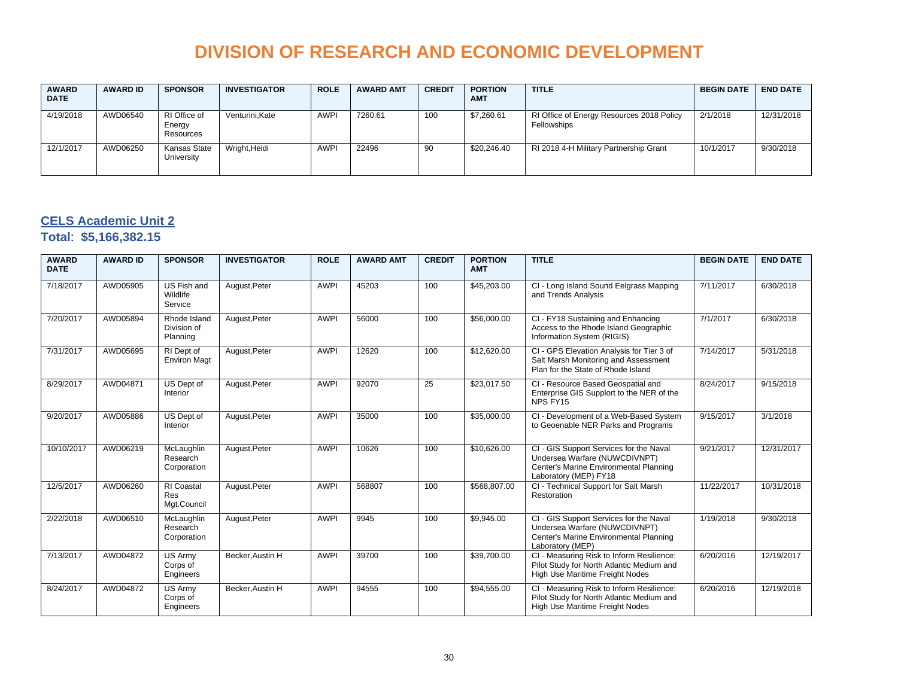# DIVISION OF RESEARCH AND ECONOMIC DEVELOPMENT

| AWARD DATE | AWARD ID | SPONSOR | INVESTIGATOR | ROLE | AWARD AMT | CREDIT | PORTION AMT | TITLE | BEGIN DATE | END DATE |
|---|---|---|---|---|---|---|---|---|---|---|
| 4/19/2018 | AWD06540 | RI Office of Energy Resources | Venturini,Kate | AWPI | 7260.61 | 100 | $7,260.61 | RI Office of Energy Resources 2018 Policy Fellowships | 2/1/2018 | 12/31/2018 |
| 12/1/2017 | AWD06250 | Kansas State University | Wright,Heidi | AWPI | 22496 | 90 | $20,246.40 | RI 2018 4-H Military Partnership Grant | 10/1/2017 | 9/30/2018 |

## CELS Academic Unit 2

**Total**: **$5,166,382.15**

| AWARD DATE | AWARD ID | SPONSOR | INVESTIGATOR | ROLE | AWARD AMT | CREDIT | PORTION AMT | TITLE | BEGIN DATE | END DATE |
|---|---|---|---|---|---|---|---|---|---|---|
| 7/18/2017 | AWD05905 | US Fish and Wildlife Service | August,Peter | AWPI | 45203 | 100 | $45,203.00 | CI - Long Island Sound Eelgrass Mapping and Trends Analysis | 7/11/2017 | 6/30/2018 |
| 7/20/2017 | AWD05894 | Rhode Island Division of Planning | August,Peter | AWPI | 56000 | 100 | $56,000.00 | CI - FY18 Sustaining and Enhancing Access to the Rhode Island Geographic Information System (RIGIS) | 7/1/2017 | 6/30/2018 |
| 7/31/2017 | AWD05695 | RI Dept of Environ Magt | August,Peter | AWPI | 12620 | 100 | $12,620.00 | CI - GPS Elevation Analysis for Tier 3 of Salt Marsh Monitoring and Assessment Plan for the State of Rhode Island | 7/14/2017 | 5/31/2018 |
| 8/29/2017 | AWD04871 | US Dept of Interior | August,Peter | AWPI | 92070 | 25 | $23,017.50 | CI - Resource Based Geospatial and Enterprise GIS Supplort to the NER of the NPS FY15 | 8/24/2017 | 9/15/2018 |
| 9/20/2017 | AWD05886 | US Dept of Interior | August,Peter | AWPI | 35000 | 100 | $35,000.00 | CI - Development of a Web-Based System to Geoenable NER Parks and Programs | 9/15/2017 | 3/1/2018 |
| 10/10/2017 | AWD06219 | McLaughlin Research Corporation | August,Peter | AWPI | 10626 | 100 | $10,626.00 | CI - GIS Support Services for the Naval Undersea Warfare (NUWCDIVNPT) Center's Marine Environmental Planning Laboratory (MEP) FY18 | 9/21/2017 | 12/31/2017 |
| 12/5/2017 | AWD06260 | RI Coastal Res Mgt.Council | August,Peter | AWPI | 568807 | 100 | $568,807.00 | CI - Technical Support for Salt Marsh Restoration | 11/22/2017 | 10/31/2018 |
| 2/22/2018 | AWD06510 | McLaughlin Research Corporation | August,Peter | AWPI | 9945 | 100 | $9,945.00 | CI - GIS Support Services for the Naval Undersea Warfare (NUWCDIVNPT) Center's Marine Environmental Planning Laboratory (MEP) | 1/19/2018 | 9/30/2018 |
| 7/13/2017 | AWD04872 | US Army Corps of Engineers | Becker,Austin H | AWPI | 39700 | 100 | $39,700.00 | CI - Measuring Risk to Inform Resilience: Pilot Study for North Atlantic Medium and High Use Maritime Freight Nodes | 6/20/2016 | 12/19/2017 |
| 8/24/2017 | AWD04872 | US Army Corps of Engineers | Becker,Austin H | AWPI | 94555 | 100 | $94,555.00 | CI - Measuring Risk to Inform Resilience: Pilot Study for North Atlantic Medium and High Use Maritime Freight Nodes | 6/20/2016 | 12/19/2018 |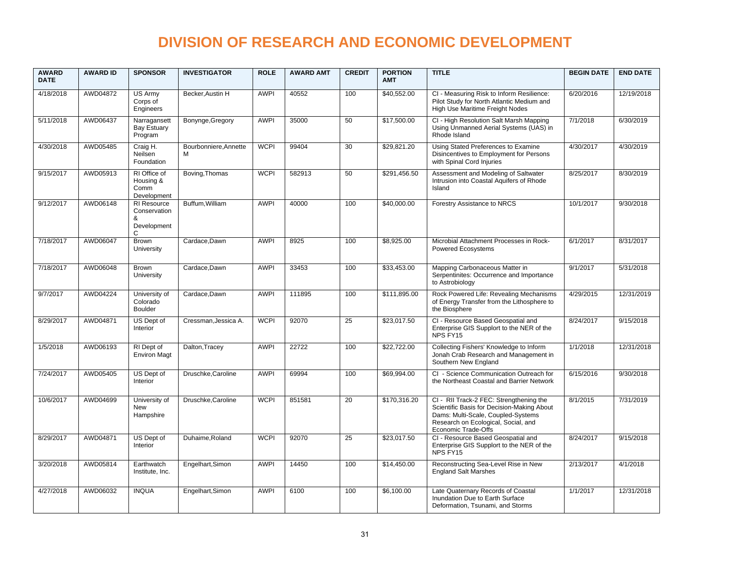# DIVISION OF RESEARCH AND ECONOMIC DEVELOPMENT

| AWARD DATE | AWARD ID | SPONSOR | INVESTIGATOR | ROLE | AWARD AMT | CREDIT | PORTION AMT | TITLE | BEGIN DATE | END DATE |
|---|---|---|---|---|---|---|---|---|---|---|
| 4/18/2018 | AWD04872 | US Army Corps of Engineers | Becker,Austin H | AWPI | 40552 | 100 | $40,552.00 | CI - Measuring Risk to Inform Resilience: Pilot Study for North Atlantic Medium and High Use Maritime Freight Nodes | 6/20/2016 | 12/19/2018 |
| 5/11/2018 | AWD06437 | Narragansett Bay Estuary Program | Bonynge,Gregory | AWPI | 35000 | 50 | $17,500.00 | CI - High Resolution Salt Marsh Mapping Using Unmanned Aerial Systems (UAS) in Rhode Island | 7/1/2018 | 6/30/2019 |
| 4/30/2018 | AWD05485 | Craig H. Neilsen Foundation | Bourbonniere,Annette M | WCPI | 99404 | 30 | $29,821.20 | Using Stated Preferences to Examine Disincentives to Employment for Persons with Spinal Cord Injuries | 4/30/2017 | 4/30/2019 |
| 9/15/2017 | AWD05913 | RI Office of Housing & Comm Development | Boving,Thomas | WCPI | 582913 | 50 | $291,456.50 | Assessment and Modeling of Saltwater Intrusion into Coastal Aquifers of Rhode Island | 8/25/2017 | 8/30/2019 |
| 9/12/2017 | AWD06148 | RI Resource Conservation & Development C | Buffum,William | AWPI | 40000 | 100 | $40,000.00 | Forestry Assistance to NRCS | 10/1/2017 | 9/30/2018 |
| 7/18/2017 | AWD06047 | Brown University | Cardace,Dawn | AWPI | 8925 | 100 | $8,925.00 | Microbial Attachment Processes in Rock-Powered Ecosystems | 6/1/2017 | 8/31/2017 |
| 7/18/2017 | AWD06048 | Brown University | Cardace,Dawn | AWPI | 33453 | 100 | $33,453.00 | Mapping Carbonaceous Matter in Serpentinites: Occurrence and Importance to Astrobiology | 9/1/2017 | 5/31/2018 |
| 9/7/2017 | AWD04224 | University of Colorado Boulder | Cardace,Dawn | AWPI | 111895 | 100 | $111,895.00 | Rock Powered Life: Revealing Mechanisms of Energy Transfer from the Lithosphere to the Biosphere | 4/29/2015 | 12/31/2019 |
| 8/29/2017 | AWD04871 | US Dept of Interior | Cressman,Jessica A. | WCPI | 92070 | 25 | $23,017.50 | CI - Resource Based Geospatial and Enterprise GIS Supplort to the NER of the NPS FY15 | 8/24/2017 | 9/15/2018 |
| 1/5/2018 | AWD06193 | RI Dept of Environ Magt | Dalton,Tracey | AWPI | 22722 | 100 | $22,722.00 | Collecting Fishers' Knowledge to Inform Jonah Crab Research and Management in Southern New England | 1/1/2018 | 12/31/2018 |
| 7/24/2017 | AWD05405 | US Dept of Interior | Druschke,Caroline | AWPI | 69994 | 100 | $69,994.00 | CI - Science Communication Outreach for the Northeast Coastal and Barrier Network | 6/15/2016 | 9/30/2018 |
| 10/6/2017 | AWD04699 | University of New Hampshire | Druschke,Caroline | WCPI | 851581 | 20 | $170,316.20 | CI - RII Track-2 FEC: Strengthening the Scientific Basis for Decision-Making About Dams: Multi-Scale, Coupled-Systems Research on Ecological, Social, and Economic Trade-Offs | 8/1/2015 | 7/31/2019 |
| 8/29/2017 | AWD04871 | US Dept of Interior | Duhaime,Roland | WCPI | 92070 | 25 | $23,017.50 | CI - Resource Based Geospatial and Enterprise GIS Supplort to the NER of the NPS FY15 | 8/24/2017 | 9/15/2018 |
| 3/20/2018 | AWD05814 | Earthwatch Institute, Inc. | Engelhart,Simon | AWPI | 14450 | 100 | $14,450.00 | Reconstructing Sea-Level Rise in New England Salt Marshes | 2/13/2017 | 4/1/2018 |
| 4/27/2018 | AWD06032 | INQUA | Engelhart,Simon | AWPI | 6100 | 100 | $6,100.00 | Late Quaternary Records of Coastal Inundation Due to Earth Surface Deformation, Tsunami, and Storms | 1/1/2017 | 12/31/2018 |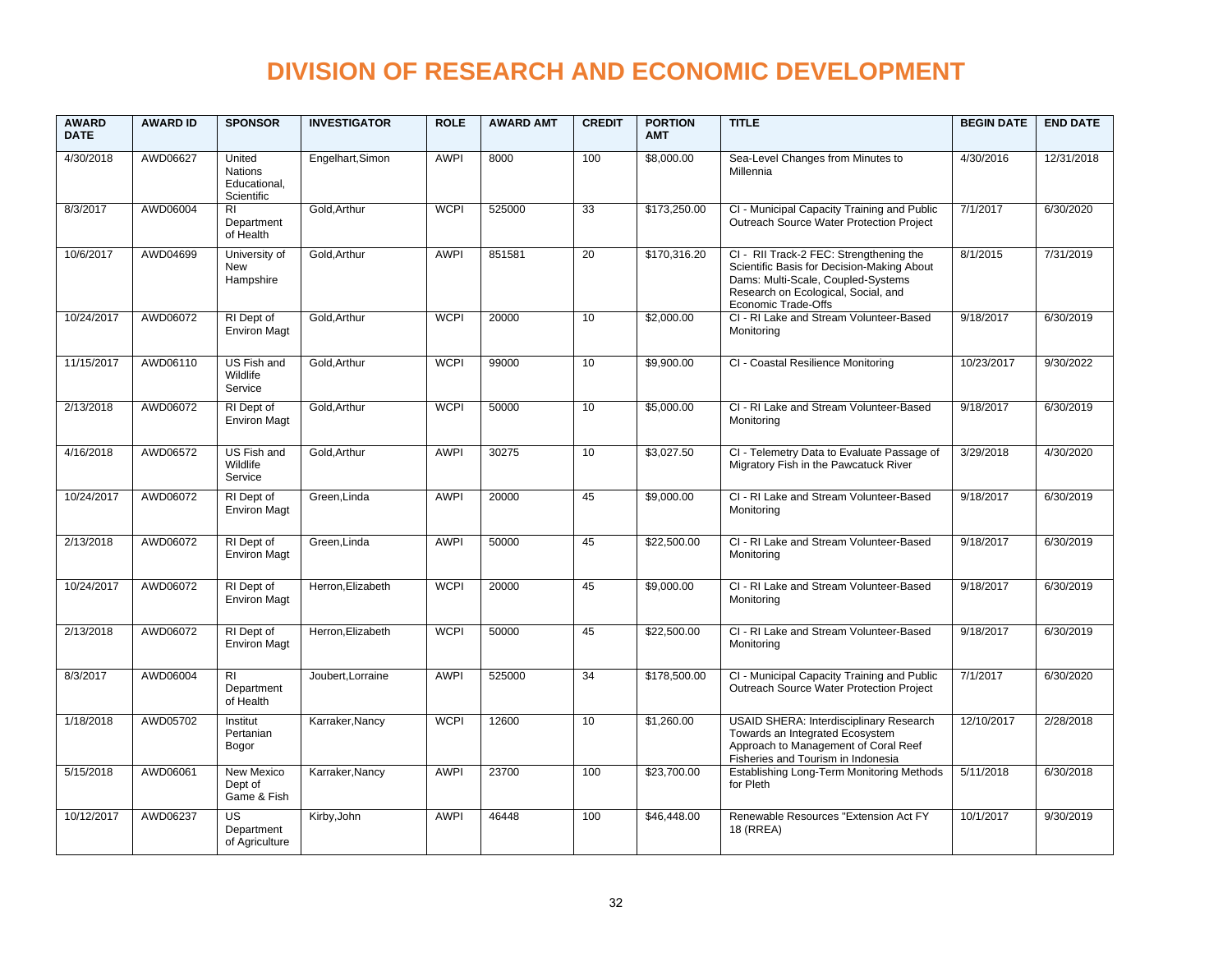# DIVISION OF RESEARCH AND ECONOMIC DEVELOPMENT

| AWARD DATE | AWARD ID | SPONSOR | INVESTIGATOR | ROLE | AWARD AMT | CREDIT | PORTION AMT | TITLE | BEGIN DATE | END DATE |
|---|---|---|---|---|---|---|---|---|---|---|
| 4/30/2018 | AWD06627 | United Nations Educational, Scientific | Engelhart,Simon | AWPI | 8000 | 100 | $8,000.00 | Sea-Level Changes from Minutes to Millennia | 4/30/2016 | 12/31/2018 |
| 8/3/2017 | AWD06004 | RI Department of Health | Gold,Arthur | WCPI | 525000 | 33 | $173,250.00 | CI - Municipal Capacity Training and Public Outreach Source Water Protection Project | 7/1/2017 | 6/30/2020 |
| 10/6/2017 | AWD04699 | University of New Hampshire | Gold,Arthur | AWPI | 851581 | 20 | $170,316.20 | CI - RII Track-2 FEC: Strengthening the Scientific Basis for Decision-Making About Dams: Multi-Scale, Coupled-Systems Research on Ecological, Social, and Economic Trade-Offs | 8/1/2015 | 7/31/2019 |
| 10/24/2017 | AWD06072 | RI Dept of Environ Magt | Gold,Arthur | WCPI | 20000 | 10 | $2,000.00 | CI - RI Lake and Stream Volunteer-Based Monitoring | 9/18/2017 | 6/30/2019 |
| 11/15/2017 | AWD06110 | US Fish and Wildlife Service | Gold,Arthur | WCPI | 99000 | 10 | $9,900.00 | CI - Coastal Resilience Monitoring | 10/23/2017 | 9/30/2022 |
| 2/13/2018 | AWD06072 | RI Dept of Environ Magt | Gold,Arthur | WCPI | 50000 | 10 | $5,000.00 | CI - RI Lake and Stream Volunteer-Based Monitoring | 9/18/2017 | 6/30/2019 |
| 4/16/2018 | AWD06572 | US Fish and Wildlife Service | Gold,Arthur | AWPI | 30275 | 10 | $3,027.50 | CI - Telemetry Data to Evaluate Passage of Migratory Fish in the Pawcatuck River | 3/29/2018 | 4/30/2020 |
| 10/24/2017 | AWD06072 | RI Dept of Environ Magt | Green,Linda | AWPI | 20000 | 45 | $9,000.00 | CI - RI Lake and Stream Volunteer-Based Monitoring | 9/18/2017 | 6/30/2019 |
| 2/13/2018 | AWD06072 | RI Dept of Environ Magt | Green,Linda | AWPI | 50000 | 45 | $22,500.00 | CI - RI Lake and Stream Volunteer-Based Monitoring | 9/18/2017 | 6/30/2019 |
| 10/24/2017 | AWD06072 | RI Dept of Environ Magt | Herron,Elizabeth | WCPI | 20000 | 45 | $9,000.00 | CI - RI Lake and Stream Volunteer-Based Monitoring | 9/18/2017 | 6/30/2019 |
| 2/13/2018 | AWD06072 | RI Dept of Environ Magt | Herron,Elizabeth | WCPI | 50000 | 45 | $22,500.00 | CI - RI Lake and Stream Volunteer-Based Monitoring | 9/18/2017 | 6/30/2019 |
| 8/3/2017 | AWD06004 | RI Department of Health | Joubert,Lorraine | AWPI | 525000 | 34 | $178,500.00 | CI - Municipal Capacity Training and Public Outreach Source Water Protection Project | 7/1/2017 | 6/30/2020 |
| 1/18/2018 | AWD05702 | Institut Pertanian Bogor | Karraker,Nancy | WCPI | 12600 | 10 | $1,260.00 | USAID SHERA: Interdisciplinary Research Towards an Integrated Ecosystem Approach to Management of Coral Reef Fisheries and Tourism in Indonesia | 12/10/2017 | 2/28/2018 |
| 5/15/2018 | AWD06061 | New Mexico Dept of Game & Fish | Karraker,Nancy | AWPI | 23700 | 100 | $23,700.00 | Establishing Long-Term Monitoring Methods for Pleth | 5/11/2018 | 6/30/2018 |
| 10/12/2017 | AWD06237 | US Department of Agriculture | Kirby,John | AWPI | 46448 | 100 | $46,448.00 | Renewable Resources "Extension Act FY 18 (RREA) | 10/1/2017 | 9/30/2019 |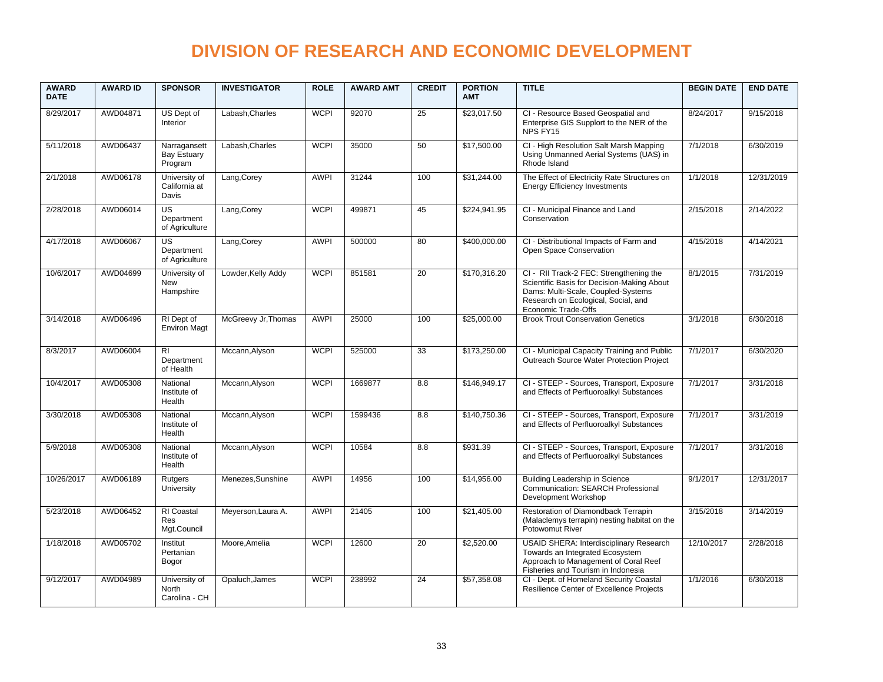# DIVISION OF RESEARCH AND ECONOMIC DEVELOPMENT

| AWARD DATE | AWARD ID | SPONSOR | INVESTIGATOR | ROLE | AWARD AMT | CREDIT | PORTION AMT | TITLE | BEGIN DATE | END DATE |
|---|---|---|---|---|---|---|---|---|---|---|
| 8/29/2017 | AWD04871 | US Dept of Interior | Labash,Charles | WCPI | 92070 | 25 | $23,017.50 | CI - Resource Based Geospatial and Enterprise GIS Supplort to the NER of the NPS FY15 | 8/24/2017 | 9/15/2018 |
| 5/11/2018 | AWD06437 | Narragansett Bay Estuary Program | Labash,Charles | WCPI | 35000 | 50 | $17,500.00 | CI - High Resolution Salt Marsh Mapping Using Unmanned Aerial Systems (UAS) in Rhode Island | 7/1/2018 | 6/30/2019 |
| 2/1/2018 | AWD06178 | University of California at Davis | Lang,Corey | AWPI | 31244 | 100 | $31,244.00 | The Effect of Electricity Rate Structures on Energy Efficiency Investments | 1/1/2018 | 12/31/2019 |
| 2/28/2018 | AWD06014 | US Department of Agriculture | Lang,Corey | WCPI | 499871 | 45 | $224,941.95 | CI - Municipal Finance and Land Conservation | 2/15/2018 | 2/14/2022 |
| 4/17/2018 | AWD06067 | US Department of Agriculture | Lang,Corey | AWPI | 500000 | 80 | $400,000.00 | CI - Distributional Impacts of Farm and Open Space Conservation | 4/15/2018 | 4/14/2021 |
| 10/6/2017 | AWD04699 | University of New Hampshire | Lowder,Kelly Addy | WCPI | 851581 | 20 | $170,316.20 | CI - RII Track-2 FEC: Strengthening the Scientific Basis for Decision-Making About Dams: Multi-Scale, Coupled-Systems Research on Ecological, Social, and Economic Trade-Offs | 8/1/2015 | 7/31/2019 |
| 3/14/2018 | AWD06496 | RI Dept of Environ Magt | McGreevy Jr,Thomas | AWPI | 25000 | 100 | $25,000.00 | Brook Trout Conservation Genetics | 3/1/2018 | 6/30/2018 |
| 8/3/2017 | AWD06004 | RI Department of Health | Mccann,Alyson | WCPI | 525000 | 33 | $173,250.00 | CI - Municipal Capacity Training and Public Outreach Source Water Protection Project | 7/1/2017 | 6/30/2020 |
| 10/4/2017 | AWD05308 | National Institute of Health | Mccann,Alyson | WCPI | 1669877 | 8.8 | $146,949.17 | CI - STEEP - Sources, Transport, Exposure and Effects of Perfluoroalkyl Substances | 7/1/2017 | 3/31/2018 |
| 3/30/2018 | AWD05308 | National Institute of Health | Mccann,Alyson | WCPI | 1599436 | 8.8 | $140,750.36 | CI - STEEP - Sources, Transport, Exposure and Effects of Perfluoroalkyl Substances | 7/1/2017 | 3/31/2019 |
| 5/9/2018 | AWD05308 | National Institute of Health | Mccann,Alyson | WCPI | 10584 | 8.8 | $931.39 | CI - STEEP - Sources, Transport, Exposure and Effects of Perfluoroalkyl Substances | 7/1/2017 | 3/31/2018 |
| 10/26/2017 | AWD06189 | Rutgers University | Menezes,Sunshine | AWPI | 14956 | 100 | $14,956.00 | Building Leadership in Science Communication: SEARCH Professional Development Workshop | 9/1/2017 | 12/31/2017 |
| 5/23/2018 | AWD06452 | RI Coastal Res Mgt.Council | Meyerson,Laura A. | AWPI | 21405 | 100 | $21,405.00 | Restoration of Diamondback Terrapin (Malaclemys terrapin) nesting habitat on the Potowomut River | 3/15/2018 | 3/14/2019 |
| 1/18/2018 | AWD05702 | Institut Pertanian Bogor | Moore,Amelia | WCPI | 12600 | 20 | $2,520.00 | USAID SHERA: Interdisciplinary Research Towards an Integrated Ecosystem Approach to Management of Coral Reef Fisheries and Tourism in Indonesia | 12/10/2017 | 2/28/2018 |
| 9/12/2017 | AWD04989 | University of North Carolina - CH | Opaluch,James | WCPI | 238992 | 24 | $57,358.08 | CI - Dept. of Homeland Security Coastal Resilience Center of Excellence Projects | 1/1/2016 | 6/30/2018 |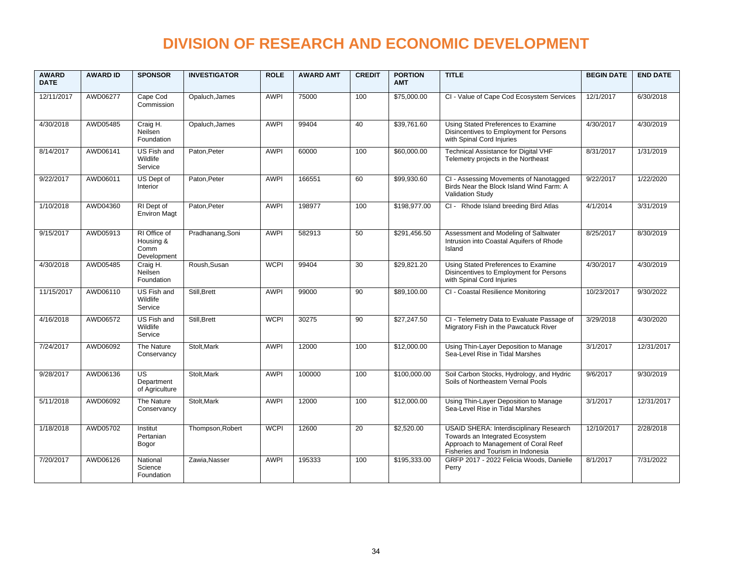# DIVISION OF RESEARCH AND ECONOMIC DEVELOPMENT

| AWARD DATE | AWARD ID | SPONSOR | INVESTIGATOR | ROLE | AWARD AMT | CREDIT | PORTION AMT | TITLE | BEGIN DATE | END DATE |
|---|---|---|---|---|---|---|---|---|---|---|
| 12/11/2017 | AWD06277 | Cape Cod Commission | Opaluch,James | AWPI | 75000 | 100 | $75,000.00 | CI - Value of Cape Cod Ecosystem Services | 12/1/2017 | 6/30/2018 |
| 4/30/2018 | AWD05485 | Craig H. Neilsen Foundation | Opaluch,James | AWPI | 99404 | 40 | $39,761.60 | Using Stated Preferences to Examine Disincentives to Employment for Persons with Spinal Cord Injuries | 4/30/2017 | 4/30/2019 |
| 8/14/2017 | AWD06141 | US Fish and Wildlife Service | Paton,Peter | AWPI | 60000 | 100 | $60,000.00 | Technical Assistance for Digital VHF Telemetry projects in the Northeast | 8/31/2017 | 1/31/2019 |
| 9/22/2017 | AWD06011 | US Dept of Interior | Paton,Peter | AWPI | 166551 | 60 | $99,930.60 | CI - Assessing Movements of Nanotagged Birds Near the Block Island Wind Farm: A Validation Study | 9/22/2017 | 1/22/2020 |
| 1/10/2018 | AWD04360 | RI Dept of Environ Magt | Paton,Peter | AWPI | 198977 | 100 | $198,977.00 | CI - Rhode Island breeding Bird Atlas | 4/1/2014 | 3/31/2019 |
| 9/15/2017 | AWD05913 | RI Office of Housing & Comm Development | Pradhanang,Soni | AWPI | 582913 | 50 | $291,456.50 | Assessment and Modeling of Saltwater Intrusion into Coastal Aquifers of Rhode Island | 8/25/2017 | 8/30/2019 |
| 4/30/2018 | AWD05485 | Craig H. Neilsen Foundation | Roush,Susan | WCPI | 99404 | 30 | $29,821.20 | Using Stated Preferences to Examine Disincentives to Employment for Persons with Spinal Cord Injuries | 4/30/2017 | 4/30/2019 |
| 11/15/2017 | AWD06110 | US Fish and Wildlife Service | Still,Brett | AWPI | 99000 | 90 | $89,100.00 | CI - Coastal Resilience Monitoring | 10/23/2017 | 9/30/2022 |
| 4/16/2018 | AWD06572 | US Fish and Wildlife Service | Still,Brett | WCPI | 30275 | 90 | $27,247.50 | CI - Telemetry Data to Evaluate Passage of Migratory Fish in the Pawcatuck River | 3/29/2018 | 4/30/2020 |
| 7/24/2017 | AWD06092 | The Nature Conservancy | Stolt,Mark | AWPI | 12000 | 100 | $12,000.00 | Using Thin-Layer Deposition to Manage Sea-Level Rise in Tidal Marshes | 3/1/2017 | 12/31/2017 |
| 9/28/2017 | AWD06136 | US Department of Agriculture | Stolt,Mark | AWPI | 100000 | 100 | $100,000.00 | Soil Carbon Stocks, Hydrology, and Hydric Soils of Northeastern Vernal Pools | 9/6/2017 | 9/30/2019 |
| 5/11/2018 | AWD06092 | The Nature Conservancy | Stolt,Mark | AWPI | 12000 | 100 | $12,000.00 | Using Thin-Layer Deposition to Manage Sea-Level Rise in Tidal Marshes | 3/1/2017 | 12/31/2017 |
| 1/18/2018 | AWD05702 | Institut Pertanian Bogor | Thompson,Robert | WCPI | 12600 | 20 | $2,520.00 | USAID SHERA: Interdisciplinary Research Towards an Integrated Ecosystem Approach to Management of Coral Reef Fisheries and Tourism in Indonesia | 12/10/2017 | 2/28/2018 |
| 7/20/2017 | AWD06126 | National Science Foundation | Zawia,Nasser | AWPI | 195333 | 100 | $195,333.00 | GRFP 2017 - 2022 Felicia Woods, Danielle Perry | 8/1/2017 | 7/31/2022 |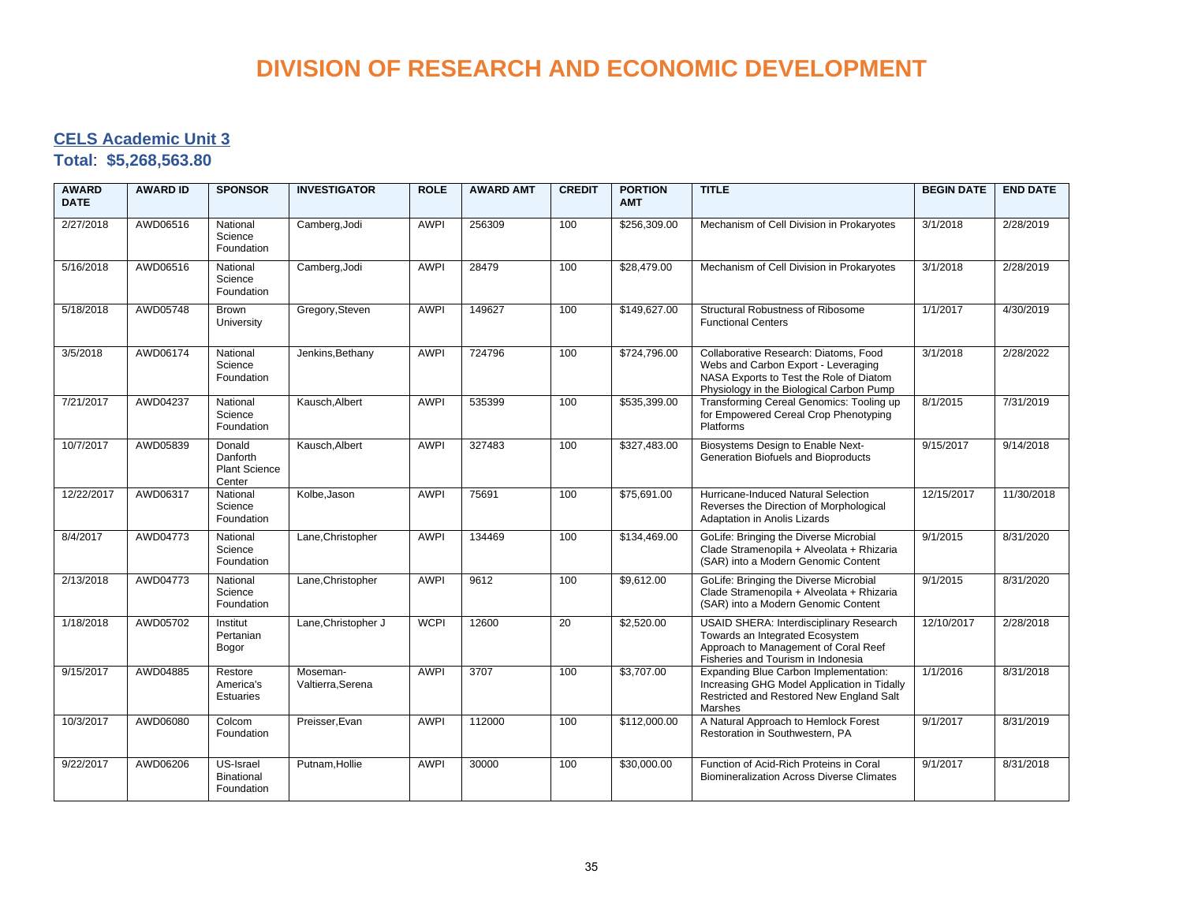# DIVISION OF RESEARCH AND ECONOMIC DEVELOPMENT

## CELS Academic Unit 3

**Total**: **$5,268,563.80**

| AWARD DATE | AWARD ID | SPONSOR | INVESTIGATOR | ROLE | AWARD AMT | CREDIT | PORTION AMT | TITLE | BEGIN DATE | END DATE |
|---|---|---|---|---|---|---|---|---|---|---|
| 2/27/2018 | AWD06516 | National Science Foundation | Camberg,Jodi | AWPI | 256309 | 100 | $256,309.00 | Mechanism of Cell Division in Prokaryotes | 3/1/2018 | 2/28/2019 |
| 5/16/2018 | AWD06516 | National Science Foundation | Camberg,Jodi | AWPI | 28479 | 100 | $28,479.00 | Mechanism of Cell Division in Prokaryotes | 3/1/2018 | 2/28/2019 |
| 5/18/2018 | AWD05748 | Brown University | Gregory,Steven | AWPI | 149627 | 100 | $149,627.00 | Structural Robustness of Ribosome Functional Centers | 1/1/2017 | 4/30/2019 |
| 3/5/2018 | AWD06174 | National Science Foundation | Jenkins,Bethany | AWPI | 724796 | 100 | $724,796.00 | Collaborative Research: Diatoms, Food Webs and Carbon Export - Leveraging NASA Exports to Test the Role of Diatom Physiology in the Biological Carbon Pump | 3/1/2018 | 2/28/2022 |
| 7/21/2017 | AWD04237 | National Science Foundation | Kausch,Albert | AWPI | 535399 | 100 | $535,399.00 | Transforming Cereal Genomics: Tooling up for Empowered Cereal Crop Phenotyping Platforms | 8/1/2015 | 7/31/2019 |
| 10/7/2017 | AWD05839 | Donald Danforth Plant Science Center | Kausch,Albert | AWPI | 327483 | 100 | $327,483.00 | Biosystems Design to Enable Next-Generation Biofuels and Bioproducts | 9/15/2017 | 9/14/2018 |
| 12/22/2017 | AWD06317 | National Science Foundation | Kolbe,Jason | AWPI | 75691 | 100 | $75,691.00 | Hurricane-Induced Natural Selection Reverses the Direction of Morphological Adaptation in Anolis Lizards | 12/15/2017 | 11/30/2018 |
| 8/4/2017 | AWD04773 | National Science Foundation | Lane,Christopher | AWPI | 134469 | 100 | $134,469.00 | GoLife: Bringing the Diverse Microbial Clade Stramenopila + Alveolata + Rhizaria (SAR) into a Modern Genomic Content | 9/1/2015 | 8/31/2020 |
| 2/13/2018 | AWD04773 | National Science Foundation | Lane,Christopher | AWPI | 9612 | 100 | $9,612.00 | GoLife: Bringing the Diverse Microbial Clade Stramenopila + Alveolata + Rhizaria (SAR) into a Modern Genomic Content | 9/1/2015 | 8/31/2020 |
| 1/18/2018 | AWD05702 | Institut Pertanian Bogor | Lane,Christopher J | WCPI | 12600 | 20 | $2,520.00 | USAID SHERA: Interdisciplinary Research Towards an Integrated Ecosystem Approach to Management of Coral Reef Fisheries and Tourism in Indonesia | 12/10/2017 | 2/28/2018 |
| 9/15/2017 | AWD04885 | Restore America's Estuaries | Moseman-Valtierra,Serena | AWPI | 3707 | 100 | $3,707.00 | Expanding Blue Carbon Implementation: Increasing GHG Model Application in Tidally Restricted and Restored New England Salt Marshes | 1/1/2016 | 8/31/2018 |
| 10/3/2017 | AWD06080 | Colcom Foundation | Preisser,Evan | AWPI | 112000 | 100 | $112,000.00 | A Natural Approach to Hemlock Forest Restoration in Southwestern, PA | 9/1/2017 | 8/31/2019 |
| 9/22/2017 | AWD06206 | US-Israel Binational Foundation | Putnam,Hollie | AWPI | 30000 | 100 | $30,000.00 | Function of Acid-Rich Proteins in Coral Biomineralization Across Diverse Climates | 9/1/2017 | 8/31/2018 |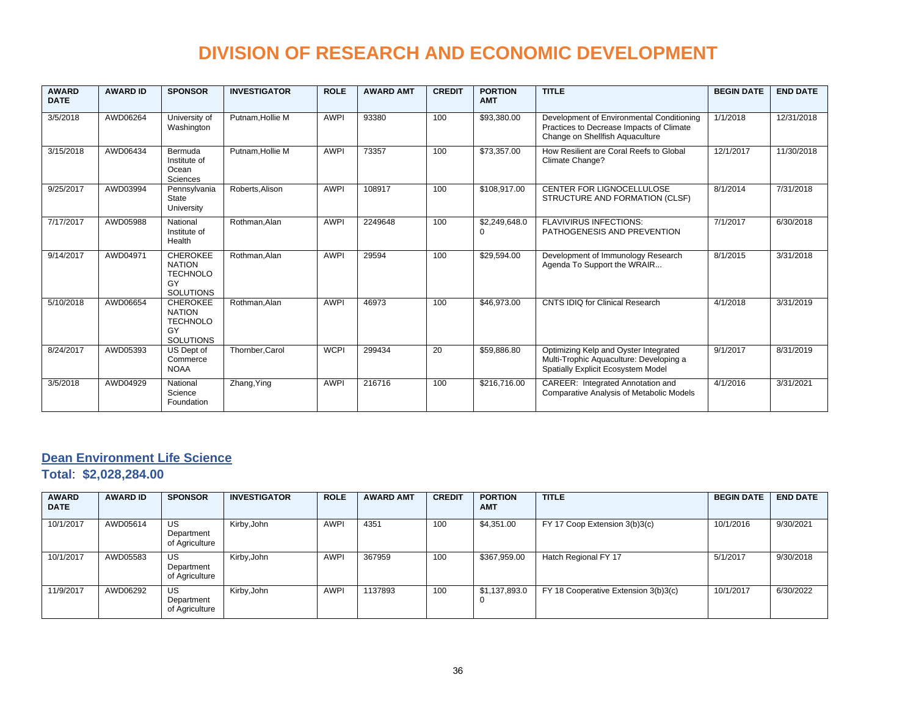# DIVISION OF RESEARCH AND ECONOMIC DEVELOPMENT

| AWARD DATE | AWARD ID | SPONSOR | INVESTIGATOR | ROLE | AWARD AMT | CREDIT | PORTION AMT | TITLE | BEGIN DATE | END DATE |
|---|---|---|---|---|---|---|---|---|---|---|
| 3/5/2018 | AWD06264 | University of Washington | Putnam,Hollie M | AWPI | 93380 | 100 | $93,380.00 | Development of Environmental Conditioning Practices to Decrease Impacts of Climate Change on Shellfish Aquaculture | 1/1/2018 | 12/31/2018 |
| 3/15/2018 | AWD06434 | Bermuda Institute of Ocean Sciences | Putnam,Hollie M | AWPI | 73357 | 100 | $73,357.00 | How Resilient are Coral Reefs to Global Climate Change? | 12/1/2017 | 11/30/2018 |
| 9/25/2017 | AWD03994 | Pennsylvania State University | Roberts,Alison | AWPI | 108917 | 100 | $108,917.00 | CENTER FOR LIGNOCELLULOSE STRUCTURE AND FORMATION (CLSF) | 8/1/2014 | 7/31/2018 |
| 7/17/2017 | AWD05988 | National Institute of Health | Rothman,Alan | AWPI | 2249648 | 100 | $2,249,648.00 | FLAVIVIRUS INFECTIONS: PATHOGENESIS AND PREVENTION | 7/1/2017 | 6/30/2018 |
| 9/14/2017 | AWD04971 | CHEROKEE NATION TECHNOLOGY SOLUTIONS | Rothman,Alan | AWPI | 29594 | 100 | $29,594.00 | Development of Immunology Research Agenda To Support the WRAIR... | 8/1/2015 | 3/31/2018 |
| 5/10/2018 | AWD06654 | CHEROKEE NATION TECHNOLOGY SOLUTIONS | Rothman,Alan | AWPI | 46973 | 100 | $46,973.00 | CNTS IDIQ for Clinical Research | 4/1/2018 | 3/31/2019 |
| 8/24/2017 | AWD05393 | US Dept of Commerce NOAA | Thornber,Carol | WCPI | 299434 | 20 | $59,886.80 | Optimizing Kelp and Oyster Integrated Multi-Trophic Aquaculture: Developing a Spatially Explicit Ecosystem Model | 9/1/2017 | 8/31/2019 |
| 3/5/2018 | AWD04929 | National Science Foundation | Zhang,Ying | AWPI | 216716 | 100 | $216,716.00 | CAREER: Integrated Annotation and Comparative Analysis of Metabolic Models | 4/1/2016 | 3/31/2021 |

## Dean Environment Life Science

**Total**: **$2,028,284.00**

| AWARD DATE | AWARD ID | SPONSOR | INVESTIGATOR | ROLE | AWARD AMT | CREDIT | PORTION AMT | TITLE | BEGIN DATE | END DATE |
|---|---|---|---|---|---|---|---|---|---|---|
| 10/1/2017 | AWD05614 | US Department of Agriculture | Kirby,John | AWPI | 4351 | 100 | $4,351.00 | FY 17 Coop Extension 3(b)3(c) | 10/1/2016 | 9/30/2021 |
| 10/1/2017 | AWD05583 | US Department of Agriculture | Kirby,John | AWPI | 367959 | 100 | $367,959.00 | Hatch Regional FY 17 | 5/1/2017 | 9/30/2018 |
| 11/9/2017 | AWD06292 | US Department of Agriculture | Kirby,John | AWPI | 1137893 | 100 | $1,137,893.00 | FY 18 Cooperative Extension 3(b)3(c) | 10/1/2017 | 6/30/2022 |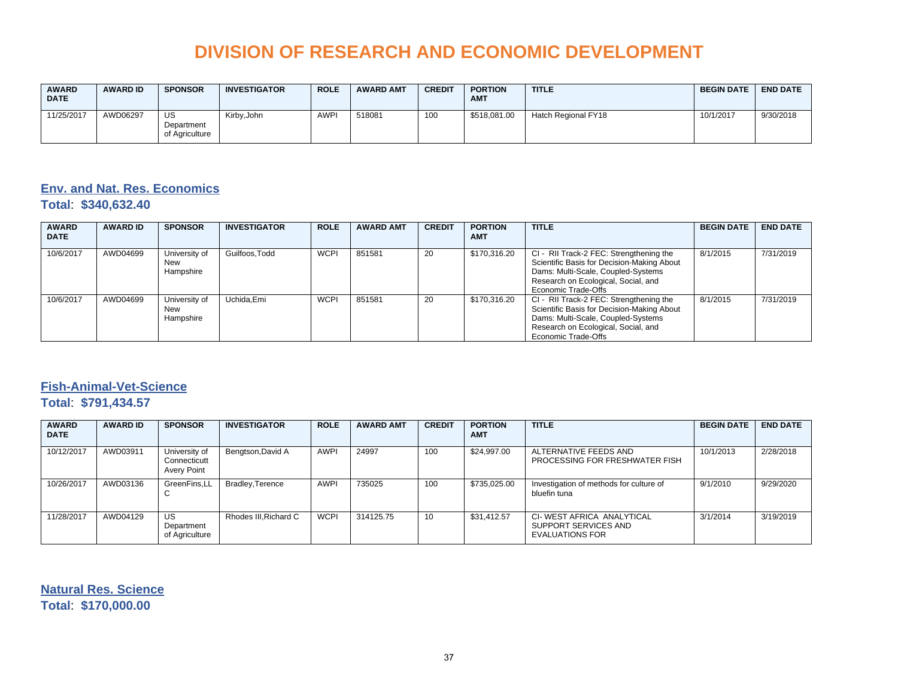# DIVISION OF RESEARCH AND ECONOMIC DEVELOPMENT

| AWARD DATE | AWARD ID | SPONSOR | INVESTIGATOR | ROLE | AWARD AMT | CREDIT | PORTION AMT | TITLE | BEGIN DATE | END DATE |
|---|---|---|---|---|---|---|---|---|---|---|
| 11/25/2017 | AWD06297 | US Department of Agriculture | Kirby,John | AWPI | 518081 | 100 | $518,081.00 | Hatch Regional FY18 | 10/1/2017 | 9/30/2018 |

## Env. and Nat. Res. Economics

**Total**: **$340,632.40**

| AWARD DATE | AWARD ID | SPONSOR | INVESTIGATOR | ROLE | AWARD AMT | CREDIT | PORTION AMT | TITLE | BEGIN DATE | END DATE |
|---|---|---|---|---|---|---|---|---|---|---|
| 10/6/2017 | AWD04699 | University of New Hampshire | Guilfoos,Todd | WCPI | 851581 | 20 | $170,316.20 | CI - RII Track-2 FEC: Strengthening the Scientific Basis for Decision-Making About Dams: Multi-Scale, Coupled-Systems Research on Ecological, Social, and Economic Trade-Offs | 8/1/2015 | 7/31/2019 |
| 10/6/2017 | AWD04699 | University of New Hampshire | Uchida,Emi | WCPI | 851581 | 20 | $170,316.20 | CI - RII Track-2 FEC: Strengthening the Scientific Basis for Decision-Making About Dams: Multi-Scale, Coupled-Systems Research on Ecological, Social, and Economic Trade-Offs | 8/1/2015 | 7/31/2019 |

## Fish-Animal-Vet-Science

**Total**: **$791,434.57**

| AWARD DATE | AWARD ID | SPONSOR | INVESTIGATOR | ROLE | AWARD AMT | CREDIT | PORTION AMT | TITLE | BEGIN DATE | END DATE |
|---|---|---|---|---|---|---|---|---|---|---|
| 10/12/2017 | AWD03911 | University of Connecticutt Avery Point | Bengtson,David A | AWPI | 24997 | 100 | $24,997.00 | ALTERNATIVE FEEDS AND PROCESSING FOR FRESHWATER FISH | 10/1/2013 | 2/28/2018 |
| 10/26/2017 | AWD03136 | GreenFins,LLC | Bradley,Terence | AWPI | 735025 | 100 | $735,025.00 | Investigation of methods for culture of bluefin tuna | 9/1/2010 | 9/29/2020 |
| 11/28/2017 | AWD04129 | US Department of Agriculture | Rhodes III,Richard C | WCPI | 314125.75 | 10 | $31,412.57 | CI- WEST AFRICA ANALYTICAL SUPPORT SERVICES AND EVALUATIONS FOR | 3/1/2014 | 3/19/2019 |

## Natural Res. Science

**Total**: **$170,000.00**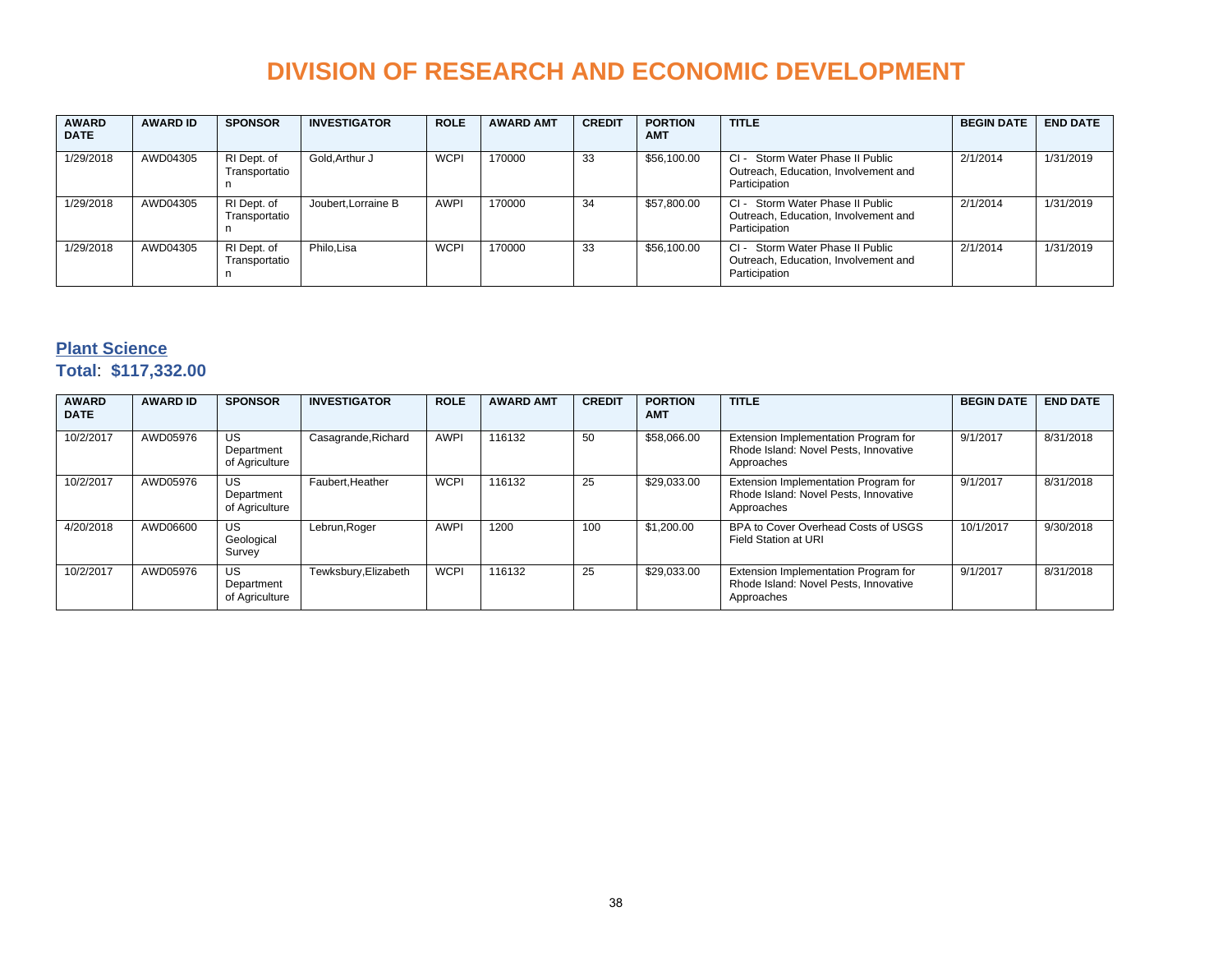# DIVISION OF RESEARCH AND ECONOMIC DEVELOPMENT

| AWARD DATE | AWARD ID | SPONSOR | INVESTIGATOR | ROLE | AWARD AMT | CREDIT | PORTION AMT | TITLE | BEGIN DATE | END DATE |
|---|---|---|---|---|---|---|---|---|---|---|
| 1/29/2018 | AWD04305 | RI Dept. of Transportation | Gold,Arthur J | WCPI | 170000 | 33 | $56,100.00 | CI - Storm Water Phase II Public Outreach, Education, Involvement and Participation | 2/1/2014 | 1/31/2019 |
| 1/29/2018 | AWD04305 | RI Dept. of Transportation | Joubert,Lorraine B | AWPI | 170000 | 34 | $57,800.00 | CI - Storm Water Phase II Public Outreach, Education, Involvement and Participation | 2/1/2014 | 1/31/2019 |
| 1/29/2018 | AWD04305 | RI Dept. of Transportation | Philo,Lisa | WCPI | 170000 | 33 | $56,100.00 | CI - Storm Water Phase II Public Outreach, Education, Involvement and Participation | 2/1/2014 | 1/31/2019 |

## Plant Science

**Total**: **$117,332.00**

| AWARD DATE | AWARD ID | SPONSOR | INVESTIGATOR | ROLE | AWARD AMT | CREDIT | PORTION AMT | TITLE | BEGIN DATE | END DATE |
|---|---|---|---|---|---|---|---|---|---|---|
| 10/2/2017 | AWD05976 | US Department of Agriculture | Casagrande,Richard | AWPI | 116132 | 50 | $58,066.00 | Extension Implementation Program for Rhode Island: Novel Pests, Innovative Approaches | 9/1/2017 | 8/31/2018 |
| 10/2/2017 | AWD05976 | US Department of Agriculture | Faubert,Heather | WCPI | 116132 | 25 | $29,033.00 | Extension Implementation Program for Rhode Island: Novel Pests, Innovative Approaches | 9/1/2017 | 8/31/2018 |
| 4/20/2018 | AWD06600 | US Geological Survey | Lebrun,Roger | AWPI | 1200 | 100 | $1,200.00 | BPA to Cover Overhead Costs of USGS Field Station at URI | 10/1/2017 | 9/30/2018 |
| 10/2/2017 | AWD05976 | US Department of Agriculture | Tewksbury,Elizabeth | WCPI | 116132 | 25 | $29,033.00 | Extension Implementation Program for Rhode Island: Novel Pests, Innovative Approaches | 9/1/2017 | 8/31/2018 |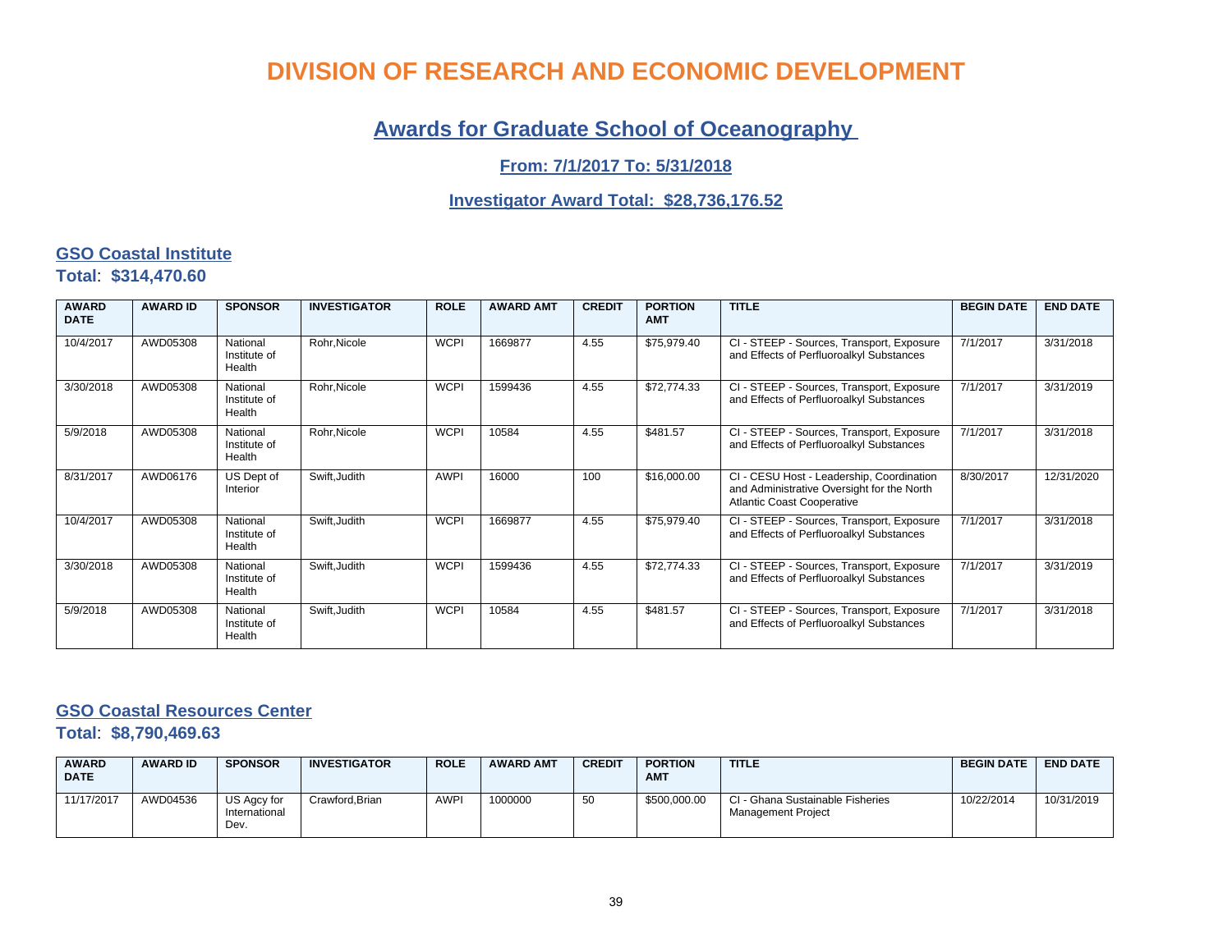# DIVISION OF RESEARCH AND ECONOMIC DEVELOPMENT

## Awards for Graduate School of Oceanography

### From: 7/1/2017 To: 5/31/2018

### Investigator Award Total: $28,736,176.52

### GSO Coastal Institute

**Total**: **$314,470.60**

| AWARD DATE | AWARD ID | SPONSOR | INVESTIGATOR | ROLE | AWARD AMT | CREDIT | PORTION AMT | TITLE | BEGIN DATE | END DATE |
|---|---|---|---|---|---|---|---|---|---|---|
| 10/4/2017 | AWD05308 | National Institute of Health | Rohr,Nicole | WCPI | 1669877 | 4.55 | $75,979.40 | CI - STEEP - Sources, Transport, Exposure and Effects of Perfluoroalkyl Substances | 7/1/2017 | 3/31/2018 |
| 3/30/2018 | AWD05308 | National Institute of Health | Rohr,Nicole | WCPI | 1599436 | 4.55 | $72,774.33 | CI - STEEP - Sources, Transport, Exposure and Effects of Perfluoroalkyl Substances | 7/1/2017 | 3/31/2019 |
| 5/9/2018 | AWD05308 | National Institute of Health | Rohr,Nicole | WCPI | 10584 | 4.55 | $481.57 | CI - STEEP - Sources, Transport, Exposure and Effects of Perfluoroalkyl Substances | 7/1/2017 | 3/31/2018 |
| 8/31/2017 | AWD06176 | US Dept of Interior | Swift,Judith | AWPI | 16000 | 100 | $16,000.00 | CI - CESU Host - Leadership, Coordination and Administrative Oversight for the North Atlantic Coast Cooperative | 8/30/2017 | 12/31/2020 |
| 10/4/2017 | AWD05308 | National Institute of Health | Swift,Judith | WCPI | 1669877 | 4.55 | $75,979.40 | CI - STEEP - Sources, Transport, Exposure and Effects of Perfluoroalkyl Substances | 7/1/2017 | 3/31/2018 |
| 3/30/2018 | AWD05308 | National Institute of Health | Swift,Judith | WCPI | 1599436 | 4.55 | $72,774.33 | CI - STEEP - Sources, Transport, Exposure and Effects of Perfluoroalkyl Substances | 7/1/2017 | 3/31/2019 |
| 5/9/2018 | AWD05308 | National Institute of Health | Swift,Judith | WCPI | 10584 | 4.55 | $481.57 | CI - STEEP - Sources, Transport, Exposure and Effects of Perfluoroalkyl Substances | 7/1/2017 | 3/31/2018 |

### GSO Coastal Resources Center

**Total**: **$8,790,469.63**

| AWARD DATE | AWARD ID | SPONSOR | INVESTIGATOR | ROLE | AWARD AMT | CREDIT | PORTION AMT | TITLE | BEGIN DATE | END DATE |
|---|---|---|---|---|---|---|---|---|---|---|
| 11/17/2017 | AWD04536 | US Agcy for International Dev. | Crawford,Brian | AWPI | 1000000 | 50 | $500,000.00 | CI - Ghana Sustainable Fisheries Management Project | 10/22/2014 | 10/31/2019 |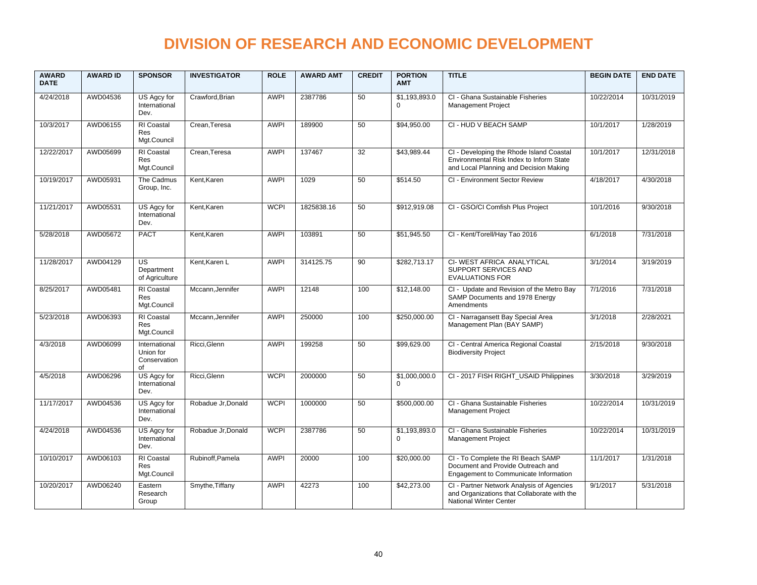# DIVISION OF RESEARCH AND ECONOMIC DEVELOPMENT

| AWARD DATE | AWARD ID | SPONSOR | INVESTIGATOR | ROLE | AWARD AMT | CREDIT | PORTION AMT | TITLE | BEGIN DATE | END DATE |
|---|---|---|---|---|---|---|---|---|---|---|
| 4/24/2018 | AWD04536 | US Agcy for International Dev. | Crawford,Brian | AWPI | 2387786 | 50 | $1,193,893.00 | CI - Ghana Sustainable Fisheries Management Project | 10/22/2014 | 10/31/2019 |
| 10/3/2017 | AWD06155 | RI Coastal Res Mgt.Council | Crean,Teresa | AWPI | 189900 | 50 | $94,950.00 | CI - HUD V BEACH SAMP | 10/1/2017 | 1/28/2019 |
| 12/22/2017 | AWD05699 | RI Coastal Res Mgt.Council | Crean,Teresa | AWPI | 137467 | 32 | $43,989.44 | CI - Developing the Rhode Island Coastal Environmental Risk Index to Inform State and Local Planning and Decision Making | 10/1/2017 | 12/31/2018 |
| 10/19/2017 | AWD05931 | The Cadmus Group, Inc. | Kent,Karen | AWPI | 1029 | 50 | $514.50 | CI - Environment Sector Review | 4/18/2017 | 4/30/2018 |
| 11/21/2017 | AWD05531 | US Agcy for International Dev. | Kent,Karen | WCPI | 1825838.16 | 50 | $912,919.08 | CI - GSO/CI Comfish Plus Project | 10/1/2016 | 9/30/2018 |
| 5/28/2018 | AWD05672 | PACT | Kent,Karen | AWPI | 103891 | 50 | $51,945.50 | CI - Kent/Torell/Hay Tao 2016 | 6/1/2018 | 7/31/2018 |
| 11/28/2017 | AWD04129 | US Department of Agriculture | Kent,Karen L | AWPI | 314125.75 | 90 | $282,713.17 | CI- WEST AFRICA ANALYTICAL SUPPORT SERVICES AND EVALUATIONS FOR | 3/1/2014 | 3/19/2019 |
| 8/25/2017 | AWD05481 | RI Coastal Res Mgt.Council | Mccann,Jennifer | AWPI | 12148 | 100 | $12,148.00 | CI - Update and Revision of the Metro Bay SAMP Documents and 1978 Energy Amendments | 7/1/2016 | 7/31/2018 |
| 5/23/2018 | AWD06393 | RI Coastal Res Mgt.Council | Mccann,Jennifer | AWPI | 250000 | 100 | $250,000.00 | CI - Narragansett Bay Special Area Management Plan (BAY SAMP) | 3/1/2018 | 2/28/2021 |
| 4/3/2018 | AWD06099 | International Union for Conservation of | Ricci,Glenn | AWPI | 199258 | 50 | $99,629.00 | CI - Central America Regional Coastal Biodiversity Project | 2/15/2018 | 9/30/2018 |
| 4/5/2018 | AWD06296 | US Agcy for International Dev. | Ricci,Glenn | WCPI | 2000000 | 50 | $1,000,000.00 | CI - 2017 FISH RIGHT_USAID Philippines | 3/30/2018 | 3/29/2019 |
| 11/17/2017 | AWD04536 | US Agcy for International Dev. | Robadue Jr,Donald | WCPI | 1000000 | 50 | $500,000.00 | CI - Ghana Sustainable Fisheries Management Project | 10/22/2014 | 10/31/2019 |
| 4/24/2018 | AWD04536 | US Agcy for International Dev. | Robadue Jr,Donald | WCPI | 2387786 | 50 | $1,193,893.00 | CI - Ghana Sustainable Fisheries Management Project | 10/22/2014 | 10/31/2019 |
| 10/10/2017 | AWD06103 | RI Coastal Res Mgt.Council | Rubinoff,Pamela | AWPI | 20000 | 100 | $20,000.00 | CI - To Complete the RI Beach SAMP Document and Provide Outreach and Engagement to Communicate Information | 11/1/2017 | 1/31/2018 |
| 10/20/2017 | AWD06240 | Eastern Research Group | Smythe,Tiffany | AWPI | 42273 | 100 | $42,273.00 | CI - Partner Network Analysis of Agencies and Organizations that Collaborate with the National Winter Center | 9/1/2017 | 5/31/2018 |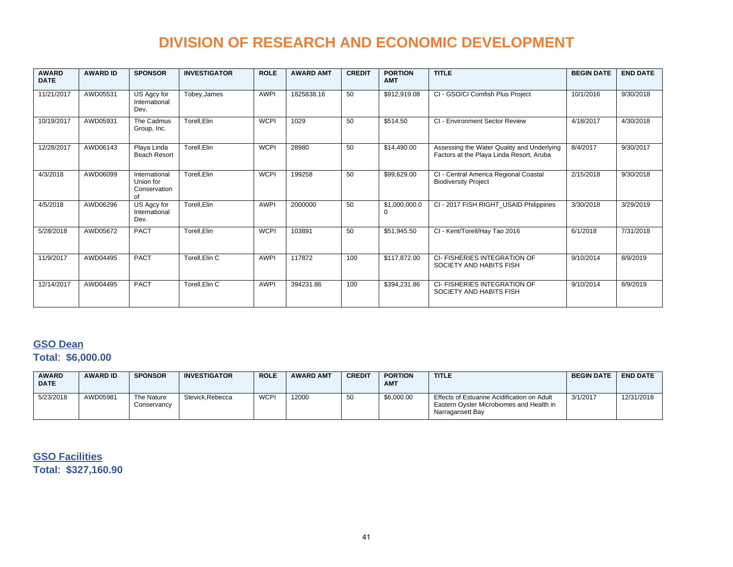# DIVISION OF RESEARCH AND ECONOMIC DEVELOPMENT

| AWARD DATE | AWARD ID | SPONSOR | INVESTIGATOR | ROLE | AWARD AMT | CREDIT | PORTION AMT | TITLE | BEGIN DATE | END DATE |
|---|---|---|---|---|---|---|---|---|---|---|
| 11/21/2017 | AWD05531 | US Agcy for International Dev. | Tobey,James | AWPI | 1825838.16 | 50 | $912,919.08 | CI - GSO/CI Comfish Plus Project | 10/1/2016 | 9/30/2018 |
| 10/19/2017 | AWD05931 | The Cadmus Group, Inc. | Torell,Elin | WCPI | 1029 | 50 | $514.50 | CI - Environment Sector Review | 4/18/2017 | 4/30/2018 |
| 12/28/2017 | AWD06143 | Playa Linda Beach Resort | Torell,Elin | WCPI | 28980 | 50 | $14,490.00 | Assessing the Water Quality and Underlying Factors at the Playa Linda Resort, Aruba | 8/4/2017 | 9/30/2017 |
| 4/3/2018 | AWD06099 | International Union for Conservation of | Torell,Elin | WCPI | 199258 | 50 | $99,629.00 | CI - Central America Regional Coastal Biodiversity Project | 2/15/2018 | 9/30/2018 |
| 4/5/2018 | AWD06296 | US Agcy for International Dev. | Torell,Elin | AWPI | 2000000 | 50 | $1,000,000.00 | CI - 2017 FISH RIGHT_USAID Philippines | 3/30/2018 | 3/29/2019 |
| 5/28/2018 | AWD05672 | PACT | Torell,Elin | WCPI | 103891 | 50 | $51,945.50 | CI - Kent/Torell/Hay Tao 2016 | 6/1/2018 | 7/31/2018 |
| 11/9/2017 | AWD04495 | PACT | Torell,Elin C | AWPI | 117872 | 100 | $117,872.00 | CI- FISHERIES INTEGRATION OF SOCIETY AND HABITS FISH | 9/10/2014 | 8/9/2019 |
| 12/14/2017 | AWD04495 | PACT | Torell,Elin C | AWPI | 394231.86 | 100 | $394,231.86 | CI- FISHERIES INTEGRATION OF SOCIETY AND HABITS FISH | 9/10/2014 | 8/9/2019 |

## GSO Dean

**Total**: **$6,000.00**

| AWARD DATE | AWARD ID | SPONSOR | INVESTIGATOR | ROLE | AWARD AMT | CREDIT | PORTION AMT | TITLE | BEGIN DATE | END DATE |
|---|---|---|---|---|---|---|---|---|---|---|
| 5/23/2018 | AWD05981 | The Nature Conservancy | Stevick,Rebecca | WCPI | 12000 | 50 | $6,000.00 | Effects of Estuarine Acidification on Adult Eastern Oyster Microbiomes and Health in Narragansett Bay | 3/1/2017 | 12/31/2018 |

## GSO Facilities

**Total**: **$327,160.90**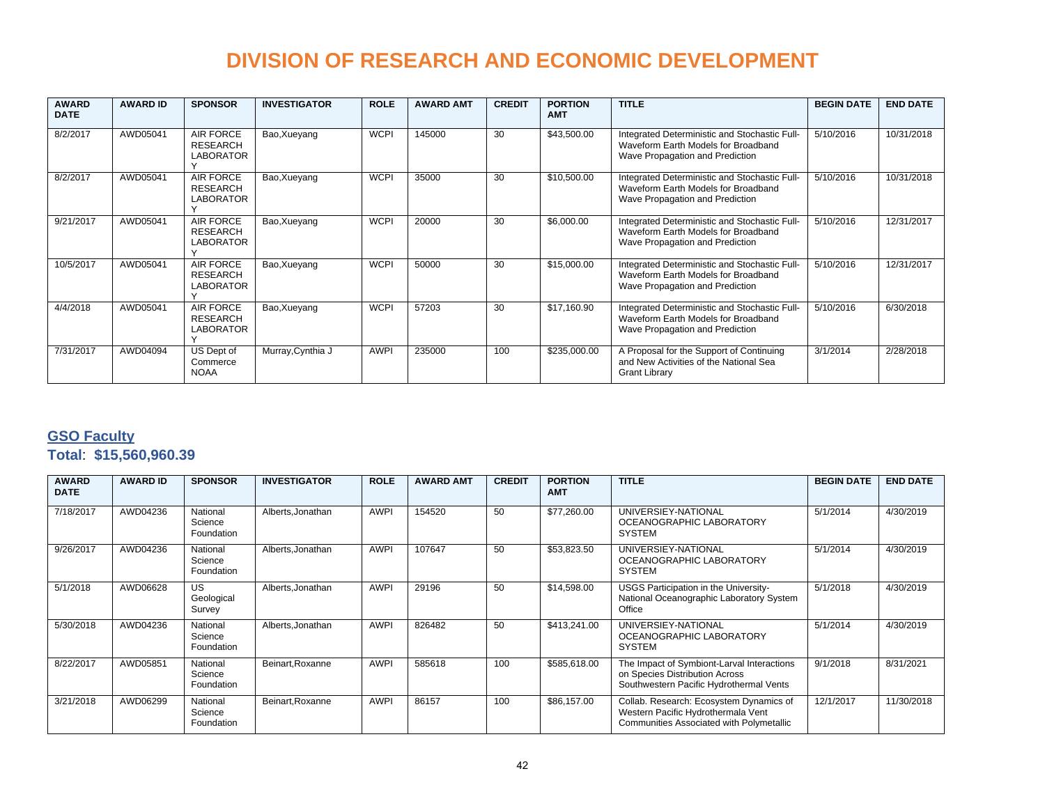# DIVISION OF RESEARCH AND ECONOMIC DEVELOPMENT

| AWARD DATE | AWARD ID | SPONSOR | INVESTIGATOR | ROLE | AWARD AMT | CREDIT | PORTION AMT | TITLE | BEGIN DATE | END DATE |
|---|---|---|---|---|---|---|---|---|---|---|
| 8/2/2017 | AWD05041 | AIR FORCE RESEARCH LABORATORY | Bao,Xueyang | WCPI | 145000 | 30 | $43,500.00 | Integrated Deterministic and Stochastic Full-Waveform Earth Models for Broadband Wave Propagation and Prediction | 5/10/2016 | 10/31/2018 |
| 8/2/2017 | AWD05041 | AIR FORCE RESEARCH LABORATORY | Bao,Xueyang | WCPI | 35000 | 30 | $10,500.00 | Integrated Deterministic and Stochastic Full-Waveform Earth Models for Broadband Wave Propagation and Prediction | 5/10/2016 | 10/31/2018 |
| 9/21/2017 | AWD05041 | AIR FORCE RESEARCH LABORATORY | Bao,Xueyang | WCPI | 20000 | 30 | $6,000.00 | Integrated Deterministic and Stochastic Full-Waveform Earth Models for Broadband Wave Propagation and Prediction | 5/10/2016 | 12/31/2017 |
| 10/5/2017 | AWD05041 | AIR FORCE RESEARCH LABORATORY | Bao,Xueyang | WCPI | 50000 | 30 | $15,000.00 | Integrated Deterministic and Stochastic Full-Waveform Earth Models for Broadband Wave Propagation and Prediction | 5/10/2016 | 12/31/2017 |
| 4/4/2018 | AWD05041 | AIR FORCE RESEARCH LABORATORY | Bao,Xueyang | WCPI | 57203 | 30 | $17,160.90 | Integrated Deterministic and Stochastic Full-Waveform Earth Models for Broadband Wave Propagation and Prediction | 5/10/2016 | 6/30/2018 |
| 7/31/2017 | AWD04094 | US Dept of Commerce NOAA | Murray,Cynthia J | AWPI | 235000 | 100 | $235,000.00 | A Proposal for the Support of Continuing and New Activities of the National Sea Grant Library | 3/1/2014 | 2/28/2018 |

## GSO Faculty

**Total**: **$15,560,960.39**

| AWARD DATE | AWARD ID | SPONSOR | INVESTIGATOR | ROLE | AWARD AMT | CREDIT | PORTION AMT | TITLE | BEGIN DATE | END DATE |
|---|---|---|---|---|---|---|---|---|---|---|
| 7/18/2017 | AWD04236 | National Science Foundation | Alberts,Jonathan | AWPI | 154520 | 50 | $77,260.00 | UNIVERSIEY-NATIONAL OCEANOGRAPHIC LABORATORY SYSTEM | 5/1/2014 | 4/30/2019 |
| 9/26/2017 | AWD04236 | National Science Foundation | Alberts,Jonathan | AWPI | 107647 | 50 | $53,823.50 | UNIVERSIEY-NATIONAL OCEANOGRAPHIC LABORATORY SYSTEM | 5/1/2014 | 4/30/2019 |
| 5/1/2018 | AWD06628 | US Geological Survey | Alberts,Jonathan | AWPI | 29196 | 50 | $14,598.00 | USGS Participation in the University-National Oceanographic Laboratory System Office | 5/1/2018 | 4/30/2019 |
| 5/30/2018 | AWD04236 | National Science Foundation | Alberts,Jonathan | AWPI | 826482 | 50 | $413,241.00 | UNIVERSIEY-NATIONAL OCEANOGRAPHIC LABORATORY SYSTEM | 5/1/2014 | 4/30/2019 |
| 8/22/2017 | AWD05851 | National Science Foundation | Beinart,Roxanne | AWPI | 585618 | 100 | $585,618.00 | The Impact of Symbiont-Larval Interactions on Species Distribution Across Southwestern Pacific Hydrothermal Vents | 9/1/2018 | 8/31/2021 |
| 3/21/2018 | AWD06299 | National Science Foundation | Beinart,Roxanne | AWPI | 86157 | 100 | $86,157.00 | Collab. Research: Ecosystem Dynamics of Western Pacific Hydrothermala Vent Communities Associated with Polymetallic | 12/1/2017 | 11/30/2018 |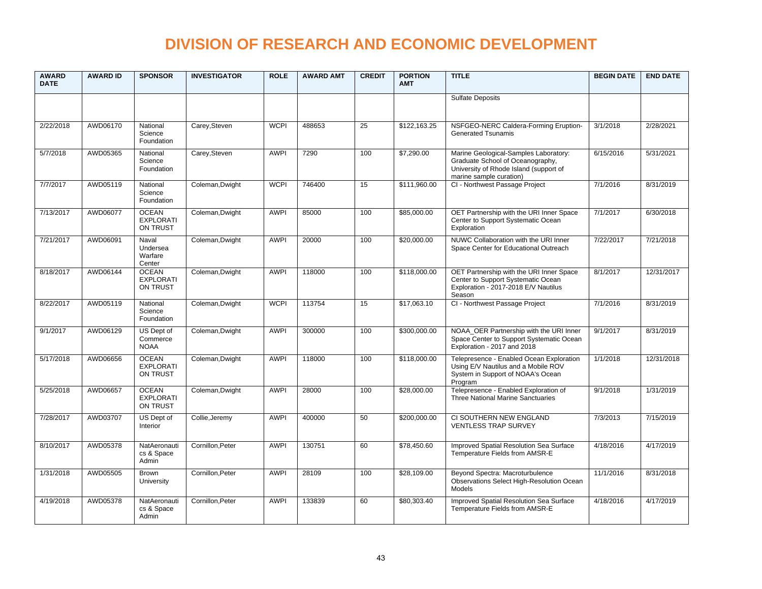# DIVISION OF RESEARCH AND ECONOMIC DEVELOPMENT

| AWARD DATE | AWARD ID | SPONSOR | INVESTIGATOR | ROLE | AWARD AMT | CREDIT | PORTION AMT | TITLE | BEGIN DATE | END DATE |
|---|---|---|---|---|---|---|---|---|---|---|
| | | | | | | | | Sulfate Deposits | | |
| 2/22/2018 | AWD06170 | National Science Foundation | Carey,Steven | WCPI | 488653 | 25 | $122,163.25 | NSFGEO-NERC Caldera-Forming Eruption-Generated Tsunamis | 3/1/2018 | 2/28/2021 |
| 5/7/2018 | AWD05365 | National Science Foundation | Carey,Steven | AWPI | 7290 | 100 | $7,290.00 | Marine Geological-Samples Laboratory: Graduate School of Oceanography, University of Rhode Island (support of marine sample curation) | 6/15/2016 | 5/31/2021 |
| 7/7/2017 | AWD05119 | National Science Foundation | Coleman,Dwight | WCPI | 746400 | 15 | $111,960.00 | CI - Northwest Passage Project | 7/1/2016 | 8/31/2019 |
| 7/13/2017 | AWD06077 | OCEAN EXPLORATION TRUST | Coleman,Dwight | AWPI | 85000 | 100 | $85,000.00 | OET Partnership with the URI Inner Space Center to Support Systematic Ocean Exploration | 7/1/2017 | 6/30/2018 |
| 7/21/2017 | AWD06091 | Naval Undersea Warfare Center | Coleman,Dwight | AWPI | 20000 | 100 | $20,000.00 | NUWC Collaboration with the URI Inner Space Center for Educational Outreach | 7/22/2017 | 7/21/2018 |
| 8/18/2017 | AWD06144 | OCEAN EXPLORATION TRUST | Coleman,Dwight | AWPI | 118000 | 100 | $118,000.00 | OET Partnership with the URI Inner Space Center to Support Systematic Ocean Exploration - 2017-2018 E/V Nautilus Season | 8/1/2017 | 12/31/2017 |
| 8/22/2017 | AWD05119 | National Science Foundation | Coleman,Dwight | WCPI | 113754 | 15 | $17,063.10 | CI - Northwest Passage Project | 7/1/2016 | 8/31/2019 |
| 9/1/2017 | AWD06129 | US Dept of Commerce NOAA | Coleman,Dwight | AWPI | 300000 | 100 | $300,000.00 | NOAA_OER Partnership with the URI Inner Space Center to Support Systematic Ocean Exploration - 2017 and 2018 | 9/1/2017 | 8/31/2019 |
| 5/17/2018 | AWD06656 | OCEAN EXPLORATION TRUST | Coleman,Dwight | AWPI | 118000 | 100 | $118,000.00 | Telepresence - Enabled Ocean Exploration Using E/V Nautilus and a Mobile ROV System in Support of NOAA's Ocean Program | 1/1/2018 | 12/31/2018 |
| 5/25/2018 | AWD06657 | OCEAN EXPLORATION TRUST | Coleman,Dwight | AWPI | 28000 | 100 | $28,000.00 | Telepresence - Enabled Exploration of Three National Marine Sanctuaries | 9/1/2018 | 1/31/2019 |
| 7/28/2017 | AWD03707 | US Dept of Interior | Collie,Jeremy | AWPI | 400000 | 50 | $200,000.00 | CI SOUTHERN NEW ENGLAND VENTLESS TRAP SURVEY | 7/3/2013 | 7/15/2019 |
| 8/10/2017 | AWD05378 | NatAeronautics & Space Admin | Cornillon,Peter | AWPI | 130751 | 60 | $78,450.60 | Improved Spatial Resolution Sea Surface Temperature Fields from AMSR-E | 4/18/2016 | 4/17/2019 |
| 1/31/2018 | AWD05505 | Brown University | Cornillon,Peter | AWPI | 28109 | 100 | $28,109.00 | Beyond Spectra: Macroturbulence Observations Select High-Resolution Ocean Models | 11/1/2016 | 8/31/2018 |
| 4/19/2018 | AWD05378 | NatAeronautics & Space Admin | Cornillon,Peter | AWPI | 133839 | 60 | $80,303.40 | Improved Spatial Resolution Sea Surface Temperature Fields from AMSR-E | 4/18/2016 | 4/17/2019 |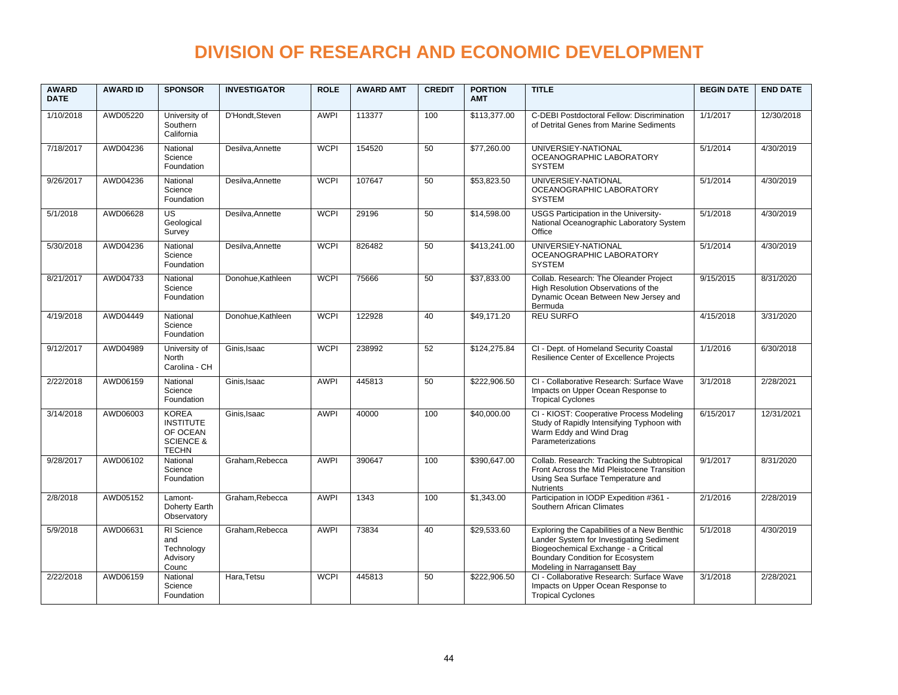# DIVISION OF RESEARCH AND ECONOMIC DEVELOPMENT

| AWARD DATE | AWARD ID | SPONSOR | INVESTIGATOR | ROLE | AWARD AMT | CREDIT | PORTION AMT | TITLE | BEGIN DATE | END DATE |
|---|---|---|---|---|---|---|---|---|---|---|
| 1/10/2018 | AWD05220 | University of Southern California | D'Hondt,Steven | AWPI | 113377 | 100 | $113,377.00 | C-DEBI Postdoctoral Fellow: Discrimination of Detrital Genes from Marine Sediments | 1/1/2017 | 12/30/2018 |
| 7/18/2017 | AWD04236 | National Science Foundation | Desilva,Annette | WCPI | 154520 | 50 | $77,260.00 | UNIVERSIEY-NATIONAL OCEANOGRAPHIC LABORATORY SYSTEM | 5/1/2014 | 4/30/2019 |
| 9/26/2017 | AWD04236 | National Science Foundation | Desilva,Annette | WCPI | 107647 | 50 | $53,823.50 | UNIVERSIEY-NATIONAL OCEANOGRAPHIC LABORATORY SYSTEM | 5/1/2014 | 4/30/2019 |
| 5/1/2018 | AWD06628 | US Geological Survey | Desilva,Annette | WCPI | 29196 | 50 | $14,598.00 | USGS Participation in the University-National Oceanographic Laboratory System Office | 5/1/2018 | 4/30/2019 |
| 5/30/2018 | AWD04236 | National Science Foundation | Desilva,Annette | WCPI | 826482 | 50 | $413,241.00 | UNIVERSIEY-NATIONAL OCEANOGRAPHIC LABORATORY SYSTEM | 5/1/2014 | 4/30/2019 |
| 8/21/2017 | AWD04733 | National Science Foundation | Donohue,Kathleen | WCPI | 75666 | 50 | $37,833.00 | Collab. Research: The Oleander Project High Resolution Observations of the Dynamic Ocean Between New Jersey and Bermuda | 9/15/2015 | 8/31/2020 |
| 4/19/2018 | AWD04449 | National Science Foundation | Donohue,Kathleen | WCPI | 122928 | 40 | $49,171.20 | REU SURFO | 4/15/2018 | 3/31/2020 |
| 9/12/2017 | AWD04989 | University of North Carolina - CH | Ginis,Isaac | WCPI | 238992 | 52 | $124,275.84 | CI - Dept. of Homeland Security Coastal Resilience Center of Excellence Projects | 1/1/2016 | 6/30/2018 |
| 2/22/2018 | AWD06159 | National Science Foundation | Ginis,Isaac | AWPI | 445813 | 50 | $222,906.50 | CI - Collaborative Research: Surface Wave Impacts on Upper Ocean Response to Tropical Cyclones | 3/1/2018 | 2/28/2021 |
| 3/14/2018 | AWD06003 | KOREA INSTITUTE OF OCEAN SCIENCE & TECHN | Ginis,Isaac | AWPI | 40000 | 100 | $40,000.00 | CI - KIOST: Cooperative Process Modeling Study of Rapidly Intensifying Typhoon with Warm Eddy and Wind Drag Parameterizations | 6/15/2017 | 12/31/2021 |
| 9/28/2017 | AWD06102 | National Science Foundation | Graham,Rebecca | AWPI | 390647 | 100 | $390,647.00 | Collab. Research: Tracking the Subtropical Front Across the Mid Pleistocene Transition Using Sea Surface Temperature and Nutrients | 9/1/2017 | 8/31/2020 |
| 2/8/2018 | AWD05152 | Lamont-Doherty Earth Observatory | Graham,Rebecca | AWPI | 1343 | 100 | $1,343.00 | Participation in IODP Expedition #361 - Southern African Climates | 2/1/2016 | 2/28/2019 |
| 5/9/2018 | AWD06631 | RI Science and Technology Advisory Counc | Graham,Rebecca | AWPI | 73834 | 40 | $29,533.60 | Exploring the Capabilities of a New Benthic Lander System for Investigating Sediment Biogeochemical Exchange - a Critical Boundary Condition for Ecosystem Modeling in Narragansett Bay | 5/1/2018 | 4/30/2019 |
| 2/22/2018 | AWD06159 | National Science Foundation | Hara,Tetsu | WCPI | 445813 | 50 | $222,906.50 | CI - Collaborative Research: Surface Wave Impacts on Upper Ocean Response to Tropical Cyclones | 3/1/2018 | 2/28/2021 |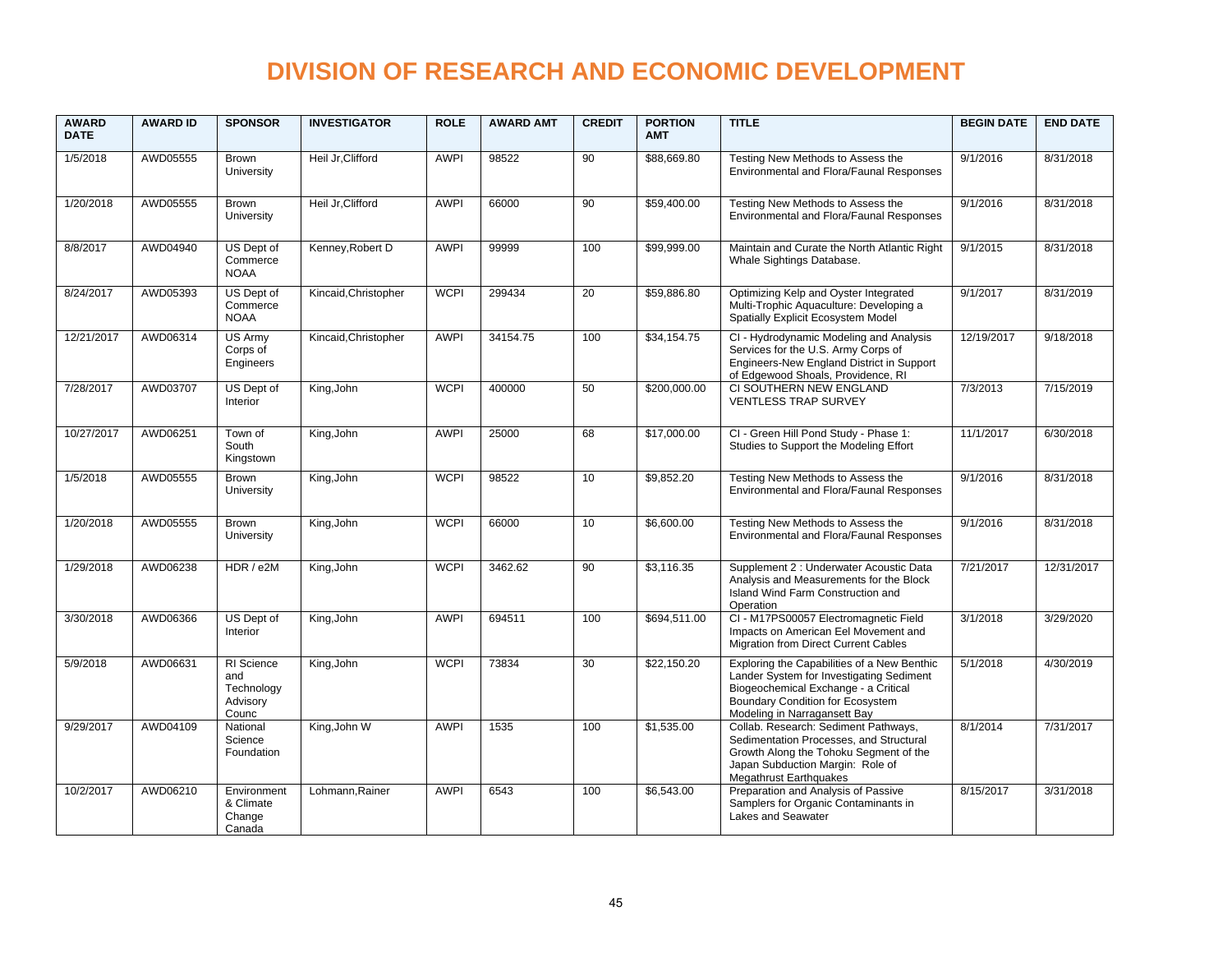# DIVISION OF RESEARCH AND ECONOMIC DEVELOPMENT

| AWARD DATE | AWARD ID | SPONSOR | INVESTIGATOR | ROLE | AWARD AMT | CREDIT | PORTION AMT | TITLE | BEGIN DATE | END DATE |
|---|---|---|---|---|---|---|---|---|---|---|
| 1/5/2018 | AWD05555 | Brown University | Heil Jr,Clifford | AWPI | 98522 | 90 | $88,669.80 | Testing New Methods to Assess the Environmental and Flora/Faunal Responses | 9/1/2016 | 8/31/2018 |
| 1/20/2018 | AWD05555 | Brown University | Heil Jr,Clifford | AWPI | 66000 | 90 | $59,400.00 | Testing New Methods to Assess the Environmental and Flora/Faunal Responses | 9/1/2016 | 8/31/2018 |
| 8/8/2017 | AWD04940 | US Dept of Commerce NOAA | Kenney,Robert D | AWPI | 99999 | 100 | $99,999.00 | Maintain and Curate the North Atlantic Right Whale Sightings Database. | 9/1/2015 | 8/31/2018 |
| 8/24/2017 | AWD05393 | US Dept of Commerce NOAA | Kincaid,Christopher | WCPI | 299434 | 20 | $59,886.80 | Optimizing Kelp and Oyster Integrated Multi-Trophic Aquaculture: Developing a Spatially Explicit Ecosystem Model | 9/1/2017 | 8/31/2019 |
| 12/21/2017 | AWD06314 | US Army Corps of Engineers | Kincaid,Christopher | AWPI | 34154.75 | 100 | $34,154.75 | CI - Hydrodynamic Modeling and Analysis Services for the U.S. Army Corps of Engineers-New England District in Support of Edgewood Shoals, Providence, RI | 12/19/2017 | 9/18/2018 |
| 7/28/2017 | AWD03707 | US Dept of Interior | King,John | WCPI | 400000 | 50 | $200,000.00 | CI SOUTHERN NEW ENGLAND VENTLESS TRAP SURVEY | 7/3/2013 | 7/15/2019 |
| 10/27/2017 | AWD06251 | Town of South Kingstown | King,John | AWPI | 25000 | 68 | $17,000.00 | CI - Green Hill Pond Study - Phase 1: Studies to Support the Modeling Effort | 11/1/2017 | 6/30/2018 |
| 1/5/2018 | AWD05555 | Brown University | King,John | WCPI | 98522 | 10 | $9,852.20 | Testing New Methods to Assess the Environmental and Flora/Faunal Responses | 9/1/2016 | 8/31/2018 |
| 1/20/2018 | AWD05555 | Brown University | King,John | WCPI | 66000 | 10 | $6,600.00 | Testing New Methods to Assess the Environmental and Flora/Faunal Responses | 9/1/2016 | 8/31/2018 |
| 1/29/2018 | AWD06238 | HDR / e2M | King,John | WCPI | 3462.62 | 90 | $3,116.35 | Supplement 2 : Underwater Acoustic Data Analysis and Measurements for the Block Island Wind Farm Construction and Operation | 7/21/2017 | 12/31/2017 |
| 3/30/2018 | AWD06366 | US Dept of Interior | King,John | AWPI | 694511 | 100 | $694,511.00 | CI - M17PS00057 Electromagnetic Field Impacts on American Eel Movement and Migration from Direct Current Cables | 3/1/2018 | 3/29/2020 |
| 5/9/2018 | AWD06631 | RI Science and Technology Advisory Counc | King,John | WCPI | 73834 | 30 | $22,150.20 | Exploring the Capabilities of a New Benthic Lander System for Investigating Sediment Biogeochemical Exchange - a Critical Boundary Condition for Ecosystem Modeling in Narragansett Bay | 5/1/2018 | 4/30/2019 |
| 9/29/2017 | AWD04109 | National Science Foundation | King,John W | AWPI | 1535 | 100 | $1,535.00 | Collab. Research: Sediment Pathways, Sedimentation Processes, and Structural Growth Along the Tohoku Segment of the Japan Subduction Margin: Role of Megathrust Earthquakes | 8/1/2014 | 7/31/2017 |
| 10/2/2017 | AWD06210 | Environment & Climate Change Canada | Lohmann,Rainer | AWPI | 6543 | 100 | $6,543.00 | Preparation and Analysis of Passive Samplers for Organic Contaminants in Lakes and Seawater | 8/15/2017 | 3/31/2018 |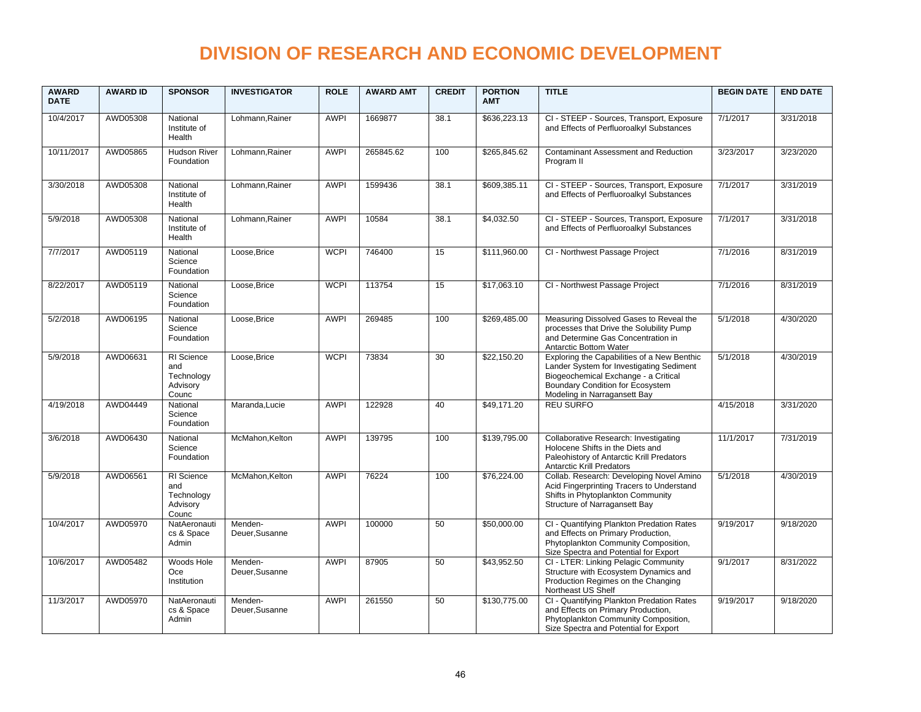# DIVISION OF RESEARCH AND ECONOMIC DEVELOPMENT

| AWARD DATE | AWARD ID | SPONSOR | INVESTIGATOR | ROLE | AWARD AMT | CREDIT | PORTION AMT | TITLE | BEGIN DATE | END DATE |
|---|---|---|---|---|---|---|---|---|---|---|
| 10/4/2017 | AWD05308 | National Institute of Health | Lohmann,Rainer | AWPI | 1669877 | 38.1 | $636,223.13 | CI - STEEP - Sources, Transport, Exposure and Effects of Perfluoroalkyl Substances | 7/1/2017 | 3/31/2018 |
| 10/11/2017 | AWD05865 | Hudson River Foundation | Lohmann,Rainer | AWPI | 265845.62 | 100 | $265,845.62 | Contaminant Assessment and Reduction Program II | 3/23/2017 | 3/23/2020 |
| 3/30/2018 | AWD05308 | National Institute of Health | Lohmann,Rainer | AWPI | 1599436 | 38.1 | $609,385.11 | CI - STEEP - Sources, Transport, Exposure and Effects of Perfluoroalkyl Substances | 7/1/2017 | 3/31/2019 |
| 5/9/2018 | AWD05308 | National Institute of Health | Lohmann,Rainer | AWPI | 10584 | 38.1 | $4,032.50 | CI - STEEP - Sources, Transport, Exposure and Effects of Perfluoroalkyl Substances | 7/1/2017 | 3/31/2018 |
| 7/7/2017 | AWD05119 | National Science Foundation | Loose,Brice | WCPI | 746400 | 15 | $111,960.00 | CI - Northwest Passage Project | 7/1/2016 | 8/31/2019 |
| 8/22/2017 | AWD05119 | National Science Foundation | Loose,Brice | WCPI | 113754 | 15 | $17,063.10 | CI - Northwest Passage Project | 7/1/2016 | 8/31/2019 |
| 5/2/2018 | AWD06195 | National Science Foundation | Loose,Brice | AWPI | 269485 | 100 | $269,485.00 | Measuring Dissolved Gases to Reveal the processes that Drive the Solubility Pump and Determine Gas Concentration in Antarctic Bottom Water | 5/1/2018 | 4/30/2020 |
| 5/9/2018 | AWD06631 | RI Science and Technology Advisory Counc | Loose,Brice | WCPI | 73834 | 30 | $22,150.20 | Exploring the Capabilities of a New Benthic Lander System for Investigating Sediment Biogeochemical Exchange - a Critical Boundary Condition for Ecosystem Modeling in Narragansett Bay | 5/1/2018 | 4/30/2019 |
| 4/19/2018 | AWD04449 | National Science Foundation | Maranda,Lucie | AWPI | 122928 | 40 | $49,171.20 | REU SURFO | 4/15/2018 | 3/31/2020 |
| 3/6/2018 | AWD06430 | National Science Foundation | McMahon,Kelton | AWPI | 139795 | 100 | $139,795.00 | Collaborative Research: Investigating Holocene Shifts in the Diets and Paleohistory of Antarctic Krill Predators Antarctic Krill Predators | 11/1/2017 | 7/31/2019 |
| 5/9/2018 | AWD06561 | RI Science and Technology Advisory Counc | McMahon,Kelton | AWPI | 76224 | 100 | $76,224.00 | Collab. Research: Developing Novel Amino Acid Fingerprinting Tracers to Understand Shifts in Phytoplankton Community Structure of Narragansett Bay | 5/1/2018 | 4/30/2019 |
| 10/4/2017 | AWD05970 | NatAeronautics & Space Admin | Menden-Deuer,Susanne | AWPI | 100000 | 50 | $50,000.00 | CI - Quantifying Plankton Predation Rates and Effects on Primary Production, Phytoplankton Community Composition, Size Spectra and Potential for Export | 9/19/2017 | 9/18/2020 |
| 10/6/2017 | AWD05482 | Woods Hole Oce Institution | Menden-Deuer,Susanne | AWPI | 87905 | 50 | $43,952.50 | CI - LTER: Linking Pelagic Community Structure with Ecosystem Dynamics and Production Regimes on the Changing Northeast US Shelf | 9/1/2017 | 8/31/2022 |
| 11/3/2017 | AWD05970 | NatAeronautics & Space Admin | Menden-Deuer,Susanne | AWPI | 261550 | 50 | $130,775.00 | CI - Quantifying Plankton Predation Rates and Effects on Primary Production, Phytoplankton Community Composition, Size Spectra and Potential for Export | 9/19/2017 | 9/18/2020 |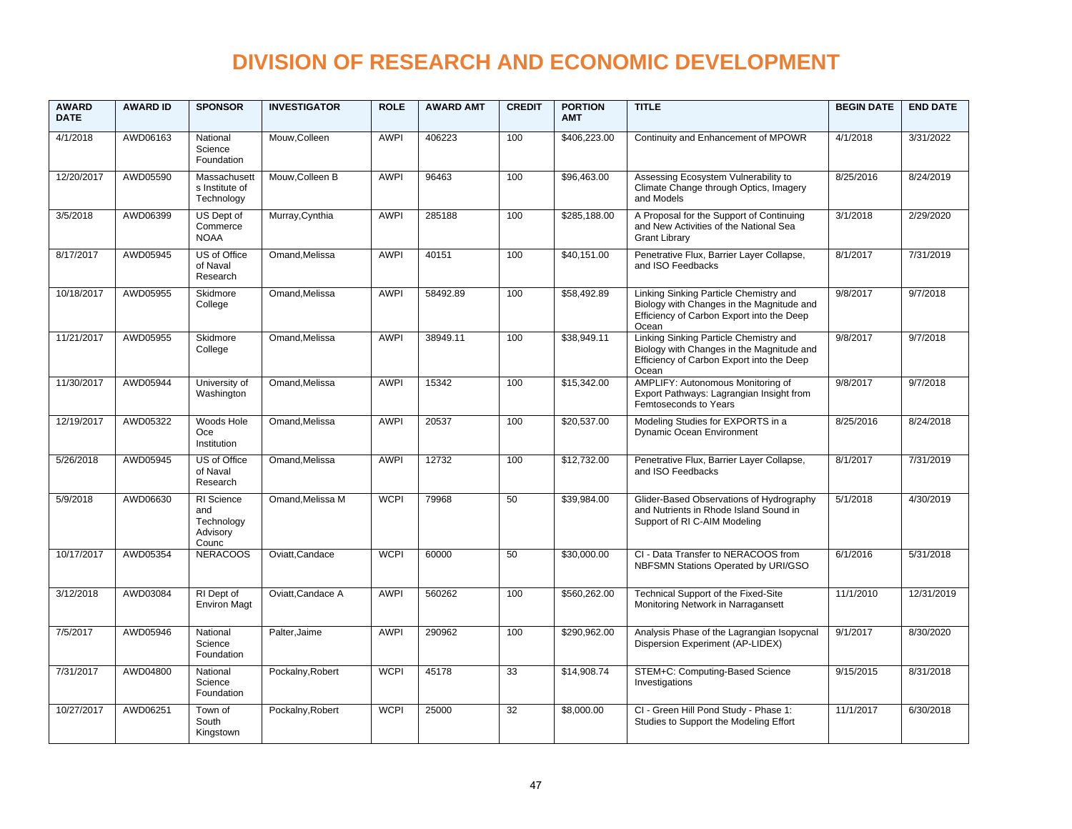# DIVISION OF RESEARCH AND ECONOMIC DEVELOPMENT

| AWARD DATE | AWARD ID | SPONSOR | INVESTIGATOR | ROLE | AWARD AMT | CREDIT | PORTION AMT | TITLE | BEGIN DATE | END DATE |
|---|---|---|---|---|---|---|---|---|---|---|
| 4/1/2018 | AWD06163 | National Science Foundation | Mouw,Colleen | AWPI | 406223 | 100 | $406,223.00 | Continuity and Enhancement of MPOWR | 4/1/2018 | 3/31/2022 |
| 12/20/2017 | AWD05590 | Massachusetts Institute of Technology | Mouw,Colleen B | AWPI | 96463 | 100 | $96,463.00 | Assessing Ecosystem Vulnerability to Climate Change through Optics, Imagery and Models | 8/25/2016 | 8/24/2019 |
| 3/5/2018 | AWD06399 | US Dept of Commerce NOAA | Murray,Cynthia | AWPI | 285188 | 100 | $285,188.00 | A Proposal for the Support of Continuing and New Activities of the National Sea Grant Library | 3/1/2018 | 2/29/2020 |
| 8/17/2017 | AWD05945 | US of Office of Naval Research | Omand,Melissa | AWPI | 40151 | 100 | $40,151.00 | Penetrative Flux, Barrier Layer Collapse, and ISO Feedbacks | 8/1/2017 | 7/31/2019 |
| 10/18/2017 | AWD05955 | Skidmore College | Omand,Melissa | AWPI | 58492.89 | 100 | $58,492.89 | Linking Sinking Particle Chemistry and Biology with Changes in the Magnitude and Efficiency of Carbon Export into the Deep Ocean | 9/8/2017 | 9/7/2018 |
| 11/21/2017 | AWD05955 | Skidmore College | Omand,Melissa | AWPI | 38949.11 | 100 | $38,949.11 | Linking Sinking Particle Chemistry and Biology with Changes in the Magnitude and Efficiency of Carbon Export into the Deep Ocean | 9/8/2017 | 9/7/2018 |
| 11/30/2017 | AWD05944 | University of Washington | Omand,Melissa | AWPI | 15342 | 100 | $15,342.00 | AMPLIFY: Autonomous Monitoring of Export Pathways: Lagrangian Insight from Femtoseconds to Years | 9/8/2017 | 9/7/2018 |
| 12/19/2017 | AWD05322 | Woods Hole Oce Institution | Omand,Melissa | AWPI | 20537 | 100 | $20,537.00 | Modeling Studies for EXPORTS in a Dynamic Ocean Environment | 8/25/2016 | 8/24/2018 |
| 5/26/2018 | AWD05945 | US of Office of Naval Research | Omand,Melissa | AWPI | 12732 | 100 | $12,732.00 | Penetrative Flux, Barrier Layer Collapse, and ISO Feedbacks | 8/1/2017 | 7/31/2019 |
| 5/9/2018 | AWD06630 | RI Science and Technology Advisory Counc | Omand,Melissa M | WCPI | 79968 | 50 | $39,984.00 | Glider-Based Observations of Hydrography and Nutrients in Rhode Island Sound in Support of RI C-AIM Modeling | 5/1/2018 | 4/30/2019 |
| 10/17/2017 | AWD05354 | NERACOOS | Oviatt,Candace | WCPI | 60000 | 50 | $30,000.00 | CI - Data Transfer to NERACOOS from NBFSMN Stations Operated by URI/GSO | 6/1/2016 | 5/31/2018 |
| 3/12/2018 | AWD03084 | RI Dept of Environ Magt | Oviatt,Candace A | AWPI | 560262 | 100 | $560,262.00 | Technical Support of the Fixed-Site Monitoring Network in Narragansett | 11/1/2010 | 12/31/2019 |
| 7/5/2017 | AWD05946 | National Science Foundation | Palter,Jaime | AWPI | 290962 | 100 | $290,962.00 | Analysis Phase of the Lagrangian Isopycnal Dispersion Experiment (AP-LIDEX) | 9/1/2017 | 8/30/2020 |
| 7/31/2017 | AWD04800 | National Science Foundation | Pockalny,Robert | WCPI | 45178 | 33 | $14,908.74 | STEM+C: Computing-Based Science Investigations | 9/15/2015 | 8/31/2018 |
| 10/27/2017 | AWD06251 | Town of South Kingstown | Pockalny,Robert | WCPI | 25000 | 32 | $8,000.00 | CI - Green Hill Pond Study - Phase 1: Studies to Support the Modeling Effort | 11/1/2017 | 6/30/2018 |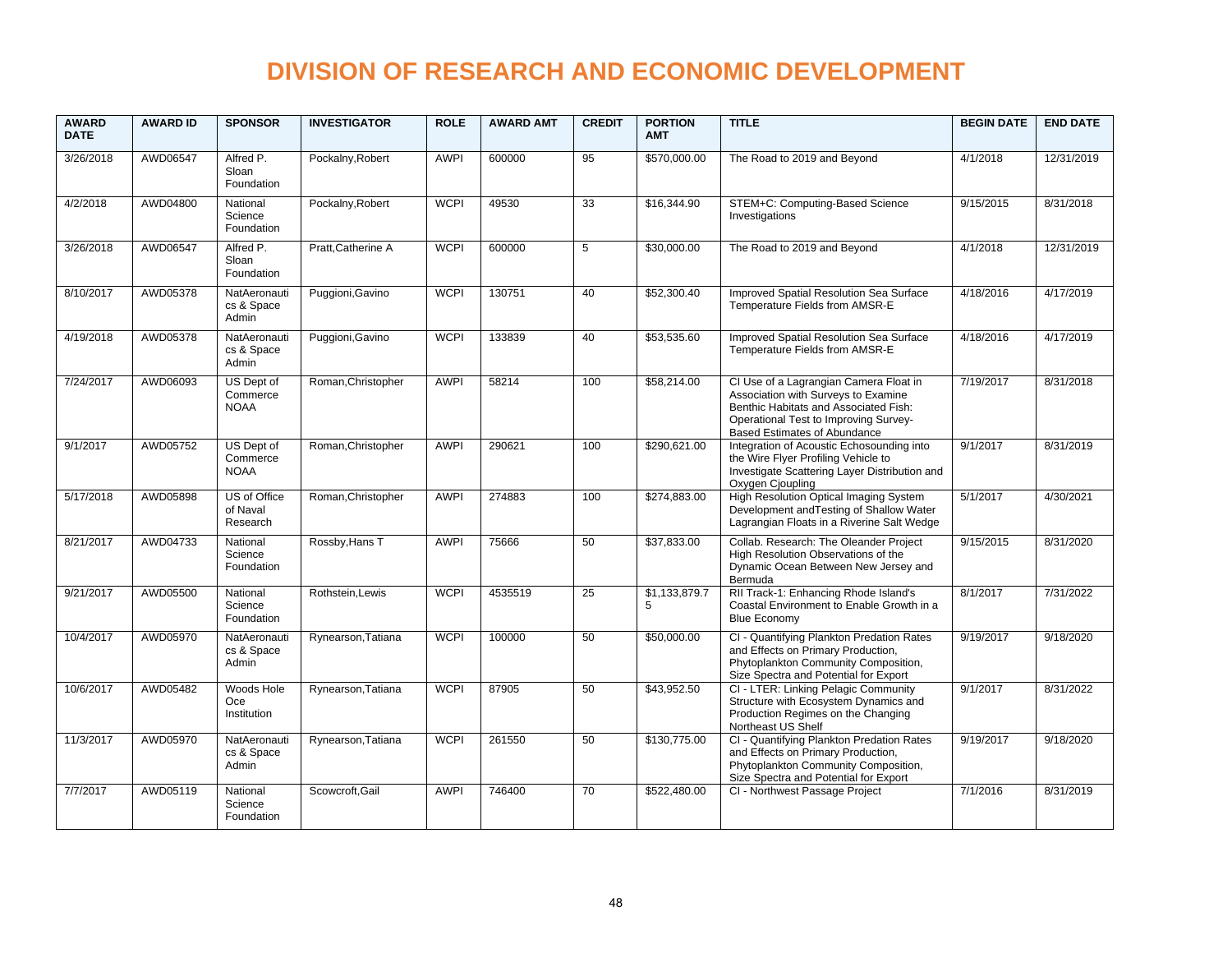# DIVISION OF RESEARCH AND ECONOMIC DEVELOPMENT

| AWARD DATE | AWARD ID | SPONSOR | INVESTIGATOR | ROLE | AWARD AMT | CREDIT | PORTION AMT | TITLE | BEGIN DATE | END DATE |
|---|---|---|---|---|---|---|---|---|---|---|
| 3/26/2018 | AWD06547 | Alfred P. Sloan Foundation | Pockalny,Robert | AWPI | 600000 | 95 | $570,000.00 | The Road to 2019 and Beyond | 4/1/2018 | 12/31/2019 |
| 4/2/2018 | AWD04800 | National Science Foundation | Pockalny,Robert | WCPI | 49530 | 33 | $16,344.90 | STEM+C: Computing-Based Science Investigations | 9/15/2015 | 8/31/2018 |
| 3/26/2018 | AWD06547 | Alfred P. Sloan Foundation | Pratt,Catherine A | WCPI | 600000 | 5 | $30,000.00 | The Road to 2019 and Beyond | 4/1/2018 | 12/31/2019 |
| 8/10/2017 | AWD05378 | NatAeronautics & Space Admin | Puggioni,Gavino | WCPI | 130751 | 40 | $52,300.40 | Improved Spatial Resolution Sea Surface Temperature Fields from AMSR-E | 4/18/2016 | 4/17/2019 |
| 4/19/2018 | AWD05378 | NatAeronautics & Space Admin | Puggioni,Gavino | WCPI | 133839 | 40 | $53,535.60 | Improved Spatial Resolution Sea Surface Temperature Fields from AMSR-E | 4/18/2016 | 4/17/2019 |
| 7/24/2017 | AWD06093 | US Dept of Commerce NOAA | Roman,Christopher | AWPI | 58214 | 100 | $58,214.00 | CI Use of a Lagrangian Camera Float in Association with Surveys to Examine Benthic Habitats and Associated Fish: Operational Test to Improving Survey-Based Estimates of Abundance | 7/19/2017 | 8/31/2018 |
| 9/1/2017 | AWD05752 | US Dept of Commerce NOAA | Roman,Christopher | AWPI | 290621 | 100 | $290,621.00 | Integration of Acoustic Echosounding into the Wire Flyer Profiling Vehicle to Investigate Scattering Layer Distribution and Oxygen Cjoupling | 9/1/2017 | 8/31/2019 |
| 5/17/2018 | AWD05898 | US of Office of Naval Research | Roman,Christopher | AWPI | 274883 | 100 | $274,883.00 | High Resolution Optical Imaging System Development andTesting of Shallow Water Lagrangian Floats in a Riverine Salt Wedge | 5/1/2017 | 4/30/2021 |
| 8/21/2017 | AWD04733 | National Science Foundation | Rossby,Hans T | AWPI | 75666 | 50 | $37,833.00 | Collab. Research: The Oleander Project High Resolution Observations of the Dynamic Ocean Between New Jersey and Bermuda | 9/15/2015 | 8/31/2020 |
| 9/21/2017 | AWD05500 | National Science Foundation | Rothstein,Lewis | WCPI | 4535519 | 25 | $1,133,879.75 | RII Track-1: Enhancing Rhode Island's Coastal Environment to Enable Growth in a Blue Economy | 8/1/2017 | 7/31/2022 |
| 10/4/2017 | AWD05970 | NatAeronautics & Space Admin | Rynearson,Tatiana | WCPI | 100000 | 50 | $50,000.00 | CI - Quantifying Plankton Predation Rates and Effects on Primary Production, Phytoplankton Community Composition, Size Spectra and Potential for Export | 9/19/2017 | 9/18/2020 |
| 10/6/2017 | AWD05482 | Woods Hole Oce Institution | Rynearson,Tatiana | WCPI | 87905 | 50 | $43,952.50 | CI - LTER: Linking Pelagic Community Structure with Ecosystem Dynamics and Production Regimes on the Changing Northeast US Shelf | 9/1/2017 | 8/31/2022 |
| 11/3/2017 | AWD05970 | NatAeronautics & Space Admin | Rynearson,Tatiana | WCPI | 261550 | 50 | $130,775.00 | CI - Quantifying Plankton Predation Rates and Effects on Primary Production, Phytoplankton Community Composition, Size Spectra and Potential for Export | 9/19/2017 | 9/18/2020 |
| 7/7/2017 | AWD05119 | National Science Foundation | Scowcroft,Gail | AWPI | 746400 | 70 | $522,480.00 | CI - Northwest Passage Project | 7/1/2016 | 8/31/2019 |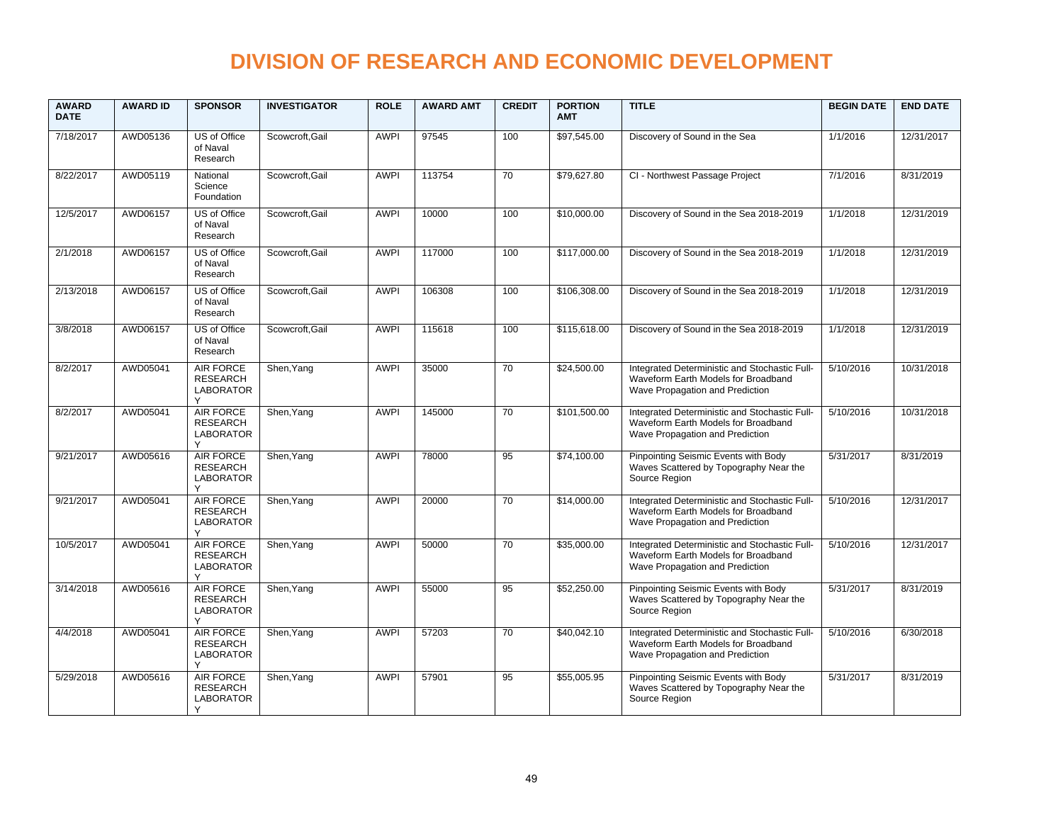# DIVISION OF RESEARCH AND ECONOMIC DEVELOPMENT

| AWARD DATE | AWARD ID | SPONSOR | INVESTIGATOR | ROLE | AWARD AMT | CREDIT | PORTION AMT | TITLE | BEGIN DATE | END DATE |
|---|---|---|---|---|---|---|---|---|---|---|
| 7/18/2017 | AWD05136 | US of Office of Naval Research | Scowcroft,Gail | AWPI | 97545 | 100 | $97,545.00 | Discovery of Sound in the Sea | 1/1/2016 | 12/31/2017 |
| 8/22/2017 | AWD05119 | National Science Foundation | Scowcroft,Gail | AWPI | 113754 | 70 | $79,627.80 | CI - Northwest Passage Project | 7/1/2016 | 8/31/2019 |
| 12/5/2017 | AWD06157 | US of Office of Naval Research | Scowcroft,Gail | AWPI | 10000 | 100 | $10,000.00 | Discovery of Sound in the Sea 2018-2019 | 1/1/2018 | 12/31/2019 |
| 2/1/2018 | AWD06157 | US of Office of Naval Research | Scowcroft,Gail | AWPI | 117000 | 100 | $117,000.00 | Discovery of Sound in the Sea 2018-2019 | 1/1/2018 | 12/31/2019 |
| 2/13/2018 | AWD06157 | US of Office of Naval Research | Scowcroft,Gail | AWPI | 106308 | 100 | $106,308.00 | Discovery of Sound in the Sea 2018-2019 | 1/1/2018 | 12/31/2019 |
| 3/8/2018 | AWD06157 | US of Office of Naval Research | Scowcroft,Gail | AWPI | 115618 | 100 | $115,618.00 | Discovery of Sound in the Sea 2018-2019 | 1/1/2018 | 12/31/2019 |
| 8/2/2017 | AWD05041 | AIR FORCE RESEARCH LABORATORY | Shen,Yang | AWPI | 35000 | 70 | $24,500.00 | Integrated Deterministic and Stochastic Full-Waveform Earth Models for Broadband Wave Propagation and Prediction | 5/10/2016 | 10/31/2018 |
| 8/2/2017 | AWD05041 | AIR FORCE RESEARCH LABORATORY | Shen,Yang | AWPI | 145000 | 70 | $101,500.00 | Integrated Deterministic and Stochastic Full-Waveform Earth Models for Broadband Wave Propagation and Prediction | 5/10/2016 | 10/31/2018 |
| 9/21/2017 | AWD05616 | AIR FORCE RESEARCH LABORATORY | Shen,Yang | AWPI | 78000 | 95 | $74,100.00 | Pinpointing Seismic Events with Body Waves Scattered by Topography Near the Source Region | 5/31/2017 | 8/31/2019 |
| 9/21/2017 | AWD05041 | AIR FORCE RESEARCH LABORATORY | Shen,Yang | AWPI | 20000 | 70 | $14,000.00 | Integrated Deterministic and Stochastic Full-Waveform Earth Models for Broadband Wave Propagation and Prediction | 5/10/2016 | 12/31/2017 |
| 10/5/2017 | AWD05041 | AIR FORCE RESEARCH LABORATORY | Shen,Yang | AWPI | 50000 | 70 | $35,000.00 | Integrated Deterministic and Stochastic Full-Waveform Earth Models for Broadband Wave Propagation and Prediction | 5/10/2016 | 12/31/2017 |
| 3/14/2018 | AWD05616 | AIR FORCE RESEARCH LABORATORY | Shen,Yang | AWPI | 55000 | 95 | $52,250.00 | Pinpointing Seismic Events with Body Waves Scattered by Topography Near the Source Region | 5/31/2017 | 8/31/2019 |
| 4/4/2018 | AWD05041 | AIR FORCE RESEARCH LABORATORY | Shen,Yang | AWPI | 57203 | 70 | $40,042.10 | Integrated Deterministic and Stochastic Full-Waveform Earth Models for Broadband Wave Propagation and Prediction | 5/10/2016 | 6/30/2018 |
| 5/29/2018 | AWD05616 | AIR FORCE RESEARCH LABORATORY | Shen,Yang | AWPI | 57901 | 95 | $55,005.95 | Pinpointing Seismic Events with Body Waves Scattered by Topography Near the Source Region | 5/31/2017 | 8/31/2019 |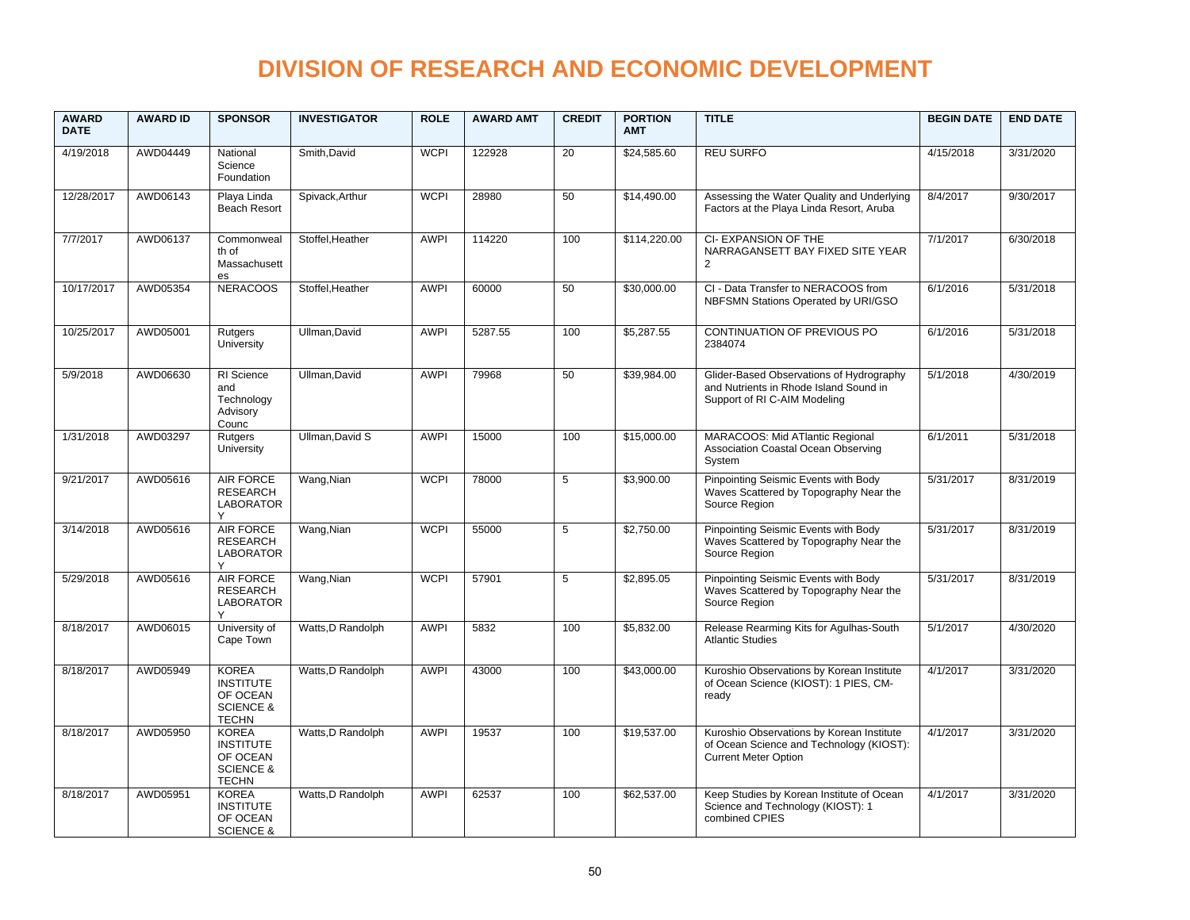# DIVISION OF RESEARCH AND ECONOMIC DEVELOPMENT

| AWARD DATE | AWARD ID | SPONSOR | INVESTIGATOR | ROLE | AWARD AMT | CREDIT | PORTION AMT | TITLE | BEGIN DATE | END DATE |
|---|---|---|---|---|---|---|---|---|---|---|
| 4/19/2018 | AWD04449 | National Science Foundation | Smith,David | WCPI | 122928 | 20 | $24,585.60 | REU SURFO | 4/15/2018 | 3/31/2020 |
| 12/28/2017 | AWD06143 | Playa Linda Beach Resort | Spivack,Arthur | WCPI | 28980 | 50 | $14,490.00 | Assessing the Water Quality and Underlying Factors at the Playa Linda Resort, Aruba | 8/4/2017 | 9/30/2017 |
| 7/7/2017 | AWD06137 | Commonwealth of Massachusettes | Stoffel,Heather | AWPI | 114220 | 100 | $114,220.00 | CI- EXPANSION OF THE NARRAGANSETT BAY FIXED SITE YEAR 2 | 7/1/2017 | 6/30/2018 |
| 10/17/2017 | AWD05354 | NERACOOS | Stoffel,Heather | AWPI | 60000 | 50 | $30,000.00 | CI - Data Transfer to NERACOOS from NBFSMN Stations Operated by URI/GSO | 6/1/2016 | 5/31/2018 |
| 10/25/2017 | AWD05001 | Rutgers University | Ullman,David | AWPI | 5287.55 | 100 | $5,287.55 | CONTINUATION OF PREVIOUS PO 2384074 | 6/1/2016 | 5/31/2018 |
| 5/9/2018 | AWD06630 | RI Science and Technology Advisory Counc | Ullman,David | AWPI | 79968 | 50 | $39,984.00 | Glider-Based Observations of Hydrography and Nutrients in Rhode Island Sound in Support of RI C-AIM Modeling | 5/1/2018 | 4/30/2019 |
| 1/31/2018 | AWD03297 | Rutgers University | Ullman,David S | AWPI | 15000 | 100 | $15,000.00 | MARACOOS: Mid ATlantic Regional Association Coastal Ocean Observing System | 6/1/2011 | 5/31/2018 |
| 9/21/2017 | AWD05616 | AIR FORCE RESEARCH LABORATORY | Wang,Nian | WCPI | 78000 | 5 | $3,900.00 | Pinpointing Seismic Events with Body Waves Scattered by Topography Near the Source Region | 5/31/2017 | 8/31/2019 |
| 3/14/2018 | AWD05616 | AIR FORCE RESEARCH LABORATORY | Wang,Nian | WCPI | 55000 | 5 | $2,750.00 | Pinpointing Seismic Events with Body Waves Scattered by Topography Near the Source Region | 5/31/2017 | 8/31/2019 |
| 5/29/2018 | AWD05616 | AIR FORCE RESEARCH LABORATORY | Wang,Nian | WCPI | 57901 | 5 | $2,895.05 | Pinpointing Seismic Events with Body Waves Scattered by Topography Near the Source Region | 5/31/2017 | 8/31/2019 |
| 8/18/2017 | AWD06015 | University of Cape Town | Watts,D Randolph | AWPI | 5832 | 100 | $5,832.00 | Release Rearming Kits for Agulhas-South Atlantic Studies | 5/1/2017 | 4/30/2020 |
| 8/18/2017 | AWD05949 | KOREA INSTITUTE OF OCEAN SCIENCE & TECHN | Watts,D Randolph | AWPI | 43000 | 100 | $43,000.00 | Kuroshio Observations by Korean Institute of Ocean Science (KIOST): 1 PIES, CM-ready | 4/1/2017 | 3/31/2020 |
| 8/18/2017 | AWD05950 | KOREA INSTITUTE OF OCEAN SCIENCE & TECHN | Watts,D Randolph | AWPI | 19537 | 100 | $19,537.00 | Kuroshio Observations by Korean Institute of Ocean Science and Technology (KIOST): Current Meter Option | 4/1/2017 | 3/31/2020 |
| 8/18/2017 | AWD05951 | KOREA INSTITUTE OF OCEAN SCIENCE & | Watts,D Randolph | AWPI | 62537 | 100 | $62,537.00 | Keep Studies by Korean Institute of Ocean Science and Technology (KIOST): 1 combined CPIES | 4/1/2017 | 3/31/2020 |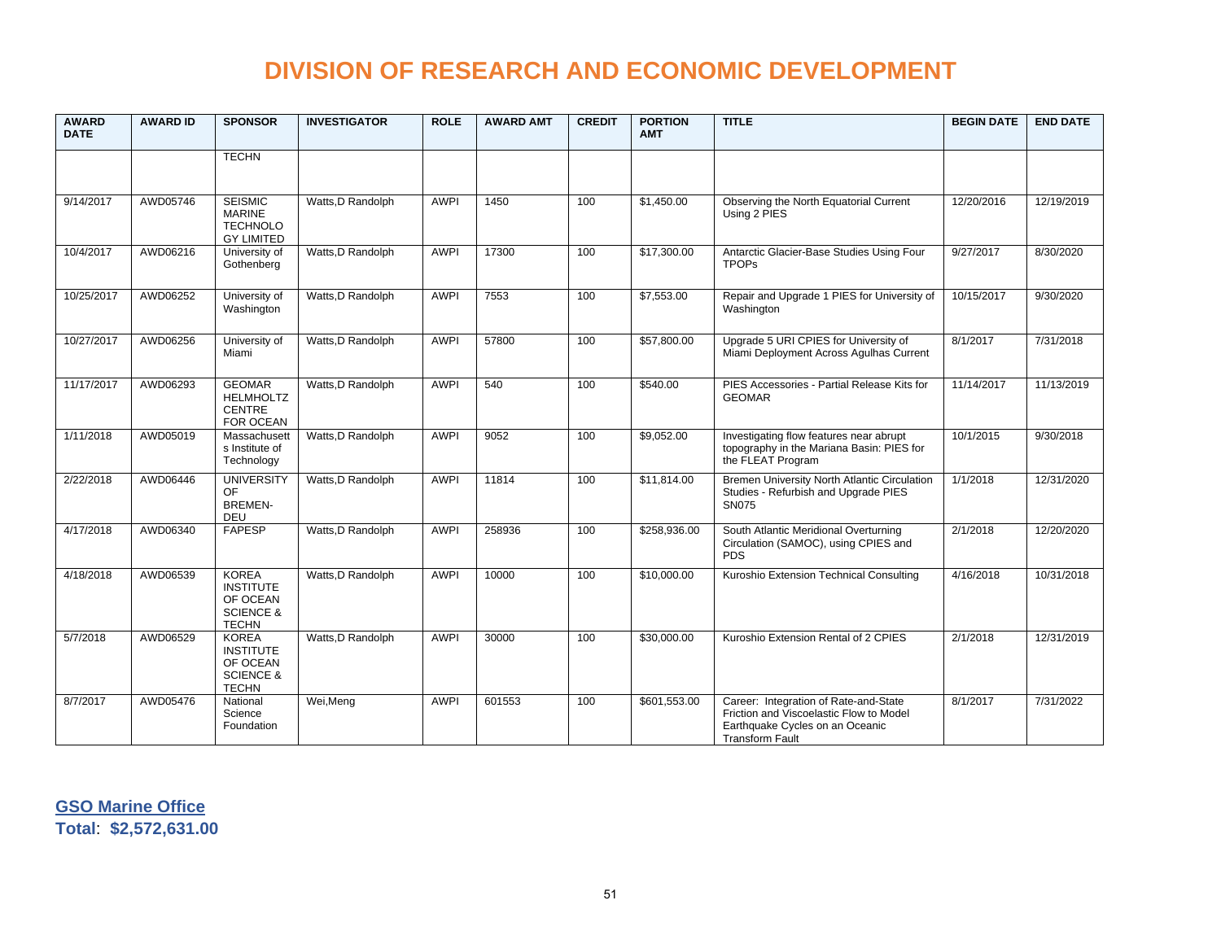# DIVISION OF RESEARCH AND ECONOMIC DEVELOPMENT

| AWARD DATE | AWARD ID | SPONSOR | INVESTIGATOR | ROLE | AWARD AMT | CREDIT | PORTION AMT | TITLE | BEGIN DATE | END DATE |
|---|---|---|---|---|---|---|---|---|---|---|
| | | TECHN | | | | | | | | |
| 9/14/2017 | AWD05746 | SEISMIC MARINE TECHNOLOGY LIMITED | Watts,D Randolph | AWPI | 1450 | 100 | $1,450.00 | Observing the North Equatorial Current Using 2 PIES | 12/20/2016 | 12/19/2019 |
| 10/4/2017 | AWD06216 | University of Gothenberg | Watts,D Randolph | AWPI | 17300 | 100 | $17,300.00 | Antarctic Glacier-Base Studies Using Four TPOPs | 9/27/2017 | 8/30/2020 |
| 10/25/2017 | AWD06252 | University of Washington | Watts,D Randolph | AWPI | 7553 | 100 | $7,553.00 | Repair and Upgrade 1 PIES for University of Washington | 10/15/2017 | 9/30/2020 |
| 10/27/2017 | AWD06256 | University of Miami | Watts,D Randolph | AWPI | 57800 | 100 | $57,800.00 | Upgrade 5 URI CPIES for University of Miami Deployment Across Agulhas Current | 8/1/2017 | 7/31/2018 |
| 11/17/2017 | AWD06293 | GEOMAR HELMHOLTZ CENTRE FOR OCEAN | Watts,D Randolph | AWPI | 540 | 100 | $540.00 | PIES Accessories - Partial Release Kits for GEOMAR | 11/14/2017 | 11/13/2019 |
| 1/11/2018 | AWD05019 | Massachusetts Institute of Technology | Watts,D Randolph | AWPI | 9052 | 100 | $9,052.00 | Investigating flow features near abrupt topography in the Mariana Basin: PIES for the FLEAT Program | 10/1/2015 | 9/30/2018 |
| 2/22/2018 | AWD06446 | UNIVERSITY OF BREMEN-DEU | Watts,D Randolph | AWPI | 11814 | 100 | $11,814.00 | Bremen University North Atlantic Circulation Studies - Refurbish and Upgrade PIES SN075 | 1/1/2018 | 12/31/2020 |
| 4/17/2018 | AWD06340 | FAPESP | Watts,D Randolph | AWPI | 258936 | 100 | $258,936.00 | South Atlantic Meridional Overturning Circulation (SAMOC), using CPIES and PDS | 2/1/2018 | 12/20/2020 |
| 4/18/2018 | AWD06539 | KOREA INSTITUTE OF OCEAN SCIENCE & TECHN | Watts,D Randolph | AWPI | 10000 | 100 | $10,000.00 | Kuroshio Extension Technical Consulting | 4/16/2018 | 10/31/2018 |
| 5/7/2018 | AWD06529 | KOREA INSTITUTE OF OCEAN SCIENCE & TECHN | Watts,D Randolph | AWPI | 30000 | 100 | $30,000.00 | Kuroshio Extension Rental of 2 CPIES | 2/1/2018 | 12/31/2019 |
| 8/7/2017 | AWD05476 | National Science Foundation | Wei,Meng | AWPI | 601553 | 100 | $601,553.00 | Career: Integration of Rate-and-State Friction and Viscoelastic Flow to Model Earthquake Cycles on an Oceanic Transform Fault | 8/1/2017 | 7/31/2022 |

**GSO Marine Office**

**Total**: **$2,572,631.00**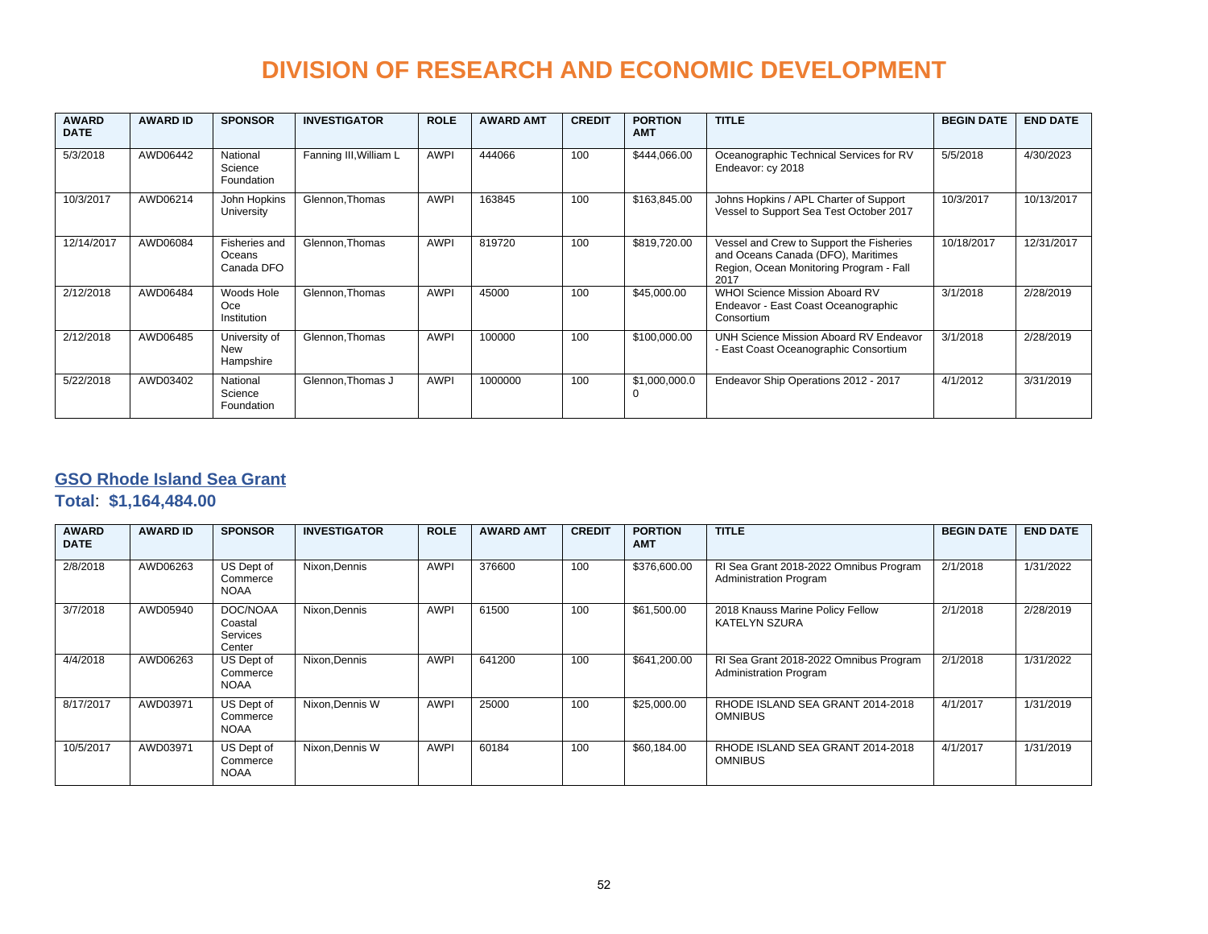# DIVISION OF RESEARCH AND ECONOMIC DEVELOPMENT

| AWARD DATE | AWARD ID | SPONSOR | INVESTIGATOR | ROLE | AWARD AMT | CREDIT | PORTION AMT | TITLE | BEGIN DATE | END DATE |
|---|---|---|---|---|---|---|---|---|---|---|
| 5/3/2018 | AWD06442 | National Science Foundation | Fanning III,William L | AWPI | 444066 | 100 | $444,066.00 | Oceanographic Technical Services for RV Endeavor: cy 2018 | 5/5/2018 | 4/30/2023 |
| 10/3/2017 | AWD06214 | John Hopkins University | Glennon,Thomas | AWPI | 163845 | 100 | $163,845.00 | Johns Hopkins / APL Charter of Support Vessel to Support Sea Test October 2017 | 10/3/2017 | 10/13/2017 |
| 12/14/2017 | AWD06084 | Fisheries and Oceans Canada DFO | Glennon,Thomas | AWPI | 819720 | 100 | $819,720.00 | Vessel and Crew to Support the Fisheries and Oceans Canada (DFO), Maritimes Region, Ocean Monitoring Program - Fall 2017 | 10/18/2017 | 12/31/2017 |
| 2/12/2018 | AWD06484 | Woods Hole Oce Institution | Glennon,Thomas | AWPI | 45000 | 100 | $45,000.00 | WHOI Science Mission Aboard RV Endeavor - East Coast Oceanographic Consortium | 3/1/2018 | 2/28/2019 |
| 2/12/2018 | AWD06485 | University of New Hampshire | Glennon,Thomas | AWPI | 100000 | 100 | $100,000.00 | UNH Science Mission Aboard RV Endeavor - East Coast Oceanographic Consortium | 3/1/2018 | 2/28/2019 |
| 5/22/2018 | AWD03402 | National Science Foundation | Glennon,Thomas J | AWPI | 1000000 | 100 | $1,000,000.00 | Endeavor Ship Operations 2012 - 2017 | 4/1/2012 | 3/31/2019 |

## GSO Rhode Island Sea Grant

**Total**: **$1,164,484.00**

| AWARD DATE | AWARD ID | SPONSOR | INVESTIGATOR | ROLE | AWARD AMT | CREDIT | PORTION AMT | TITLE | BEGIN DATE | END DATE |
|---|---|---|---|---|---|---|---|---|---|---|
| 2/8/2018 | AWD06263 | US Dept of Commerce NOAA | Nixon,Dennis | AWPI | 376600 | 100 | $376,600.00 | RI Sea Grant 2018-2022 Omnibus Program Administration Program | 2/1/2018 | 1/31/2022 |
| 3/7/2018 | AWD05940 | DOC/NOAA Coastal Services Center | Nixon,Dennis | AWPI | 61500 | 100 | $61,500.00 | 2018 Knauss Marine Policy Fellow KATELYN SZURA | 2/1/2018 | 2/28/2019 |
| 4/4/2018 | AWD06263 | US Dept of Commerce NOAA | Nixon,Dennis | AWPI | 641200 | 100 | $641,200.00 | RI Sea Grant 2018-2022 Omnibus Program Administration Program | 2/1/2018 | 1/31/2022 |
| 8/17/2017 | AWD03971 | US Dept of Commerce NOAA | Nixon,Dennis W | AWPI | 25000 | 100 | $25,000.00 | RHODE ISLAND SEA GRANT 2014-2018 OMNIBUS | 4/1/2017 | 1/31/2019 |
| 10/5/2017 | AWD03971 | US Dept of Commerce NOAA | Nixon,Dennis W | AWPI | 60184 | 100 | $60,184.00 | RHODE ISLAND SEA GRANT 2014-2018 OMNIBUS | 4/1/2017 | 1/31/2019 |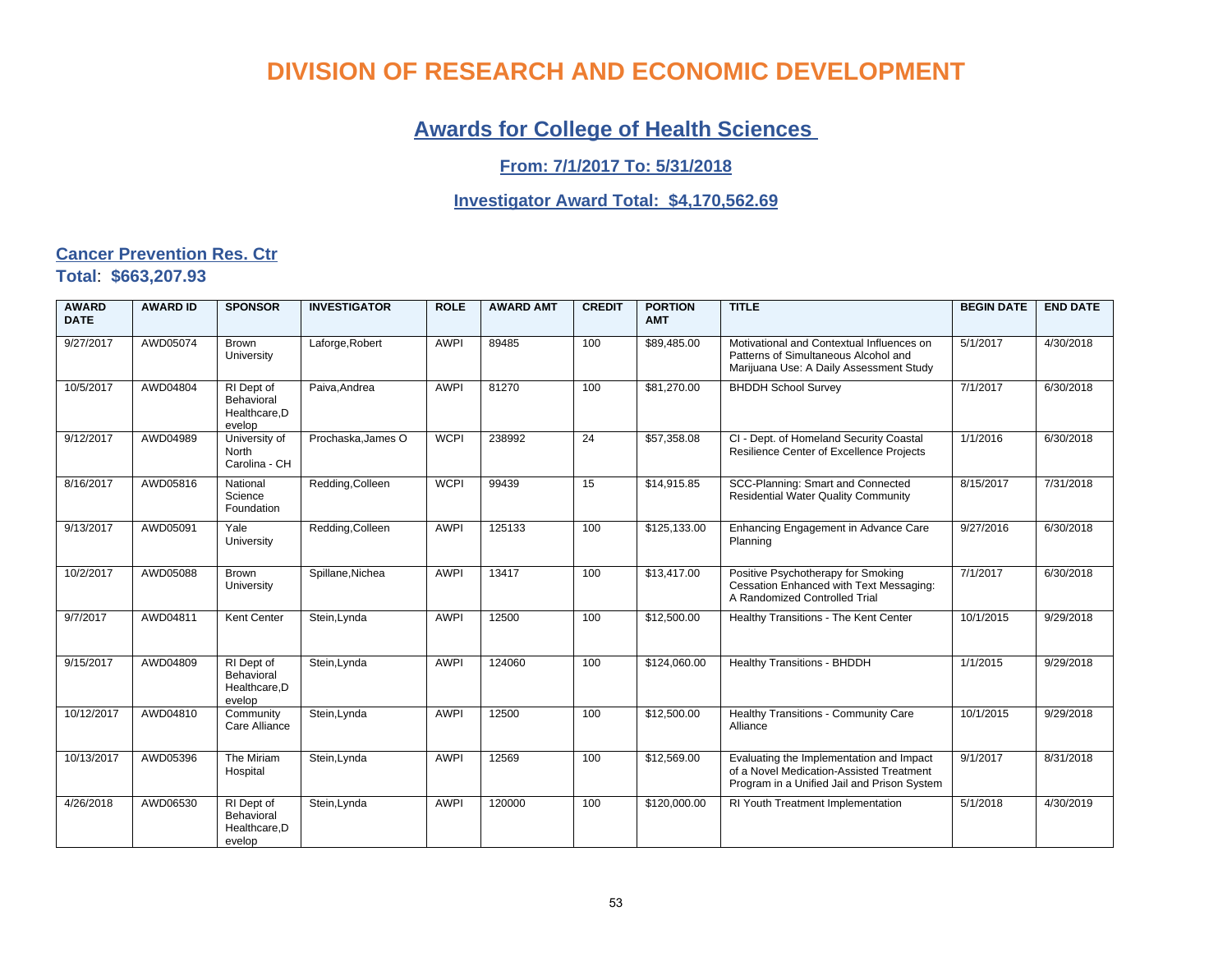# DIVISION OF RESEARCH AND ECONOMIC DEVELOPMENT

## Awards for College of Health Sciences

### From: 7/1/2017 To: 5/31/2018

### Investigator Award Total: $4,170,562.69

**Cancer Prevention Res. Ctr**

**Total**: **$663,207.93**

| AWARD DATE | AWARD ID | SPONSOR | INVESTIGATOR | ROLE | AWARD AMT | CREDIT | PORTION AMT | TITLE | BEGIN DATE | END DATE |
|---|---|---|---|---|---|---|---|---|---|---|
| 9/27/2017 | AWD05074 | Brown University | Laforge,Robert | AWPI | 89485 | 100 | $89,485.00 | Motivational and Contextual Influences on Patterns of Simultaneous Alcohol and Marijuana Use: A Daily Assessment Study | 5/1/2017 | 4/30/2018 |
| 10/5/2017 | AWD04804 | RI Dept of Behavioral Healthcare,Develop | Paiva,Andrea | AWPI | 81270 | 100 | $81,270.00 | BHDDH School Survey | 7/1/2017 | 6/30/2018 |
| 9/12/2017 | AWD04989 | University of North Carolina - CH | Prochaska,James O | WCPI | 238992 | 24 | $57,358.08 | CI - Dept. of Homeland Security Coastal Resilience Center of Excellence Projects | 1/1/2016 | 6/30/2018 |
| 8/16/2017 | AWD05816 | National Science Foundation | Redding,Colleen | WCPI | 99439 | 15 | $14,915.85 | SCC-Planning: Smart and Connected Residential Water Quality Community | 8/15/2017 | 7/31/2018 |
| 9/13/2017 | AWD05091 | Yale University | Redding,Colleen | AWPI | 125133 | 100 | $125,133.00 | Enhancing Engagement in Advance Care Planning | 9/27/2016 | 6/30/2018 |
| 10/2/2017 | AWD05088 | Brown University | Spillane,Nichea | AWPI | 13417 | 100 | $13,417.00 | Positive Psychotherapy for Smoking Cessation Enhanced with Text Messaging: A Randomized Controlled Trial | 7/1/2017 | 6/30/2018 |
| 9/7/2017 | AWD04811 | Kent Center | Stein,Lynda | AWPI | 12500 | 100 | $12,500.00 | Healthy Transitions - The Kent Center | 10/1/2015 | 9/29/2018 |
| 9/15/2017 | AWD04809 | RI Dept of Behavioral Healthcare,Develop | Stein,Lynda | AWPI | 124060 | 100 | $124,060.00 | Healthy Transitions - BHDDH | 1/1/2015 | 9/29/2018 |
| 10/12/2017 | AWD04810 | Community Care Alliance | Stein,Lynda | AWPI | 12500 | 100 | $12,500.00 | Healthy Transitions - Community Care Alliance | 10/1/2015 | 9/29/2018 |
| 10/13/2017 | AWD05396 | The Miriam Hospital | Stein,Lynda | AWPI | 12569 | 100 | $12,569.00 | Evaluating the Implementation and Impact of a Novel Medication-Assisted Treatment Program in a Unified Jail and Prison System | 9/1/2017 | 8/31/2018 |
| 4/26/2018 | AWD06530 | RI Dept of Behavioral Healthcare,Develop | Stein,Lynda | AWPI | 120000 | 100 | $120,000.00 | RI Youth Treatment Implementation | 5/1/2018 | 4/30/2019 |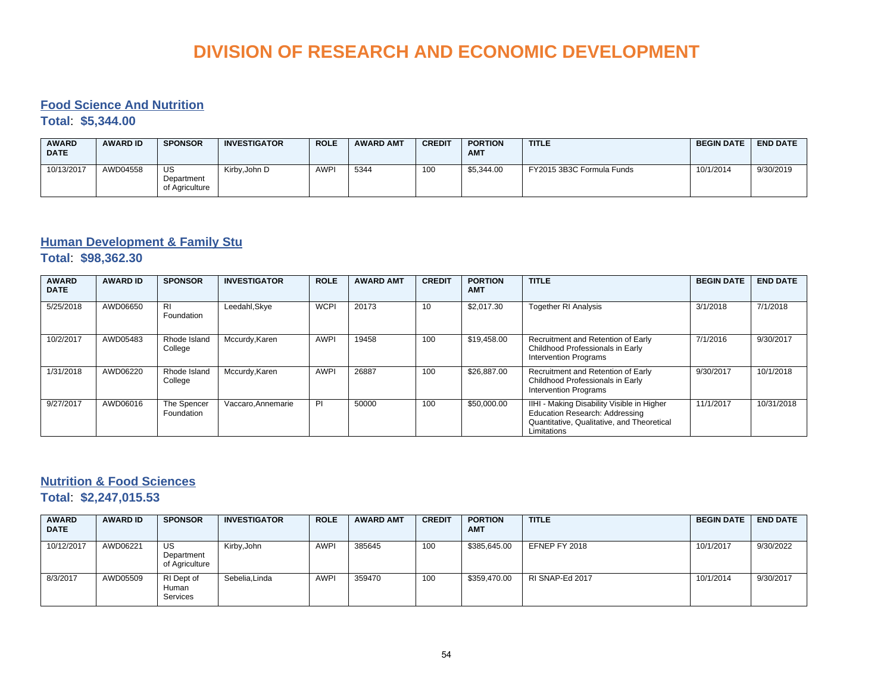# DIVISION OF RESEARCH AND ECONOMIC DEVELOPMENT

## Food Science And Nutrition

**Total**: **$5,344.00**

| AWARD DATE | AWARD ID | SPONSOR | INVESTIGATOR | ROLE | AWARD AMT | CREDIT | PORTION AMT | TITLE | BEGIN DATE | END DATE |
|---|---|---|---|---|---|---|---|---|---|---|
| 10/13/2017 | AWD04558 | US Department of Agriculture | Kirby,John D | AWPI | 5344 | 100 | $5,344.00 | FY2015 3B3C Formula Funds | 10/1/2014 | 9/30/2019 |

## Human Development & Family Stu

**Total**: **$98,362.30**

| AWARD DATE | AWARD ID | SPONSOR | INVESTIGATOR | ROLE | AWARD AMT | CREDIT | PORTION AMT | TITLE | BEGIN DATE | END DATE |
|---|---|---|---|---|---|---|---|---|---|---|
| 5/25/2018 | AWD06650 | RI Foundation | Leedahl,Skye | WCPI | 20173 | 10 | $2,017.30 | Together RI Analysis | 3/1/2018 | 7/1/2018 |
| 10/2/2017 | AWD05483 | Rhode Island College | Mccurdy,Karen | AWPI | 19458 | 100 | $19,458.00 | Recruitment and Retention of Early Childhood Professionals in Early Intervention Programs | 7/1/2016 | 9/30/2017 |
| 1/31/2018 | AWD06220 | Rhode Island College | Mccurdy,Karen | AWPI | 26887 | 100 | $26,887.00 | Recruitment and Retention of Early Childhood Professionals in Early Intervention Programs | 9/30/2017 | 10/1/2018 |
| 9/27/2017 | AWD06016 | The Spencer Foundation | Vaccaro,Annemarie | PI | 50000 | 100 | $50,000.00 | IIHI - Making Disability Visible in Higher Education Research: Addressing Quantitative, Qualitative, and Theoretical Limitations | 11/1/2017 | 10/31/2018 |

## Nutrition & Food Sciences

**Total**: **$2,247,015.53**

| AWARD DATE | AWARD ID | SPONSOR | INVESTIGATOR | ROLE | AWARD AMT | CREDIT | PORTION AMT | TITLE | BEGIN DATE | END DATE |
|---|---|---|---|---|---|---|---|---|---|---|
| 10/12/2017 | AWD06221 | US Department of Agriculture | Kirby,John | AWPI | 385645 | 100 | $385,645.00 | EFNEP FY 2018 | 10/1/2017 | 9/30/2022 |
| 8/3/2017 | AWD05509 | RI Dept of Human Services | Sebelia,Linda | AWPI | 359470 | 100 | $359,470.00 | RI SNAP-Ed 2017 | 10/1/2014 | 9/30/2017 |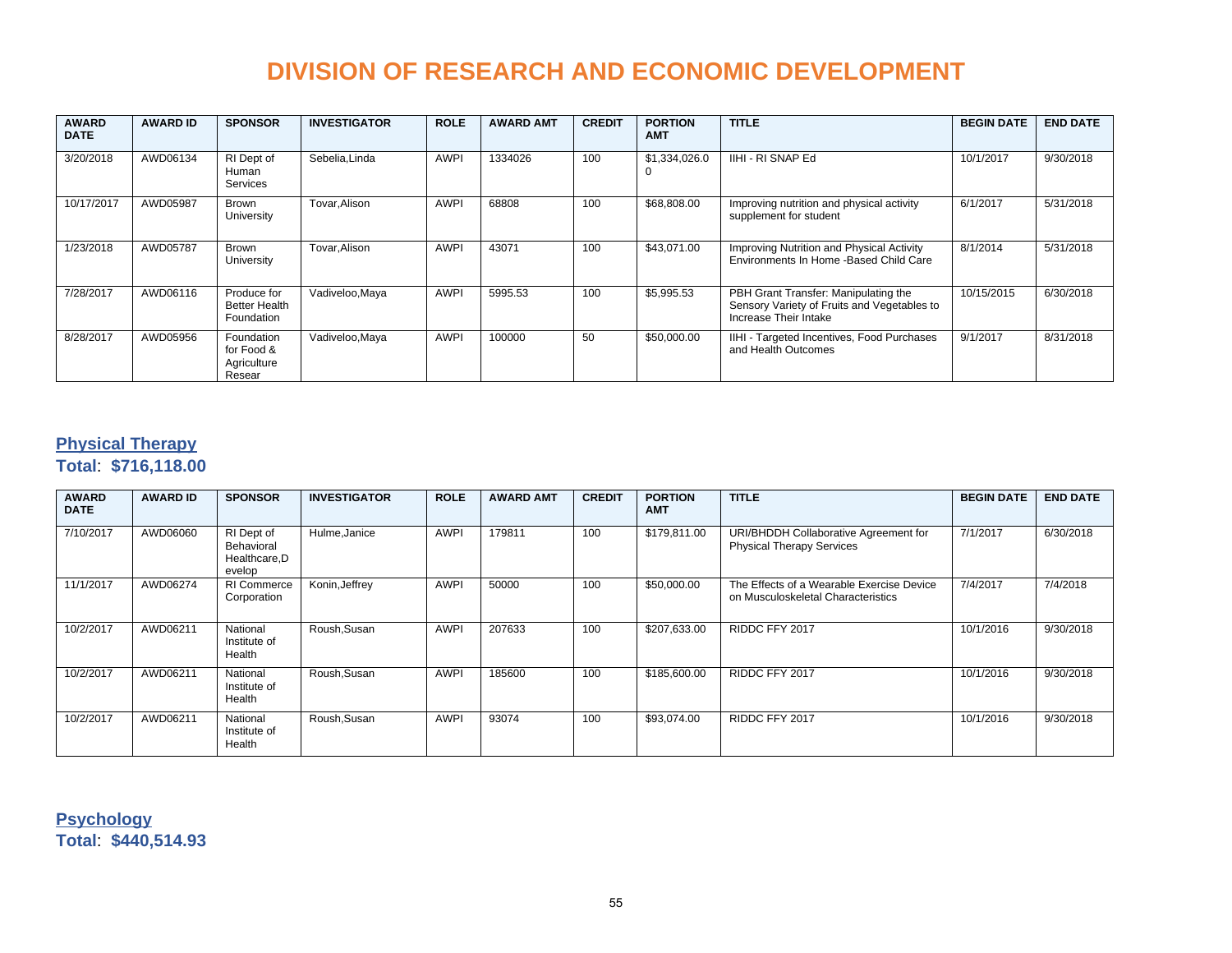# DIVISION OF RESEARCH AND ECONOMIC DEVELOPMENT

| AWARD DATE | AWARD ID | SPONSOR | INVESTIGATOR | ROLE | AWARD AMT | CREDIT | PORTION AMT | TITLE | BEGIN DATE | END DATE |
|---|---|---|---|---|---|---|---|---|---|---|
| 3/20/2018 | AWD06134 | RI Dept of Human Services | Sebelia,Linda | AWPI | 1334026 | 100 | $1,334,026.00 | IIHI - RI SNAP Ed | 10/1/2017 | 9/30/2018 |
| 10/17/2017 | AWD05987 | Brown University | Tovar,Alison | AWPI | 68808 | 100 | $68,808.00 | Improving nutrition and physical activity supplement for student | 6/1/2017 | 5/31/2018 |
| 1/23/2018 | AWD05787 | Brown University | Tovar,Alison | AWPI | 43071 | 100 | $43,071.00 | Improving Nutrition and Physical Activity Environments In Home -Based Child Care | 8/1/2014 | 5/31/2018 |
| 7/28/2017 | AWD06116 | Produce for Better Health Foundation | Vadiveloo,Maya | AWPI | 5995.53 | 100 | $5,995.53 | PBH Grant Transfer: Manipulating the Sensory Variety of Fruits and Vegetables to Increase Their Intake | 10/15/2015 | 6/30/2018 |
| 8/28/2017 | AWD05956 | Foundation for Food & Agriculture Resear | Vadiveloo,Maya | AWPI | 100000 | 50 | $50,000.00 | IIHI - Targeted Incentives, Food Purchases and Health Outcomes | 9/1/2017 | 8/31/2018 |

## Physical Therapy

**Total**: **$716,118.00**

| AWARD DATE | AWARD ID | SPONSOR | INVESTIGATOR | ROLE | AWARD AMT | CREDIT | PORTION AMT | TITLE | BEGIN DATE | END DATE |
|---|---|---|---|---|---|---|---|---|---|---|
| 7/10/2017 | AWD06060 | RI Dept of Behavioral Healthcare,Develop | Hulme,Janice | AWPI | 179811 | 100 | $179,811.00 | URI/BHDDH Collaborative Agreement for Physical Therapy Services | 7/1/2017 | 6/30/2018 |
| 11/1/2017 | AWD06274 | RI Commerce Corporation | Konin,Jeffrey | AWPI | 50000 | 100 | $50,000.00 | The Effects of a Wearable Exercise Device on Musculoskeletal Characteristics | 7/4/2017 | 7/4/2018 |
| 10/2/2017 | AWD06211 | National Institute of Health | Roush,Susan | AWPI | 207633 | 100 | $207,633.00 | RIDDC FFY 2017 | 10/1/2016 | 9/30/2018 |
| 10/2/2017 | AWD06211 | National Institute of Health | Roush,Susan | AWPI | 185600 | 100 | $185,600.00 | RIDDC FFY 2017 | 10/1/2016 | 9/30/2018 |
| 10/2/2017 | AWD06211 | National Institute of Health | Roush,Susan | AWPI | 93074 | 100 | $93,074.00 | RIDDC FFY 2017 | 10/1/2016 | 9/30/2018 |

## Psychology

**Total**: **$440,514.93**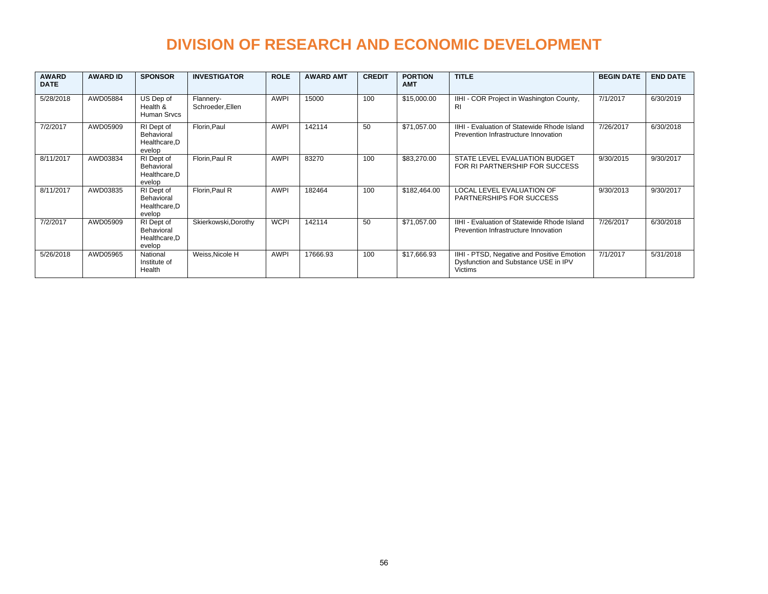# DIVISION OF RESEARCH AND ECONOMIC DEVELOPMENT

| AWARD DATE | AWARD ID | SPONSOR | INVESTIGATOR | ROLE | AWARD AMT | CREDIT | PORTION AMT | TITLE | BEGIN DATE | END DATE |
|---|---|---|---|---|---|---|---|---|---|---|
| 5/28/2018 | AWD05884 | US Dep of Health & Human Srvcs | Flannery-Schroeder,Ellen | AWPI | 15000 | 100 | $15,000.00 | IIHI - COR Project in Washington County, RI | 7/1/2017 | 6/30/2019 |
| 7/2/2017 | AWD05909 | RI Dept of Behavioral Healthcare,Develop | Florin,Paul | AWPI | 142114 | 50 | $71,057.00 | IIHI - Evaluation of Statewide Rhode Island Prevention Infrastructure Innovation | 7/26/2017 | 6/30/2018 |
| 8/11/2017 | AWD03834 | RI Dept of Behavioral Healthcare,Develop | Florin,Paul R | AWPI | 83270 | 100 | $83,270.00 | STATE LEVEL EVALUATION BUDGET FOR RI PARTNERSHIP FOR SUCCESS | 9/30/2015 | 9/30/2017 |
| 8/11/2017 | AWD03835 | RI Dept of Behavioral Healthcare,Develop | Florin,Paul R | AWPI | 182464 | 100 | $182,464.00 | LOCAL LEVEL EVALUATION OF PARTNERSHIPS FOR SUCCESS | 9/30/2013 | 9/30/2017 |
| 7/2/2017 | AWD05909 | RI Dept of Behavioral Healthcare,Develop | Skierkowski,Dorothy | WCPI | 142114 | 50 | $71,057.00 | IIHI - Evaluation of Statewide Rhode Island Prevention Infrastructure Innovation | 7/26/2017 | 6/30/2018 |
| 5/26/2018 | AWD05965 | National Institute of Health | Weiss,Nicole H | AWPI | 17666.93 | 100 | $17,666.93 | IIHI - PTSD, Negative and Positive Emotion Dysfunction and Substance USE in IPV Victims | 7/1/2017 | 5/31/2018 |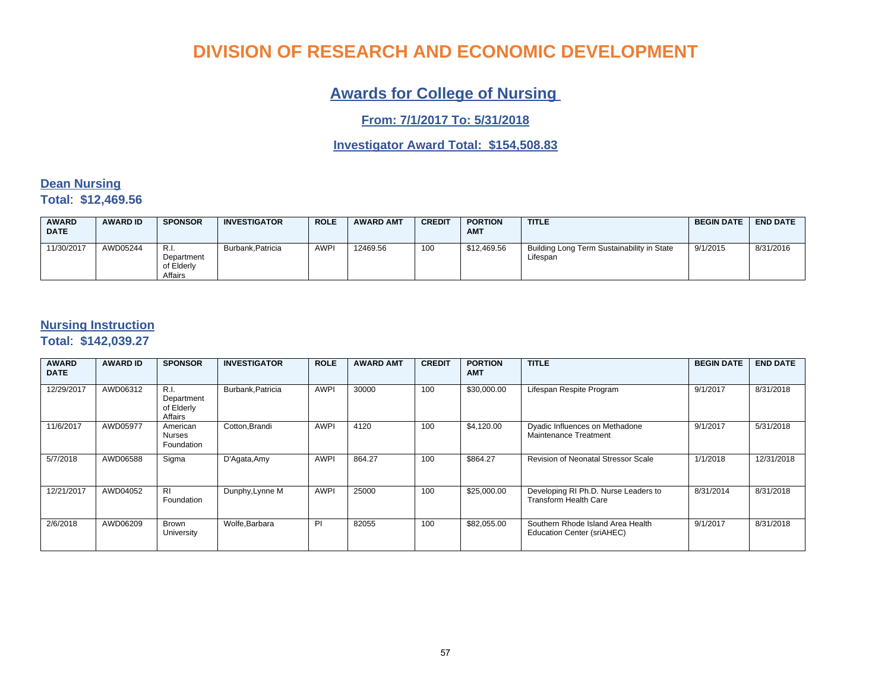# DIVISION OF RESEARCH AND ECONOMIC DEVELOPMENT

## Awards for College of Nursing

### From: 7/1/2017 To: 5/31/2018

### Investigator Award Total: $154,508.83

### Dean Nursing

**Total**: **$12,469.56**

| AWARD DATE | AWARD ID | SPONSOR | INVESTIGATOR | ROLE | AWARD AMT | CREDIT | PORTION AMT | TITLE | BEGIN DATE | END DATE |
|---|---|---|---|---|---|---|---|---|---|---|
| 11/30/2017 | AWD05244 | R.I. Department of Elderly Affairs | Burbank,Patricia | AWPI | 12469.56 | 100 | $12,469.56 | Building Long Term Sustainability in State Lifespan | 9/1/2015 | 8/31/2016 |

### Nursing Instruction

**Total**: **$142,039.27**

| AWARD DATE | AWARD ID | SPONSOR | INVESTIGATOR | ROLE | AWARD AMT | CREDIT | PORTION AMT | TITLE | BEGIN DATE | END DATE |
|---|---|---|---|---|---|---|---|---|---|---|
| 12/29/2017 | AWD06312 | R.I. Department of Elderly Affairs | Burbank,Patricia | AWPI | 30000 | 100 | $30,000.00 | Lifespan Respite Program | 9/1/2017 | 8/31/2018 |
| 11/6/2017 | AWD05977 | American Nurses Foundation | Cotton,Brandi | AWPI | 4120 | 100 | $4,120.00 | Dyadic Influences on Methadone Maintenance Treatment | 9/1/2017 | 5/31/2018 |
| 5/7/2018 | AWD06588 | Sigma | D'Agata,Amy | AWPI | 864.27 | 100 | $864.27 | Revision of Neonatal Stressor Scale | 1/1/2018 | 12/31/2018 |
| 12/21/2017 | AWD04052 | RI Foundation | Dunphy,Lynne M | AWPI | 25000 | 100 | $25,000.00 | Developing RI Ph.D. Nurse Leaders to Transform Health Care | 8/31/2014 | 8/31/2018 |
| 2/6/2018 | AWD06209 | Brown University | Wolfe,Barbara | PI | 82055 | 100 | $82,055.00 | Southern Rhode Island Area Health Education Center (sriAHEC) | 9/1/2017 | 8/31/2018 |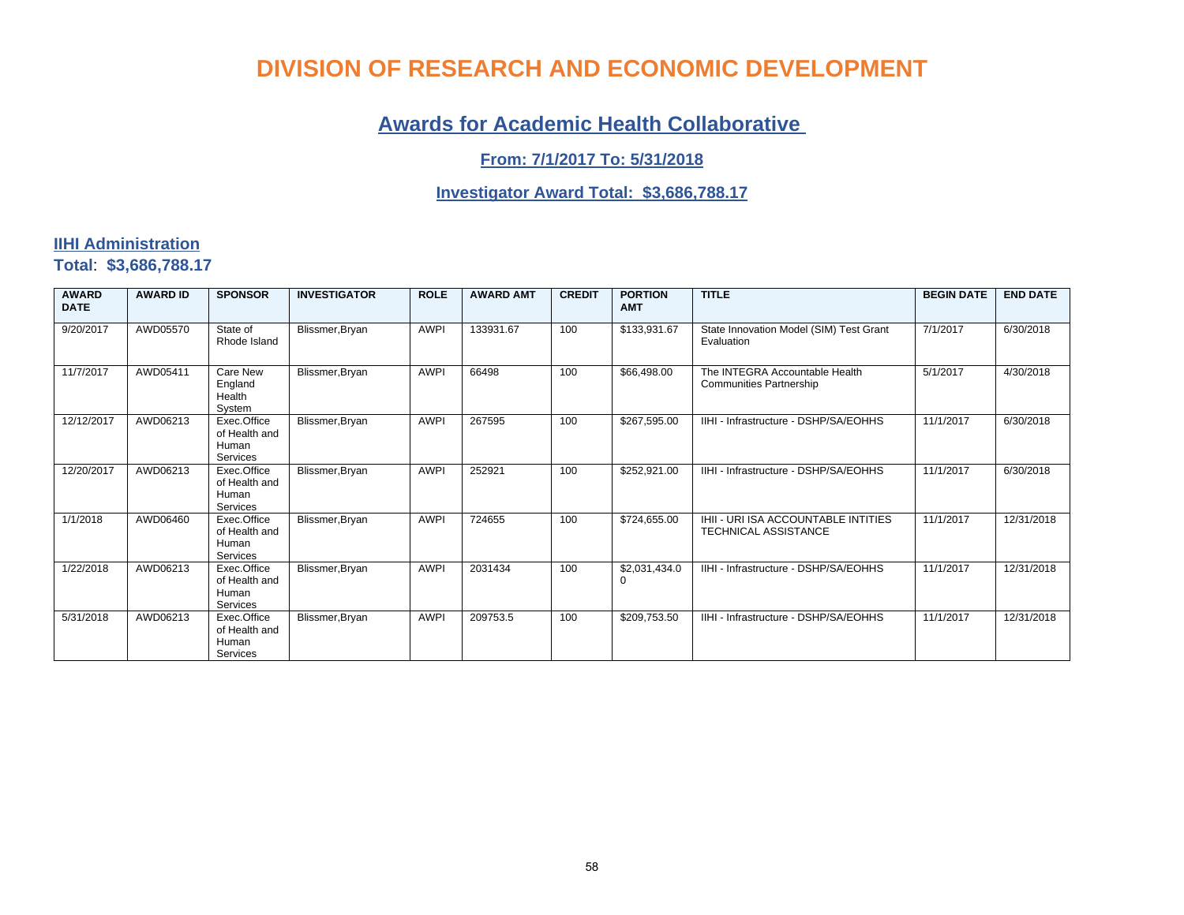# DIVISION OF RESEARCH AND ECONOMIC DEVELOPMENT

## Awards for Academic Health Collaborative

### From: 7/1/2017 To: 5/31/2018

### Investigator Award Total: $3,686,788.17

**IIHI Administration**

**Total: $3,686,788.17**

| AWARD DATE | AWARD ID | SPONSOR | INVESTIGATOR | ROLE | AWARD AMT | CREDIT | PORTION AMT | TITLE | BEGIN DATE | END DATE |
|---|---|---|---|---|---|---|---|---|---|---|
| 9/20/2017 | AWD05570 | State of Rhode Island | Blissmer,Bryan | AWPI | 133931.67 | 100 | $133,931.67 | State Innovation Model (SIM) Test Grant Evaluation | 7/1/2017 | 6/30/2018 |
| 11/7/2017 | AWD05411 | Care New England Health System | Blissmer,Bryan | AWPI | 66498 | 100 | $66,498.00 | The INTEGRA Accountable Health Communities Partnership | 5/1/2017 | 4/30/2018 |
| 12/12/2017 | AWD06213 | Exec.Office of Health and Human Services | Blissmer,Bryan | AWPI | 267595 | 100 | $267,595.00 | IIHI - Infrastructure - DSHP/SA/EOHHS | 11/1/2017 | 6/30/2018 |
| 12/20/2017 | AWD06213 | Exec.Office of Health and Human Services | Blissmer,Bryan | AWPI | 252921 | 100 | $252,921.00 | IIHI - Infrastructure - DSHP/SA/EOHHS | 11/1/2017 | 6/30/2018 |
| 1/1/2018 | AWD06460 | Exec.Office of Health and Human Services | Blissmer,Bryan | AWPI | 724655 | 100 | $724,655.00 | IHII - URI ISA ACCOUNTABLE INTITIES TECHNICAL ASSISTANCE | 11/1/2017 | 12/31/2018 |
| 1/22/2018 | AWD06213 | Exec.Office of Health and Human Services | Blissmer,Bryan | AWPI | 2031434 | 100 | $2,031,434.00 | IIHI - Infrastructure - DSHP/SA/EOHHS | 11/1/2017 | 12/31/2018 |
| 5/31/2018 | AWD06213 | Exec.Office of Health and Human Services | Blissmer,Bryan | AWPI | 209753.5 | 100 | $209,753.50 | IIHI - Infrastructure - DSHP/SA/EOHHS | 11/1/2017 | 12/31/2018 |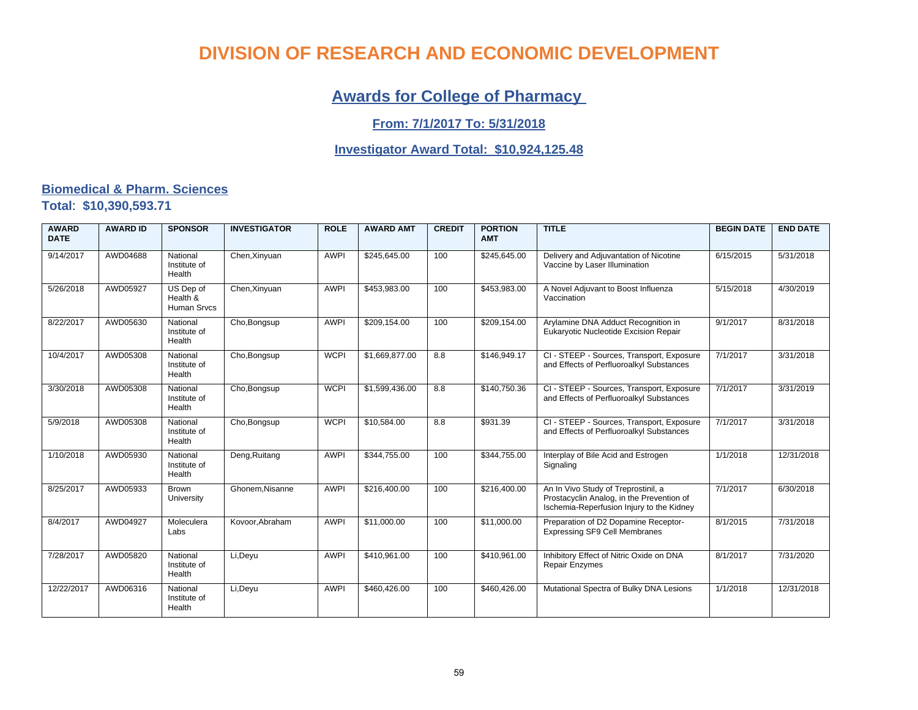# DIVISION OF RESEARCH AND ECONOMIC DEVELOPMENT

## Awards for College of Pharmacy

### From: 7/1/2017 To: 5/31/2018

### Investigator Award Total: $10,924,125.48

### Biomedical & Pharm. Sciences

**Total**: **$10,390,593.71**

| AWARD DATE | AWARD ID | SPONSOR | INVESTIGATOR | ROLE | AWARD AMT | CREDIT | PORTION AMT | TITLE | BEGIN DATE | END DATE |
|---|---|---|---|---|---|---|---|---|---|---|
| 9/14/2017 | AWD04688 | National Institute of Health | Chen,Xinyuan | AWPI | $245,645.00 | 100 | $245,645.00 | Delivery and Adjuvantation of Nicotine Vaccine by Laser Illumination | 6/15/2015 | 5/31/2018 |
| 5/26/2018 | AWD05927 | US Dep of Health & Human Srvcs | Chen,Xinyuan | AWPI | $453,983.00 | 100 | $453,983.00 | A Novel Adjuvant to Boost Influenza Vaccination | 5/15/2018 | 4/30/2019 |
| 8/22/2017 | AWD05630 | National Institute of Health | Cho,Bongsup | AWPI | $209,154.00 | 100 | $209,154.00 | Arylamine DNA Adduct Recognition in Eukaryotic Nucleotide Excision Repair | 9/1/2017 | 8/31/2018 |
| 10/4/2017 | AWD05308 | National Institute of Health | Cho,Bongsup | WCPI | $1,669,877.00 | 8.8 | $146,949.17 | CI - STEEP - Sources, Transport, Exposure and Effects of Perfluoroalkyl Substances | 7/1/2017 | 3/31/2018 |
| 3/30/2018 | AWD05308 | National Institute of Health | Cho,Bongsup | WCPI | $1,599,436.00 | 8.8 | $140,750.36 | CI - STEEP - Sources, Transport, Exposure and Effects of Perfluoroalkyl Substances | 7/1/2017 | 3/31/2019 |
| 5/9/2018 | AWD05308 | National Institute of Health | Cho,Bongsup | WCPI | $10,584.00 | 8.8 | $931.39 | CI - STEEP - Sources, Transport, Exposure and Effects of Perfluoroalkyl Substances | 7/1/2017 | 3/31/2018 |
| 1/10/2018 | AWD05930 | National Institute of Health | Deng,Ruitang | AWPI | $344,755.00 | 100 | $344,755.00 | Interplay of Bile Acid and Estrogen Signaling | 1/1/2018 | 12/31/2018 |
| 8/25/2017 | AWD05933 | Brown University | Ghonem,Nisanne | AWPI | $216,400.00 | 100 | $216,400.00 | An In Vivo Study of Treprostinil, a Prostacyclin Analog, in the Prevention of Ischemia-Reperfusion Injury to the Kidney | 7/1/2017 | 6/30/2018 |
| 8/4/2017 | AWD04927 | Moleculera Labs | Kovoor,Abraham | AWPI | $11,000.00 | 100 | $11,000.00 | Preparation of D2 Dopamine Receptor-Expressing SF9 Cell Membranes | 8/1/2015 | 7/31/2018 |
| 7/28/2017 | AWD05820 | National Institute of Health | Li,Deyu | AWPI | $410,961.00 | 100 | $410,961.00 | Inhibitory Effect of Nitric Oxide on DNA Repair Enzymes | 8/1/2017 | 7/31/2020 |
| 12/22/2017 | AWD06316 | National Institute of Health | Li,Deyu | AWPI | $460,426.00 | 100 | $460,426.00 | Mutational Spectra of Bulky DNA Lesions | 1/1/2018 | 12/31/2018 |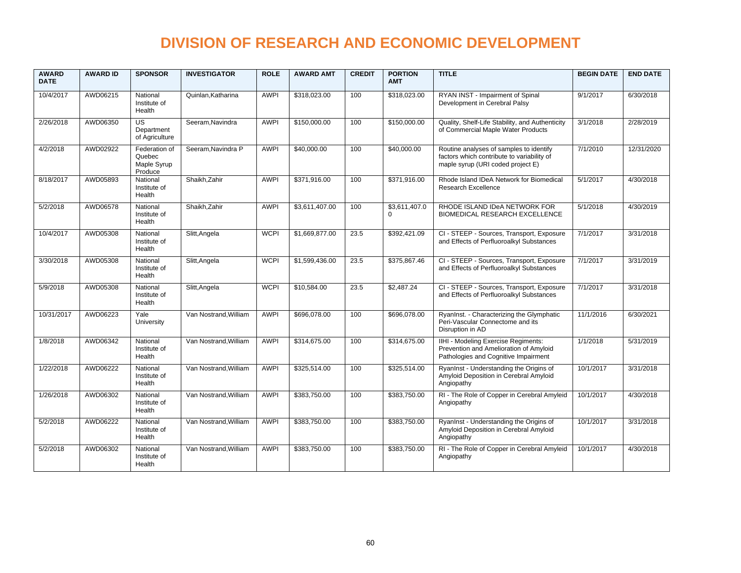# DIVISION OF RESEARCH AND ECONOMIC DEVELOPMENT

| AWARD DATE | AWARD ID | SPONSOR | INVESTIGATOR | ROLE | AWARD AMT | CREDIT | PORTION AMT | TITLE | BEGIN DATE | END DATE |
|---|---|---|---|---|---|---|---|---|---|---|
| 10/4/2017 | AWD06215 | National Institute of Health | Quinlan,Katharina | AWPI | $318,023.00 | 100 | $318,023.00 | RYAN INST - Impairment of Spinal Development in Cerebral Palsy | 9/1/2017 | 6/30/2018 |
| 2/26/2018 | AWD06350 | US Department of Agriculture | Seeram,Navindra | AWPI | $150,000.00 | 100 | $150,000.00 | Quality, Shelf-Life Stability, and Authenticity of Commercial Maple Water Products | 3/1/2018 | 2/28/2019 |
| 4/2/2018 | AWD02922 | Federation of Quebec Maple Syrup Produce | Seeram,Navindra P | AWPI | $40,000.00 | 100 | $40,000.00 | Routine analyses of samples to identify factors which contribute to variability of maple syrup (URI coded project E) | 7/1/2010 | 12/31/2020 |
| 8/18/2017 | AWD05893 | National Institute of Health | Shaikh,Zahir | AWPI | $371,916.00 | 100 | $371,916.00 | Rhode Island IDeA Network for Biomedical Research Excellence | 5/1/2017 | 4/30/2018 |
| 5/2/2018 | AWD06578 | National Institute of Health | Shaikh,Zahir | AWPI | $3,611,407.00 | 100 | $3,611,407.00 | RHODE ISLAND IDeA NETWORK FOR BIOMEDICAL RESEARCH EXCELLENCE | 5/1/2018 | 4/30/2019 |
| 10/4/2017 | AWD05308 | National Institute of Health | Slitt,Angela | WCPI | $1,669,877.00 | 23.5 | $392,421.09 | CI - STEEP - Sources, Transport, Exposure and Effects of Perfluoroalkyl Substances | 7/1/2017 | 3/31/2018 |
| 3/30/2018 | AWD05308 | National Institute of Health | Slitt,Angela | WCPI | $1,599,436.00 | 23.5 | $375,867.46 | CI - STEEP - Sources, Transport, Exposure and Effects of Perfluoroalkyl Substances | 7/1/2017 | 3/31/2019 |
| 5/9/2018 | AWD05308 | National Institute of Health | Slitt,Angela | WCPI | $10,584.00 | 23.5 | $2,487.24 | CI - STEEP - Sources, Transport, Exposure and Effects of Perfluoroalkyl Substances | 7/1/2017 | 3/31/2018 |
| 10/31/2017 | AWD06223 | Yale University | Van Nostrand,William | AWPI | $696,078.00 | 100 | $696,078.00 | RyanInst. - Characterizing the Glymphatic Peri-Vascular Connectome and its Disruption in AD | 11/1/2016 | 6/30/2021 |
| 1/8/2018 | AWD06342 | National Institute of Health | Van Nostrand,William | AWPI | $314,675.00 | 100 | $314,675.00 | IIHI - Modeling Exercise Regiments: Prevention and Amelioration of Amyloid Pathologies and Cognitive Impairment | 1/1/2018 | 5/31/2019 |
| 1/22/2018 | AWD06222 | National Institute of Health | Van Nostrand,William | AWPI | $325,514.00 | 100 | $325,514.00 | RyanInst - Understanding the Origins of Amyloid Deposition in Cerebral Amyloid Angiopathy | 10/1/2017 | 3/31/2018 |
| 1/26/2018 | AWD06302 | National Institute of Health | Van Nostrand,William | AWPI | $383,750.00 | 100 | $383,750.00 | RI - The Role of Copper in Cerebral Amyleid Angiopathy | 10/1/2017 | 4/30/2018 |
| 5/2/2018 | AWD06222 | National Institute of Health | Van Nostrand,William | AWPI | $383,750.00 | 100 | $383,750.00 | RyanInst - Understanding the Origins of Amyloid Deposition in Cerebral Amyloid Angiopathy | 10/1/2017 | 3/31/2018 |
| 5/2/2018 | AWD06302 | National Institute of Health | Van Nostrand,William | AWPI | $383,750.00 | 100 | $383,750.00 | RI - The Role of Copper in Cerebral Amyleid Angiopathy | 10/1/2017 | 4/30/2018 |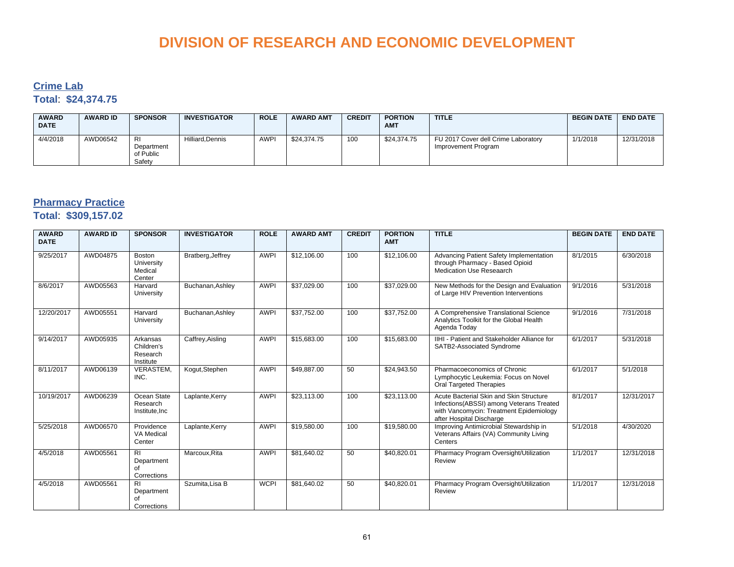# DIVISION OF RESEARCH AND ECONOMIC DEVELOPMENT

## Crime Lab

**Total: $24,374.75**

| AWARD DATE | AWARD ID | SPONSOR | INVESTIGATOR | ROLE | AWARD AMT | CREDIT | PORTION AMT | TITLE | BEGIN DATE | END DATE |
|---|---|---|---|---|---|---|---|---|---|---|
| 4/4/2018 | AWD06542 | RI Department of Public Safety | Hilliard,Dennis | AWPI | $24,374.75 | 100 | $24,374.75 | FU 2017 Cover dell Crime Laboratory Improvement Program | 1/1/2018 | 12/31/2018 |

## Pharmacy Practice

**Total: $309,157.02**

| AWARD DATE | AWARD ID | SPONSOR | INVESTIGATOR | ROLE | AWARD AMT | CREDIT | PORTION AMT | TITLE | BEGIN DATE | END DATE |
|---|---|---|---|---|---|---|---|---|---|---|
| 9/25/2017 | AWD04875 | Boston University Medical Center | Bratberg,Jeffrey | AWPI | $12,106.00 | 100 | $12,106.00 | Advancing Patient Safety Implementation through Pharmacy - Based Opioid Medication Use Reseaarch | 8/1/2015 | 6/30/2018 |
| 8/6/2017 | AWD05563 | Harvard University | Buchanan,Ashley | AWPI | $37,029.00 | 100 | $37,029.00 | New Methods for the Design and Evaluation of Large HIV Prevention Interventions | 9/1/2016 | 5/31/2018 |
| 12/20/2017 | AWD05551 | Harvard University | Buchanan,Ashley | AWPI | $37,752.00 | 100 | $37,752.00 | A Comprehensive Translational Science Analytics Toolkit for the Global Health Agenda Today | 9/1/2016 | 7/31/2018 |
| 9/14/2017 | AWD05935 | Arkansas Children's Research Institute | Caffrey,Aisling | AWPI | $15,683.00 | 100 | $15,683.00 | IIHI - Patient and Stakeholder Alliance for SATB2-Associated Syndrome | 6/1/2017 | 5/31/2018 |
| 8/11/2017 | AWD06139 | VERASTEM, INC. | Kogut,Stephen | AWPI | $49,887.00 | 50 | $24,943.50 | Pharmacoeconomics of Chronic Lymphocytic Leukemia: Focus on Novel Oral Targeted Therapies | 6/1/2017 | 5/1/2018 |
| 10/19/2017 | AWD06239 | Ocean State Research Institute,Inc | Laplante,Kerry | AWPI | $23,113.00 | 100 | $23,113.00 | Acute Bacterial Skin and Skin Structure Infections(ABSSI) among Veterans Treated with Vancomycin: Treatment Epidemiology after Hospital Discharge | 8/1/2017 | 12/31/2017 |
| 5/25/2018 | AWD06570 | Providence VA Medical Center | Laplante,Kerry | AWPI | $19,580.00 | 100 | $19,580.00 | Improving Antimicrobial Stewardship in Veterans Affairs (VA) Community Living Centers | 5/1/2018 | 4/30/2020 |
| 4/5/2018 | AWD05561 | RI Department of Corrections | Marcoux,Rita | AWPI | $81,640.02 | 50 | $40,820.01 | Pharmacy Program Oversight/Utilization Review | 1/1/2017 | 12/31/2018 |
| 4/5/2018 | AWD05561 | RI Department of Corrections | Szumita,Lisa B | WCPI | $81,640.02 | 50 | $40,820.01 | Pharmacy Program Oversight/Utilization Review | 1/1/2017 | 12/31/2018 |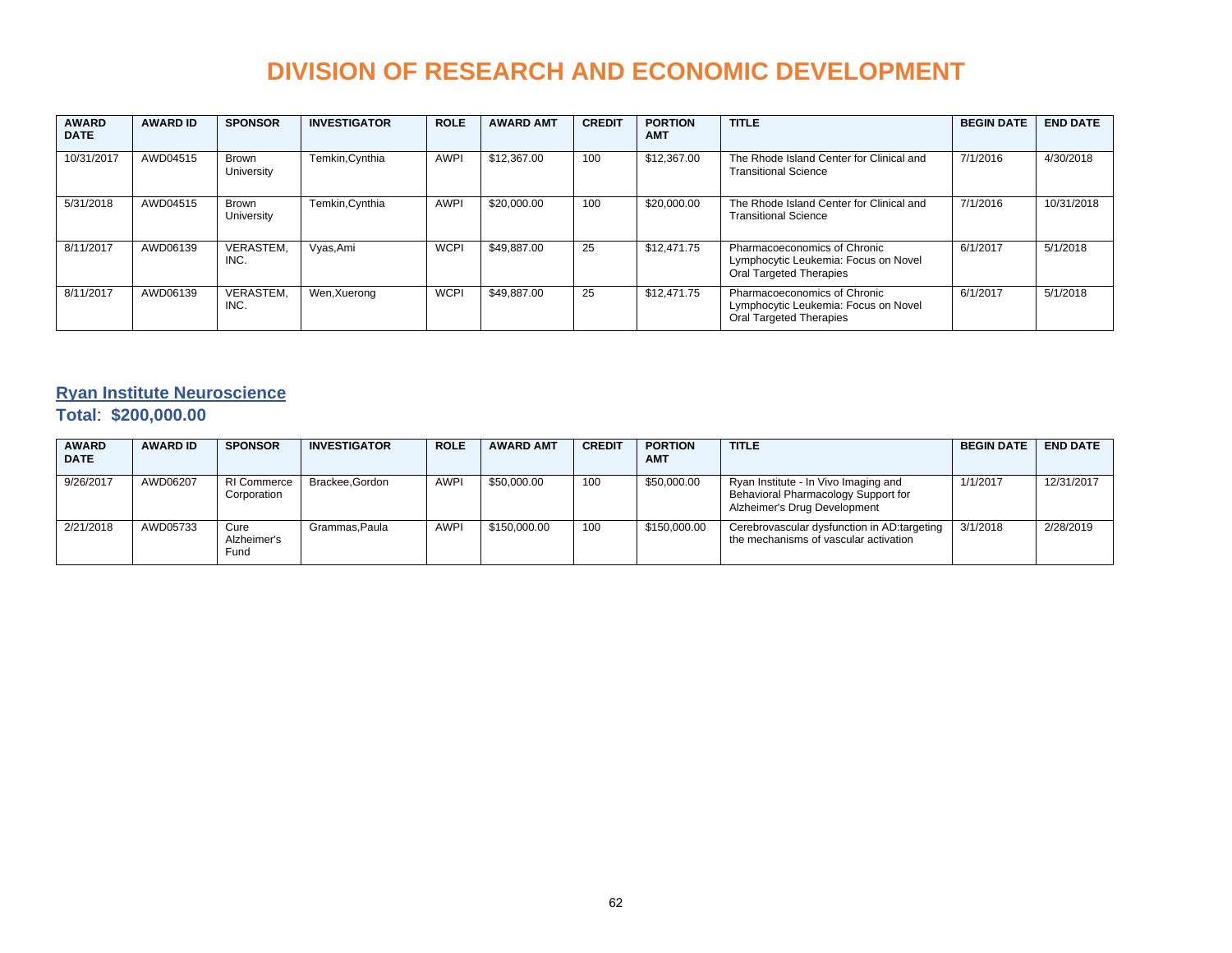# DIVISION OF RESEARCH AND ECONOMIC DEVELOPMENT

| AWARD DATE | AWARD ID | SPONSOR | INVESTIGATOR | ROLE | AWARD AMT | CREDIT | PORTION AMT | TITLE | BEGIN DATE | END DATE |
|---|---|---|---|---|---|---|---|---|---|---|
| 10/31/2017 | AWD04515 | Brown University | Temkin,Cynthia | AWPI | $12,367.00 | 100 | $12,367.00 | The Rhode Island Center for Clinical and Transitional Science | 7/1/2016 | 4/30/2018 |
| 5/31/2018 | AWD04515 | Brown University | Temkin,Cynthia | AWPI | $20,000.00 | 100 | $20,000.00 | The Rhode Island Center for Clinical and Transitional Science | 7/1/2016 | 10/31/2018 |
| 8/11/2017 | AWD06139 | VERASTEM, INC. | Vyas,Ami | WCPI | $49,887.00 | 25 | $12,471.75 | Pharmacoeconomics of Chronic Lymphocytic Leukemia: Focus on Novel Oral Targeted Therapies | 6/1/2017 | 5/1/2018 |
| 8/11/2017 | AWD06139 | VERASTEM, INC. | Wen,Xuerong | WCPI | $49,887.00 | 25 | $12,471.75 | Pharmacoeconomics of Chronic Lymphocytic Leukemia: Focus on Novel Oral Targeted Therapies | 6/1/2017 | 5/1/2018 |

## Ryan Institute Neuroscience

**Total**: **$200,000.00**

| AWARD DATE | AWARD ID | SPONSOR | INVESTIGATOR | ROLE | AWARD AMT | CREDIT | PORTION AMT | TITLE | BEGIN DATE | END DATE |
|---|---|---|---|---|---|---|---|---|---|---|
| 9/26/2017 | AWD06207 | RI Commerce Corporation | Brackee,Gordon | AWPI | $50,000.00 | 100 | $50,000.00 | Ryan Institute - In Vivo Imaging and Behavioral Pharmacology Support for Alzheimer's Drug Development | 1/1/2017 | 12/31/2017 |
| 2/21/2018 | AWD05733 | Cure Alzheimer's Fund | Grammas,Paula | AWPI | $150,000.00 | 100 | $150,000.00 | Cerebrovascular dysfunction in AD:targeting the mechanisms of vascular activation | 3/1/2018 | 2/28/2019 |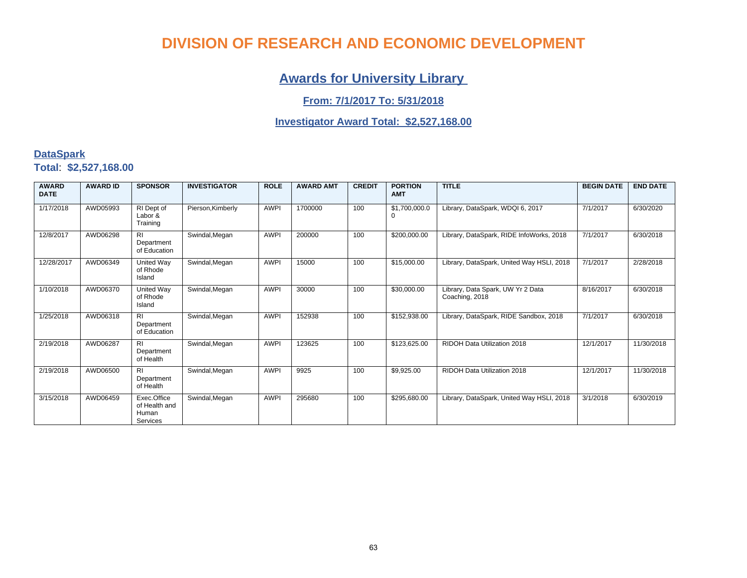# DIVISION OF RESEARCH AND ECONOMIC DEVELOPMENT

## Awards for University Library

### From: 7/1/2017 To: 5/31/2018

### Investigator Award Total: $2,527,168.00

## DataSpark

**Total**: **$2,527,168.00**

| AWARD DATE | AWARD ID | SPONSOR | INVESTIGATOR | ROLE | AWARD AMT | CREDIT | PORTION AMT | TITLE | BEGIN DATE | END DATE |
|---|---|---|---|---|---|---|---|---|---|---|
| 1/17/2018 | AWD05993 | RI Dept of Labor & Training | Pierson,Kimberly | AWPI | 1700000 | 100 | $1,700,000.00 | Library, DataSpark, WDQI 6, 2017 | 7/1/2017 | 6/30/2020 |
| 12/8/2017 | AWD06298 | RI Department of Education | Swindal,Megan | AWPI | 200000 | 100 | $200,000.00 | Library, DataSpark, RIDE InfoWorks, 2018 | 7/1/2017 | 6/30/2018 |
| 12/28/2017 | AWD06349 | United Way of Rhode Island | Swindal,Megan | AWPI | 15000 | 100 | $15,000.00 | Library, DataSpark, United Way HSLI, 2018 | 7/1/2017 | 2/28/2018 |
| 1/10/2018 | AWD06370 | United Way of Rhode Island | Swindal,Megan | AWPI | 30000 | 100 | $30,000.00 | Library, Data Spark, UW Yr 2 Data Coaching, 2018 | 8/16/2017 | 6/30/2018 |
| 1/25/2018 | AWD06318 | RI Department of Education | Swindal,Megan | AWPI | 152938 | 100 | $152,938.00 | Library, DataSpark, RIDE Sandbox, 2018 | 7/1/2017 | 6/30/2018 |
| 2/19/2018 | AWD06287 | RI Department of Health | Swindal,Megan | AWPI | 123625 | 100 | $123,625.00 | RIDOH Data Utilization 2018 | 12/1/2017 | 11/30/2018 |
| 2/19/2018 | AWD06500 | RI Department of Health | Swindal,Megan | AWPI | 9925 | 100 | $9,925.00 | RIDOH Data Utilization 2018 | 12/1/2017 | 11/30/2018 |
| 3/15/2018 | AWD06459 | Exec.Office of Health and Human Services | Swindal,Megan | AWPI | 295680 | 100 | $295,680.00 | Library, DataSpark, United Way HSLI, 2018 | 3/1/2018 | 6/30/2019 |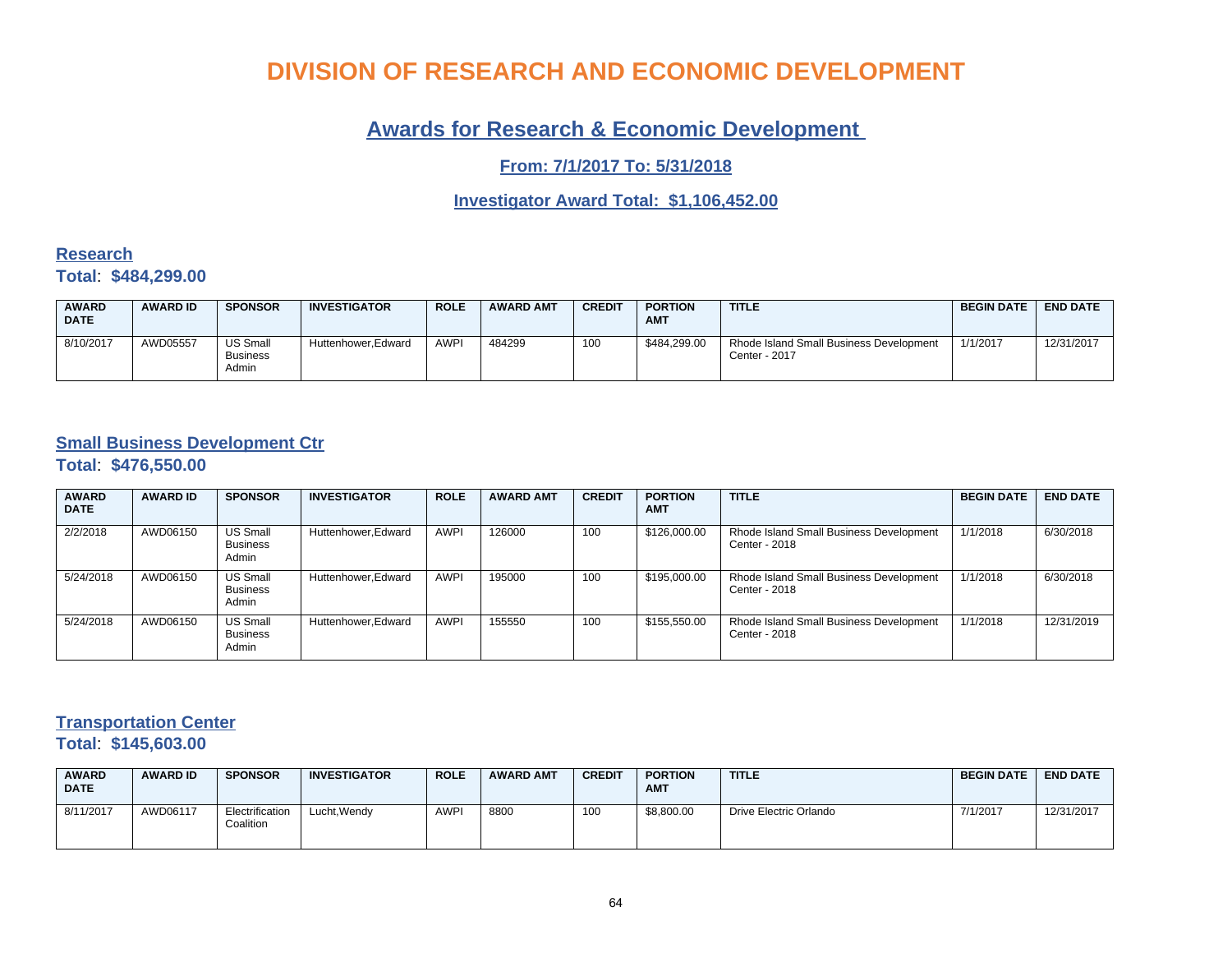# DIVISION OF RESEARCH AND ECONOMIC DEVELOPMENT

## Awards for Research & Economic Development

### From: 7/1/2017 To: 5/31/2018

### Investigator Award Total: $1,106,452.00

## Research

**Total**: **$484,299.00**

| AWARD DATE | AWARD ID | SPONSOR | INVESTIGATOR | ROLE | AWARD AMT | CREDIT | PORTION AMT | TITLE | BEGIN DATE | END DATE |
|---|---|---|---|---|---|---|---|---|---|---|
| 8/10/2017 | AWD05557 | US Small Business Admin | Huttenhower,Edward | AWPI | 484299 | 100 | $484,299.00 | Rhode Island Small Business Development Center - 2017 | 1/1/2017 | 12/31/2017 |

## Small Business Development Ctr

**Total**: **$476,550.00**

| AWARD DATE | AWARD ID | SPONSOR | INVESTIGATOR | ROLE | AWARD AMT | CREDIT | PORTION AMT | TITLE | BEGIN DATE | END DATE |
|---|---|---|---|---|---|---|---|---|---|---|
| 2/2/2018 | AWD06150 | US Small Business Admin | Huttenhower,Edward | AWPI | 126000 | 100 | $126,000.00 | Rhode Island Small Business Development Center - 2018 | 1/1/2018 | 6/30/2018 |
| 5/24/2018 | AWD06150 | US Small Business Admin | Huttenhower,Edward | AWPI | 195000 | 100 | $195,000.00 | Rhode Island Small Business Development Center - 2018 | 1/1/2018 | 6/30/2018 |
| 5/24/2018 | AWD06150 | US Small Business Admin | Huttenhower,Edward | AWPI | 155550 | 100 | $155,550.00 | Rhode Island Small Business Development Center - 2018 | 1/1/2018 | 12/31/2019 |

## Transportation Center

**Total**: **$145,603.00**

| AWARD DATE | AWARD ID | SPONSOR | INVESTIGATOR | ROLE | AWARD AMT | CREDIT | PORTION AMT | TITLE | BEGIN DATE | END DATE |
|---|---|---|---|---|---|---|---|---|---|---|
| 8/11/2017 | AWD06117 | Electrification Coalition | Lucht,Wendy | AWPI | 8800 | 100 | $8,800.00 | Drive Electric Orlando | 7/1/2017 | 12/31/2017 |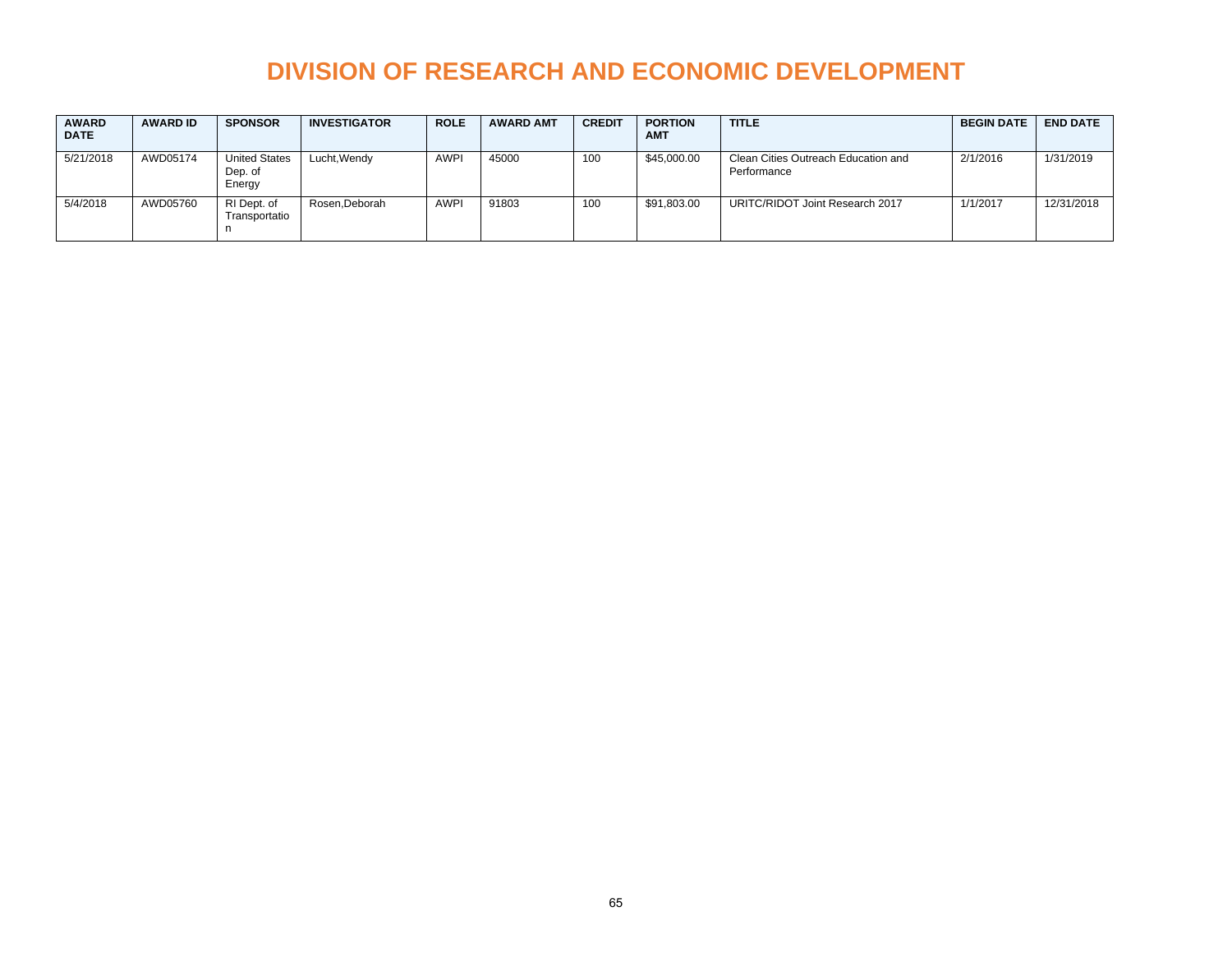# DIVISION OF RESEARCH AND ECONOMIC DEVELOPMENT

| AWARD DATE | AWARD ID | SPONSOR | INVESTIGATOR | ROLE | AWARD AMT | CREDIT | PORTION AMT | TITLE | BEGIN DATE | END DATE |
|---|---|---|---|---|---|---|---|---|---|---|
| 5/21/2018 | AWD05174 | United States Dep. of Energy | Lucht,Wendy | AWPI | 45000 | 100 | $45,000.00 | Clean Cities Outreach Education and Performance | 2/1/2016 | 1/31/2019 |
| 5/4/2018 | AWD05760 | RI Dept. of Transportation | Rosen,Deborah | AWPI | 91803 | 100 | $91,803.00 | URITC/RIDOT Joint Research 2017 | 1/1/2017 | 12/31/2018 |